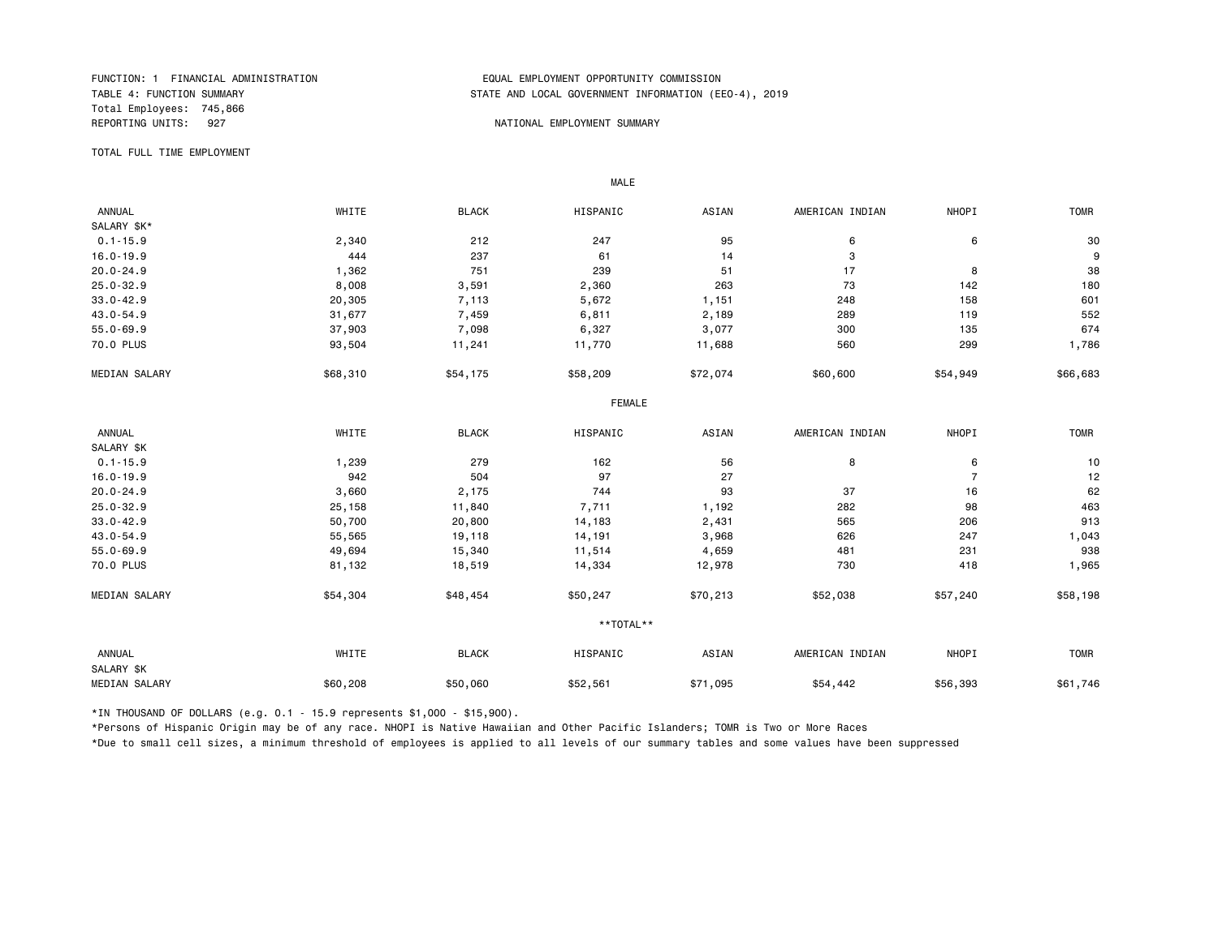FUNCTION: 1 FINANCIAL ADMINISTRATION
TABLE 4: FUNCTION SUMMARY
Total Employees: 745,866
REPORTING UNITS: 927

EQUAL EMPLOYMENT OPPORTUNITY COMMISSION
STATE AND LOCAL GOVERNMENT INFORMATION (EEO-4), 2019

NATIONAL EMPLOYMENT SUMMARY

TOTAL FULL TIME EMPLOYMENT

MALE

| ANNUAL SALARY $K* | WHITE | BLACK | HISPANIC | ASIAN | AMERICAN INDIAN | NHOPI | TOMR |
|---|---|---|---|---|---|---|---|
| 0.1-15.9 | 2,340 | 212 | 247 | 95 | 6 | 6 | 30 |
| 16.0-19.9 | 444 | 237 | 61 | 14 | 3 | | 9 |
| 20.0-24.9 | 1,362 | 751 | 239 | 51 | 17 | 8 | 38 |
| 25.0-32.9 | 8,008 | 3,591 | 2,360 | 263 | 73 | 142 | 180 |
| 33.0-42.9 | 20,305 | 7,113 | 5,672 | 1,151 | 248 | 158 | 601 |
| 43.0-54.9 | 31,677 | 7,459 | 6,811 | 2,189 | 289 | 119 | 552 |
| 55.0-69.9 | 37,903 | 7,098 | 6,327 | 3,077 | 300 | 135 | 674 |
| 70.0 PLUS | 93,504 | 11,241 | 11,770 | 11,688 | 560 | 299 | 1,786 |
| MEDIAN SALARY | $68,310 | $54,175 | $58,209 | $72,074 | $60,600 | $54,949 | $66,683 |

FEMALE

| ANNUAL SALARY $K | WHITE | BLACK | HISPANIC | ASIAN | AMERICAN INDIAN | NHOPI | TOMR |
|---|---|---|---|---|---|---|---|
| 0.1-15.9 | 1,239 | 279 | 162 | 56 | 8 | 6 | 10 |
| 16.0-19.9 | 942 | 504 | 97 | 27 | | 7 | 12 |
| 20.0-24.9 | 3,660 | 2,175 | 744 | 93 | 37 | 16 | 62 |
| 25.0-32.9 | 25,158 | 11,840 | 7,711 | 1,192 | 282 | 98 | 463 |
| 33.0-42.9 | 50,700 | 20,800 | 14,183 | 2,431 | 565 | 206 | 913 |
| 43.0-54.9 | 55,565 | 19,118 | 14,191 | 3,968 | 626 | 247 | 1,043 |
| 55.0-69.9 | 49,694 | 15,340 | 11,514 | 4,659 | 481 | 231 | 938 |
| 70.0 PLUS | 81,132 | 18,519 | 14,334 | 12,978 | 730 | 418 | 1,965 |
| MEDIAN SALARY | $54,304 | $48,454 | $50,247 | $70,213 | $52,038 | $57,240 | $58,198 |

**TOTAL**

| ANNUAL SALARY $K | WHITE | BLACK | HISPANIC | ASIAN | AMERICAN INDIAN | NHOPI | TOMR |
|---|---|---|---|---|---|---|---|
| MEDIAN SALARY | $60,208 | $50,060 | $52,561 | $71,095 | $54,442 | $56,393 | $61,746 |

*IN THOUSAND OF DOLLARS (e.g. 0.1 - 15.9 represents $1,000 - $15,900).

*Persons of Hispanic Origin may be of any race. NHOPI is Native Hawaiian and Other Pacific Islanders; TOMR is Two or More Races

*Due to small cell sizes, a minimum threshold of employees is applied to all levels of our summary tables and some values have been suppressed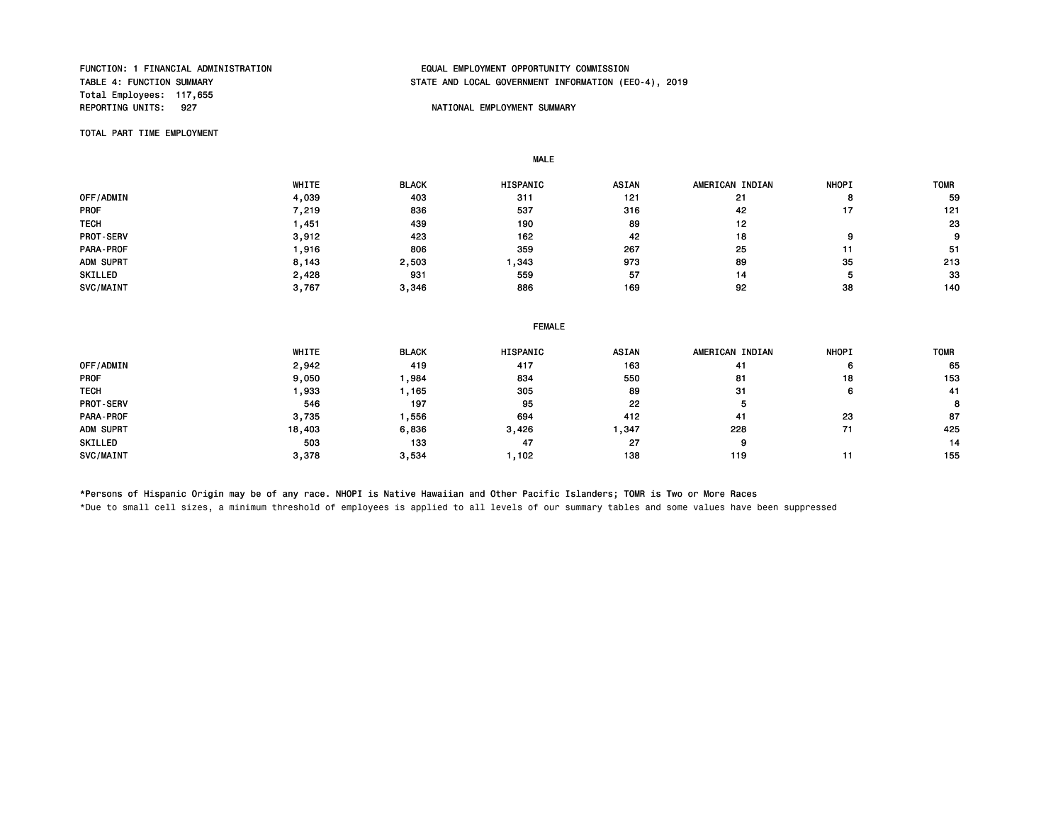FUNCTION: 1 FINANCIAL ADMINISTRATION
TABLE 4: FUNCTION SUMMARY
Total Employees: 117,655
REPORTING UNITS: 927

EQUAL EMPLOYMENT OPPORTUNITY COMMISSION
STATE AND LOCAL GOVERNMENT INFORMATION (EEO-4), 2019

NATIONAL EMPLOYMENT SUMMARY

TOTAL PART TIME EMPLOYMENT

**MALE**

| | WHITE | BLACK | HISPANIC | ASIAN | AMERICAN INDIAN | NHOPI | TOMR |
|---|---|---|---|---|---|---|---|
| OFF/ADMIN | 4,039 | 403 | 311 | 121 | 21 | 8 | 59 |
| PROF | 7,219 | 836 | 537 | 316 | 42 | 17 | 121 |
| TECH | 1,451 | 439 | 190 | 89 | 12 | | 23 |
| PROT-SERV | 3,912 | 423 | 162 | 42 | 18 | 9 | 9 |
| PARA-PROF | 1,916 | 806 | 359 | 267 | 25 | 11 | 51 |
| ADM SUPRT | 8,143 | 2,503 | 1,343 | 973 | 89 | 35 | 213 |
| SKILLED | 2,428 | 931 | 559 | 57 | 14 | 5 | 33 |
| SVC/MAINT | 3,767 | 3,346 | 886 | 169 | 92 | 38 | 140 |

**FEMALE**

| | WHITE | BLACK | HISPANIC | ASIAN | AMERICAN INDIAN | NHOPI | TOMR |
|---|---|---|---|---|---|---|---|
| OFF/ADMIN | 2,942 | 419 | 417 | 163 | 41 | 6 | 65 |
| PROF | 9,050 | 1,984 | 834 | 550 | 81 | 18 | 153 |
| TECH | 1,933 | 1,165 | 305 | 89 | 31 | 6 | 41 |
| PROT-SERV | 546 | 197 | 95 | 22 | 5 | | 8 |
| PARA-PROF | 3,735 | 1,556 | 694 | 412 | 41 | 23 | 87 |
| ADM SUPRT | 18,403 | 6,836 | 3,426 | 1,347 | 228 | 71 | 425 |
| SKILLED | 503 | 133 | 47 | 27 | 9 | | 14 |
| SVC/MAINT | 3,378 | 3,534 | 1,102 | 138 | 119 | 11 | 155 |

*Persons of Hispanic Origin may be of any race. NHOPI is Native Hawaiian and Other Pacific Islanders; TOMR is Two or More Races

*Due to small cell sizes, a minimum threshold of employees is applied to all levels of our summary tables and some values have been suppressed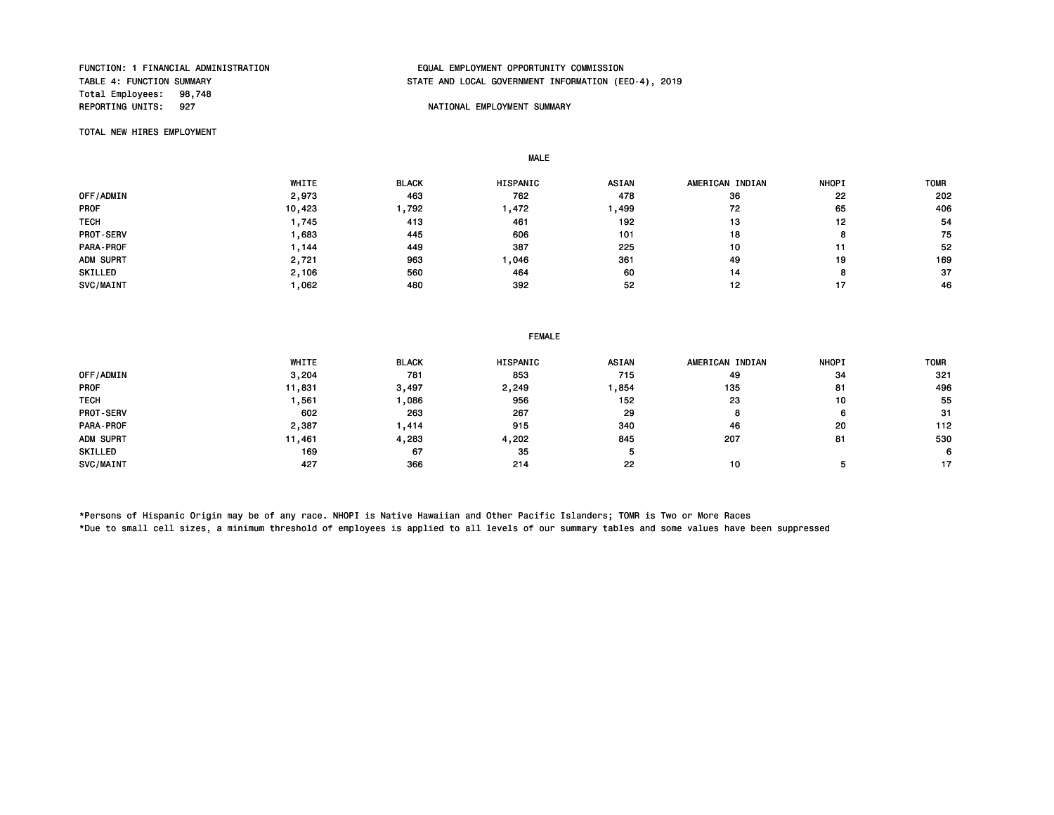FUNCTION: 1 FINANCIAL ADMINISTRATION
TABLE 4: FUNCTION SUMMARY
Total Employees: 98,748
REPORTING UNITS: 927

EQUAL EMPLOYMENT OPPORTUNITY COMMISSION
STATE AND LOCAL GOVERNMENT INFORMATION (EEO-4), 2019

NATIONAL EMPLOYMENT SUMMARY

TOTAL NEW HIRES EMPLOYMENT

MALE

| | WHITE | BLACK | HISPANIC | ASIAN | AMERICAN INDIAN | NHOPI | TOMR |
|---|---|---|---|---|---|---|---|
| OFF/ADMIN | 2,973 | 463 | 762 | 478 | 36 | 22 | 202 |
| PROF | 10,423 | 1,792 | 1,472 | 1,499 | 72 | 65 | 406 |
| TECH | 1,745 | 413 | 461 | 192 | 13 | 12 | 54 |
| PROT-SERV | 1,683 | 445 | 606 | 101 | 18 | 8 | 75 |
| PARA-PROF | 1,144 | 449 | 387 | 225 | 10 | 11 | 52 |
| ADM SUPRT | 2,721 | 963 | 1,046 | 361 | 49 | 19 | 169 |
| SKILLED | 2,106 | 560 | 464 | 60 | 14 | 8 | 37 |
| SVC/MAINT | 1,062 | 480 | 392 | 52 | 12 | 17 | 46 |

FEMALE

| | WHITE | BLACK | HISPANIC | ASIAN | AMERICAN INDIAN | NHOPI | TOMR |
|---|---|---|---|---|---|---|---|
| OFF/ADMIN | 3,204 | 781 | 853 | 715 | 49 | 34 | 321 |
| PROF | 11,831 | 3,497 | 2,249 | 1,854 | 135 | 81 | 496 |
| TECH | 1,561 | 1,086 | 956 | 152 | 23 | 10 | 55 |
| PROT-SERV | 602 | 263 | 267 | 29 | 8 | 6 | 31 |
| PARA-PROF | 2,387 | 1,414 | 915 | 340 | 46 | 20 | 112 |
| ADM SUPRT | 11,461 | 4,283 | 4,202 | 845 | 207 | 81 | 530 |
| SKILLED | 169 | 67 | 35 | 5 | | | 6 |
| SVC/MAINT | 427 | 366 | 214 | 22 | 10 | 5 | 17 |

*Persons of Hispanic Origin may be of any race. NHOPI is Native Hawaiian and Other Pacific Islanders; TOMR is Two or More Races
*Due to small cell sizes, a minimum threshold of employees is applied to all levels of our summary tables and some values have been suppressed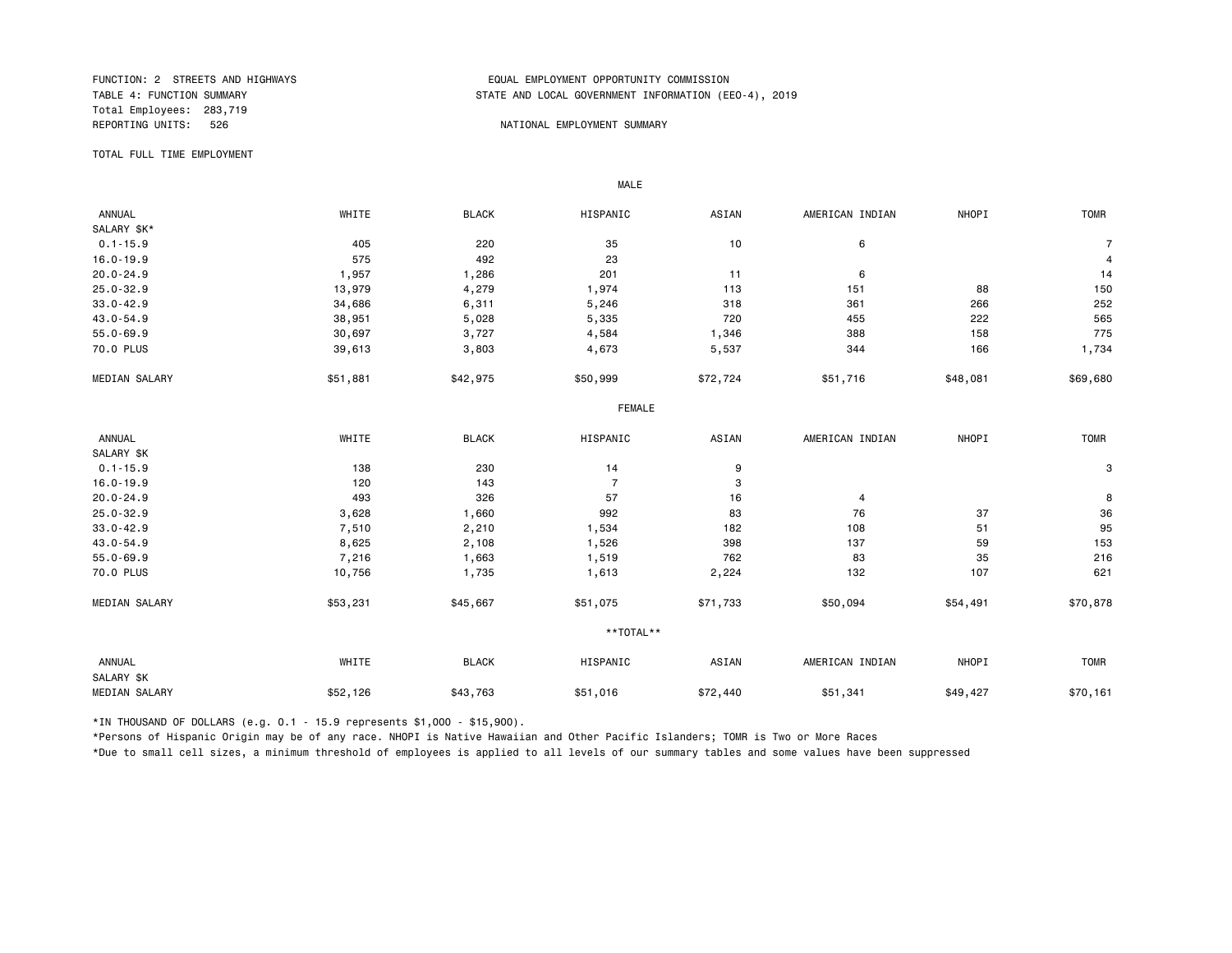FUNCTION: 2 STREETS AND HIGHWAYS
TABLE 4: FUNCTION SUMMARY
Total Employees: 283,719
REPORTING UNITS: 526

EQUAL EMPLOYMENT OPPORTUNITY COMMISSION
STATE AND LOCAL GOVERNMENT INFORMATION (EEO-4), 2019

NATIONAL EMPLOYMENT SUMMARY

TOTAL FULL TIME EMPLOYMENT

**MALE**

| ANNUAL SALARY $K* | WHITE | BLACK | HISPANIC | ASIAN | AMERICAN INDIAN | NHOPI | TOMR |
|---|---|---|---|---|---|---|---|
| 0.1-15.9 | 405 | 220 | 35 | 10 | 6 | | 7 |
| 16.0-19.9 | 575 | 492 | 23 | | | | 4 |
| 20.0-24.9 | 1,957 | 1,286 | 201 | 11 | 6 | | 14 |
| 25.0-32.9 | 13,979 | 4,279 | 1,974 | 113 | 151 | 88 | 150 |
| 33.0-42.9 | 34,686 | 6,311 | 5,246 | 318 | 361 | 266 | 252 |
| 43.0-54.9 | 38,951 | 5,028 | 5,335 | 720 | 455 | 222 | 565 |
| 55.0-69.9 | 30,697 | 3,727 | 4,584 | 1,346 | 388 | 158 | 775 |
| 70.0 PLUS | 39,613 | 3,803 | 4,673 | 5,537 | 344 | 166 | 1,734 |
| MEDIAN SALARY | $51,881 | $42,975 | $50,999 | $72,724 | $51,716 | $48,081 | $69,680 |

**FEMALE**

| ANNUAL SALARY $K | WHITE | BLACK | HISPANIC | ASIAN | AMERICAN INDIAN | NHOPI | TOMR |
|---|---|---|---|---|---|---|---|
| 0.1-15.9 | 138 | 230 | 14 | 9 | | | 3 |
| 16.0-19.9 | 120 | 143 | 7 | 3 | | | |
| 20.0-24.9 | 493 | 326 | 57 | 16 | 4 | | 8 |
| 25.0-32.9 | 3,628 | 1,660 | 992 | 83 | 76 | 37 | 36 |
| 33.0-42.9 | 7,510 | 2,210 | 1,534 | 182 | 108 | 51 | 95 |
| 43.0-54.9 | 8,625 | 2,108 | 1,526 | 398 | 137 | 59 | 153 |
| 55.0-69.9 | 7,216 | 1,663 | 1,519 | 762 | 83 | 35 | 216 |
| 70.0 PLUS | 10,756 | 1,735 | 1,613 | 2,224 | 132 | 107 | 621 |
| MEDIAN SALARY | $53,231 | $45,667 | $51,075 | $71,733 | $50,094 | $54,491 | $70,878 |

**\*\*TOTAL\*\***

| ANNUAL SALARY $K | WHITE | BLACK | HISPANIC | ASIAN | AMERICAN INDIAN | NHOPI | TOMR |
|---|---|---|---|---|---|---|---|
| MEDIAN SALARY | $52,126 | $43,763 | $51,016 | $72,440 | $51,341 | $49,427 | $70,161 |

*IN THOUSAND OF DOLLARS (e.g. 0.1 - 15.9 represents $1,000 - $15,900).

*Persons of Hispanic Origin may be of any race. NHOPI is Native Hawaiian and Other Pacific Islanders; TOMR is Two or More Races

*Due to small cell sizes, a minimum threshold of employees is applied to all levels of our summary tables and some values have been suppressed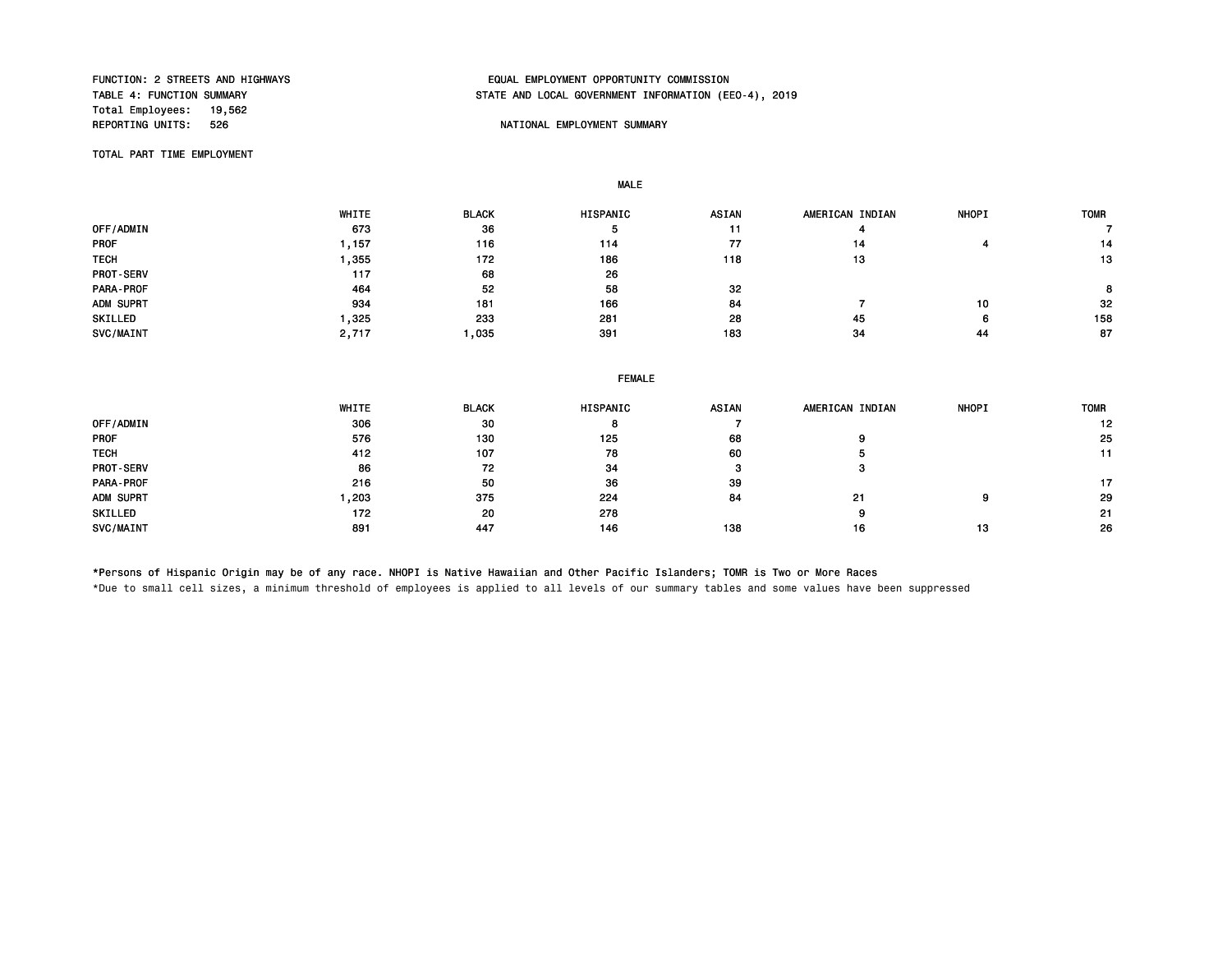FUNCTION: 2 STREETS AND HIGHWAYS
TABLE 4: FUNCTION SUMMARY
Total Employees: 19,562
REPORTING UNITS: 526

EQUAL EMPLOYMENT OPPORTUNITY COMMISSION
STATE AND LOCAL GOVERNMENT INFORMATION (EEO-4), 2019

NATIONAL EMPLOYMENT SUMMARY

TOTAL PART TIME EMPLOYMENT

**MALE**

| | WHITE | BLACK | HISPANIC | ASIAN | AMERICAN INDIAN | NHOPI | TOMR |
|---|---|---|---|---|---|---|---|
| OFF/ADMIN | 673 | 36 | 5 | 11 | 4 | | 7 |
| PROF | 1,157 | 116 | 114 | 77 | 14 | 4 | 14 |
| TECH | 1,355 | 172 | 186 | 118 | 13 | | 13 |
| PROT-SERV | 117 | 68 | 26 | | | | |
| PARA-PROF | 464 | 52 | 58 | 32 | | | 8 |
| ADM SUPRT | 934 | 181 | 166 | 84 | 7 | 10 | 32 |
| SKILLED | 1,325 | 233 | 281 | 28 | 45 | 6 | 158 |
| SVC/MAINT | 2,717 | 1,035 | 391 | 183 | 34 | 44 | 87 |

**FEMALE**

| | WHITE | BLACK | HISPANIC | ASIAN | AMERICAN INDIAN | NHOPI | TOMR |
|---|---|---|---|---|---|---|---|
| OFF/ADMIN | 306 | 30 | 8 | 7 | | | 12 |
| PROF | 576 | 130 | 125 | 68 | 9 | | 25 |
| TECH | 412 | 107 | 78 | 60 | 5 | | 11 |
| PROT-SERV | 86 | 72 | 34 | 3 | 3 | | |
| PARA-PROF | 216 | 50 | 36 | 39 | | | 17 |
| ADM SUPRT | 1,203 | 375 | 224 | 84 | 21 | 9 | 29 |
| SKILLED | 172 | 20 | 278 | | 9 | | 21 |
| SVC/MAINT | 891 | 447 | 146 | 138 | 16 | 13 | 26 |

*Persons of Hispanic Origin may be of any race. NHOPI is Native Hawaiian and Other Pacific Islanders; TOMR is Two or More Races

*Due to small cell sizes, a minimum threshold of employees is applied to all levels of our summary tables and some values have been suppressed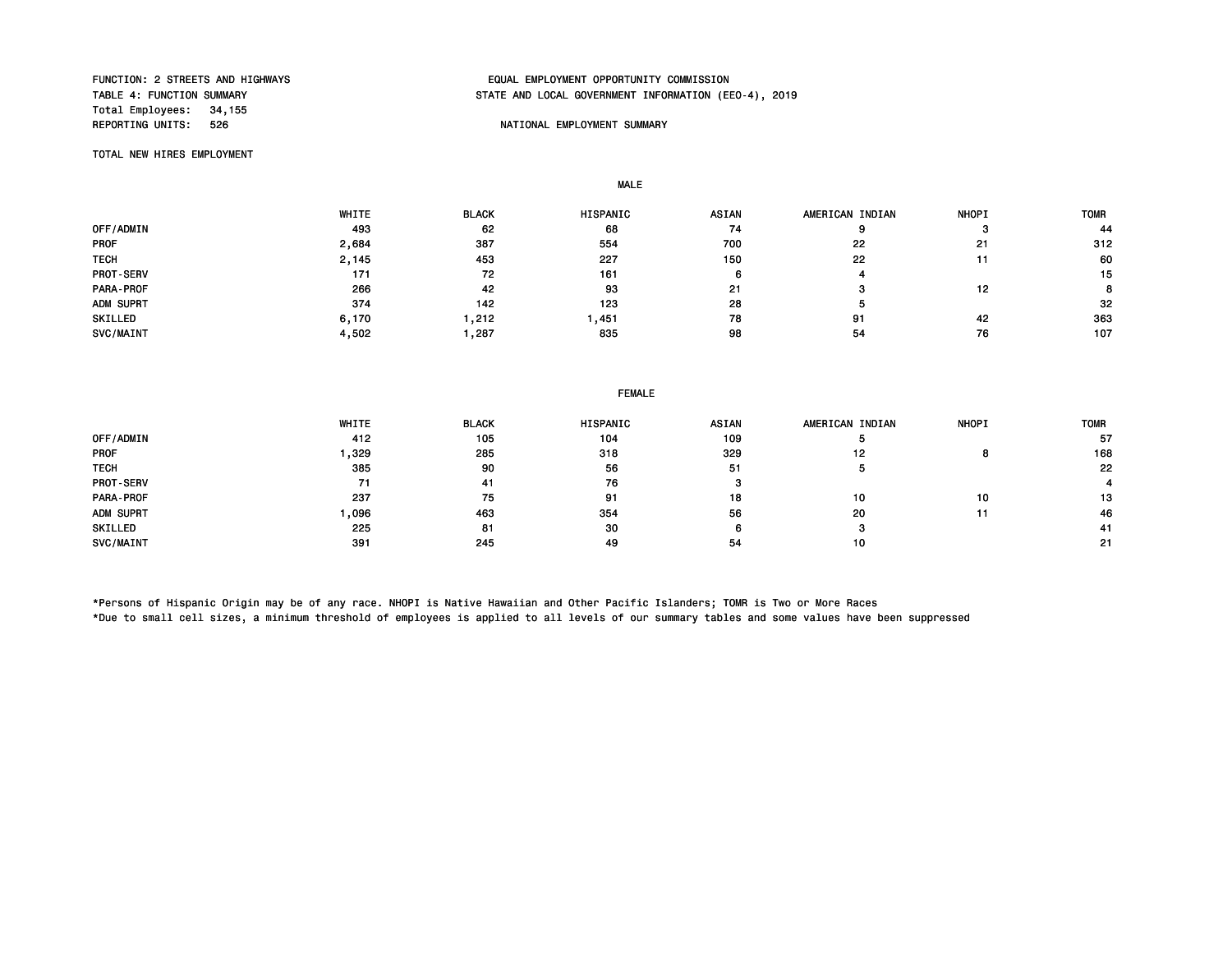FUNCTION: 2 STREETS AND HIGHWAYS
TABLE 4: FUNCTION SUMMARY
Total Employees: 34,155
REPORTING UNITS: 526

EQUAL EMPLOYMENT OPPORTUNITY COMMISSION
STATE AND LOCAL GOVERNMENT INFORMATION (EEO-4), 2019

NATIONAL EMPLOYMENT SUMMARY

TOTAL NEW HIRES EMPLOYMENT

MALE

| | WHITE | BLACK | HISPANIC | ASIAN | AMERICAN INDIAN | NHOPI | TOMR |
|---|---|---|---|---|---|---|---|
| OFF/ADMIN | 493 | 62 | 68 | 74 | 9 | 3 | 44 |
| PROF | 2,684 | 387 | 554 | 700 | 22 | 21 | 312 |
| TECH | 2,145 | 453 | 227 | 150 | 22 | 11 | 60 |
| PROT-SERV | 171 | 72 | 161 | 6 | 4 | | 15 |
| PARA-PROF | 266 | 42 | 93 | 21 | 3 | 12 | 8 |
| ADM SUPRT | 374 | 142 | 123 | 28 | 5 | | 32 |
| SKILLED | 6,170 | 1,212 | 1,451 | 78 | 91 | 42 | 363 |
| SVC/MAINT | 4,502 | 1,287 | 835 | 98 | 54 | 76 | 107 |

FEMALE

| | WHITE | BLACK | HISPANIC | ASIAN | AMERICAN INDIAN | NHOPI | TOMR |
|---|---|---|---|---|---|---|---|
| OFF/ADMIN | 412 | 105 | 104 | 109 | 5 | | 57 |
| PROF | 1,329 | 285 | 318 | 329 | 12 | 8 | 168 |
| TECH | 385 | 90 | 56 | 51 | 5 | | 22 |
| PROT-SERV | 71 | 41 | 76 | 3 | | | 4 |
| PARA-PROF | 237 | 75 | 91 | 18 | 10 | 10 | 13 |
| ADM SUPRT | 1,096 | 463 | 354 | 56 | 20 | 11 | 46 |
| SKILLED | 225 | 81 | 30 | 6 | 3 | | 41 |
| SVC/MAINT | 391 | 245 | 49 | 54 | 10 | | 21 |

*Persons of Hispanic Origin may be of any race. NHOPI is Native Hawaiian and Other Pacific Islanders; TOMR is Two or More Races
*Due to small cell sizes, a minimum threshold of employees is applied to all levels of our summary tables and some values have been suppressed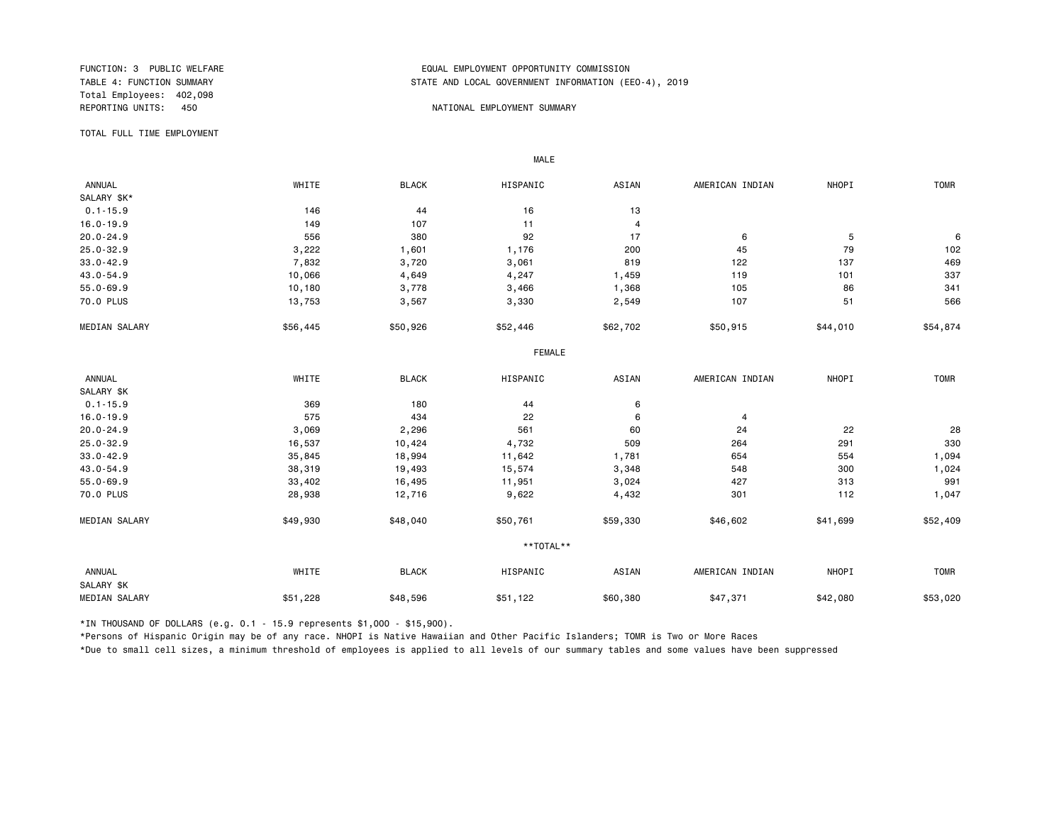FUNCTION: 3 PUBLIC WELFARE
TABLE 4: FUNCTION SUMMARY
Total Employees: 402,098
REPORTING UNITS: 450

EQUAL EMPLOYMENT OPPORTUNITY COMMISSION
STATE AND LOCAL GOVERNMENT INFORMATION (EEO-4), 2019

NATIONAL EMPLOYMENT SUMMARY

TOTAL FULL TIME EMPLOYMENT

**MALE**

| ANNUAL SALARY $K* | WHITE | BLACK | HISPANIC | ASIAN | AMERICAN INDIAN | NHOPI | TOMR |
|---|---|---|---|---|---|---|---|
| 0.1-15.9 | 146 | 44 | 16 | 13 | | | |
| 16.0-19.9 | 149 | 107 | 11 | 4 | | | |
| 20.0-24.9 | 556 | 380 | 92 | 17 | 6 | 5 | 6 |
| 25.0-32.9 | 3,222 | 1,601 | 1,176 | 200 | 45 | 79 | 102 |
| 33.0-42.9 | 7,832 | 3,720 | 3,061 | 819 | 122 | 137 | 469 |
| 43.0-54.9 | 10,066 | 4,649 | 4,247 | 1,459 | 119 | 101 | 337 |
| 55.0-69.9 | 10,180 | 3,778 | 3,466 | 1,368 | 105 | 86 | 341 |
| 70.0 PLUS | 13,753 | 3,567 | 3,330 | 2,549 | 107 | 51 | 566 |
| MEDIAN SALARY | $56,445 | $50,926 | $52,446 | $62,702 | $50,915 | $44,010 | $54,874 |

**FEMALE**

| ANNUAL SALARY $K | WHITE | BLACK | HISPANIC | ASIAN | AMERICAN INDIAN | NHOPI | TOMR |
|---|---|---|---|---|---|---|---|
| 0.1-15.9 | 369 | 180 | 44 | 6 | | | |
| 16.0-19.9 | 575 | 434 | 22 | 6 | 4 | | |
| 20.0-24.9 | 3,069 | 2,296 | 561 | 60 | 24 | 22 | 28 |
| 25.0-32.9 | 16,537 | 10,424 | 4,732 | 509 | 264 | 291 | 330 |
| 33.0-42.9 | 35,845 | 18,994 | 11,642 | 1,781 | 654 | 554 | 1,094 |
| 43.0-54.9 | 38,319 | 19,493 | 15,574 | 3,348 | 548 | 300 | 1,024 |
| 55.0-69.9 | 33,402 | 16,495 | 11,951 | 3,024 | 427 | 313 | 991 |
| 70.0 PLUS | 28,938 | 12,716 | 9,622 | 4,432 | 301 | 112 | 1,047 |
| MEDIAN SALARY | $49,930 | $48,040 | $50,761 | $59,330 | $46,602 | $41,699 | $52,409 |

**\*\*TOTAL\*\***

| ANNUAL SALARY $K | WHITE | BLACK | HISPANIC | ASIAN | AMERICAN INDIAN | NHOPI | TOMR |
|---|---|---|---|---|---|---|---|
| MEDIAN SALARY | $51,228 | $48,596 | $51,122 | $60,380 | $47,371 | $42,080 | $53,020 |

*IN THOUSAND OF DOLLARS (e.g. 0.1 - 15.9 represents $1,000 - $15,900).

*Persons of Hispanic Origin may be of any race. NHOPI is Native Hawaiian and Other Pacific Islanders; TOMR is Two or More Races

*Due to small cell sizes, a minimum threshold of employees is applied to all levels of our summary tables and some values have been suppressed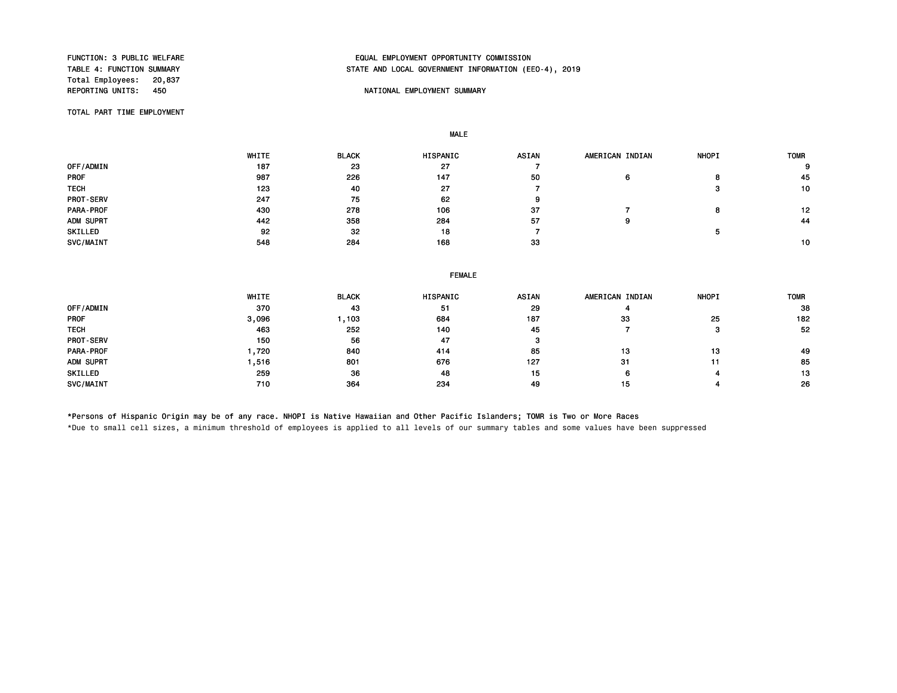FUNCTION: 3 PUBLIC WELFARE
TABLE 4: FUNCTION SUMMARY
Total Employees: 20,837
REPORTING UNITS: 450

EQUAL EMPLOYMENT OPPORTUNITY COMMISSION
STATE AND LOCAL GOVERNMENT INFORMATION (EEO-4), 2019

NATIONAL EMPLOYMENT SUMMARY

TOTAL PART TIME EMPLOYMENT

**MALE**

| | WHITE | BLACK | HISPANIC | ASIAN | AMERICAN INDIAN | NHOPI | TOMR |
|---|---|---|---|---|---|---|---|
| OFF/ADMIN | 187 | 23 | 27 | 7 | | | 9 |
| PROF | 987 | 226 | 147 | 50 | 6 | 8 | 45 |
| TECH | 123 | 40 | 27 | 7 | | 3 | 10 |
| PROT-SERV | 247 | 75 | 62 | 9 | | | |
| PARA-PROF | 430 | 278 | 106 | 37 | 7 | 8 | 12 |
| ADM SUPRT | 442 | 358 | 284 | 57 | 9 | | 44 |
| SKILLED | 92 | 32 | 18 | 7 | | 5 | |
| SVC/MAINT | 548 | 284 | 168 | 33 | | | 10 |

**FEMALE**

| | WHITE | BLACK | HISPANIC | ASIAN | AMERICAN INDIAN | NHOPI | TOMR |
|---|---|---|---|---|---|---|---|
| OFF/ADMIN | 370 | 43 | 51 | 29 | 4 | | 38 |
| PROF | 3,096 | 1,103 | 684 | 187 | 33 | 25 | 182 |
| TECH | 463 | 252 | 140 | 45 | 7 | 3 | 52 |
| PROT-SERV | 150 | 56 | 47 | 3 | | | |
| PARA-PROF | 1,720 | 840 | 414 | 85 | 13 | 13 | 49 |
| ADM SUPRT | 1,516 | 801 | 676 | 127 | 31 | 11 | 85 |
| SKILLED | 259 | 36 | 48 | 15 | 6 | 4 | 13 |
| SVC/MAINT | 710 | 364 | 234 | 49 | 15 | 4 | 26 |

*Persons of Hispanic Origin may be of any race. NHOPI is Native Hawaiian and Other Pacific Islanders; TOMR is Two or More Races

*Due to small cell sizes, a minimum threshold of employees is applied to all levels of our summary tables and some values have been suppressed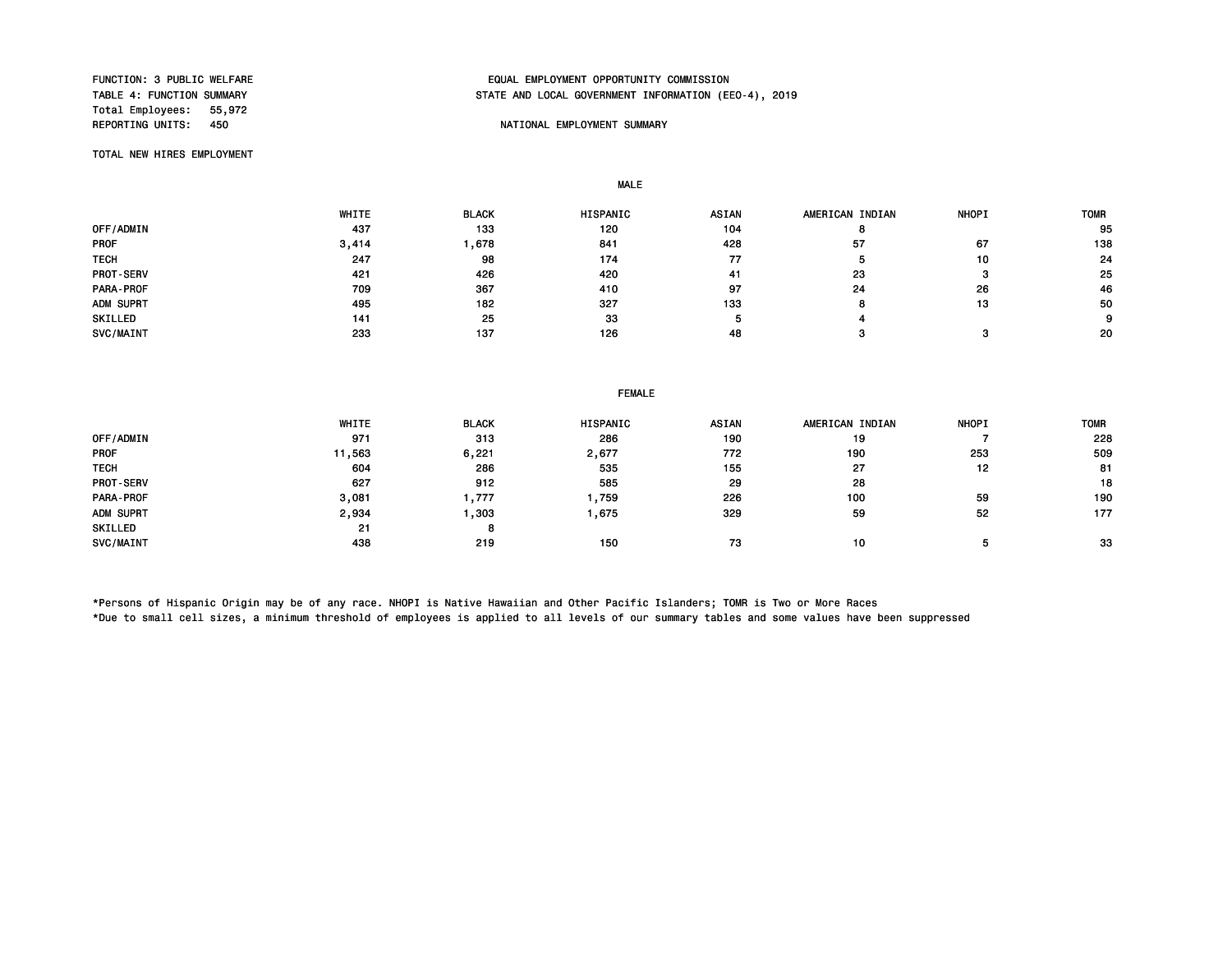FUNCTION: 3 PUBLIC WELFARE
TABLE 4: FUNCTION SUMMARY
Total Employees: 55,972
REPORTING UNITS: 450

EQUAL EMPLOYMENT OPPORTUNITY COMMISSION
STATE AND LOCAL GOVERNMENT INFORMATION (EEO-4), 2019

NATIONAL EMPLOYMENT SUMMARY

TOTAL NEW HIRES EMPLOYMENT

MALE

| | WHITE | BLACK | HISPANIC | ASIAN | AMERICAN INDIAN | NHOPI | TOMR |
|---|---|---|---|---|---|---|---|
| OFF/ADMIN | 437 | 133 | 120 | 104 | 8 | | 95 |
| PROF | 3,414 | 1,678 | 841 | 428 | 57 | 67 | 138 |
| TECH | 247 | 98 | 174 | 77 | 5 | 10 | 24 |
| PROT-SERV | 421 | 426 | 420 | 41 | 23 | 3 | 25 |
| PARA-PROF | 709 | 367 | 410 | 97 | 24 | 26 | 46 |
| ADM SUPRT | 495 | 182 | 327 | 133 | 8 | 13 | 50 |
| SKILLED | 141 | 25 | 33 | 5 | 4 | | 9 |
| SVC/MAINT | 233 | 137 | 126 | 48 | 3 | 3 | 20 |

FEMALE

| | WHITE | BLACK | HISPANIC | ASIAN | AMERICAN INDIAN | NHOPI | TOMR |
|---|---|---|---|---|---|---|---|
| OFF/ADMIN | 971 | 313 | 286 | 190 | 19 | 7 | 228 |
| PROF | 11,563 | 6,221 | 2,677 | 772 | 190 | 253 | 509 |
| TECH | 604 | 286 | 535 | 155 | 27 | 12 | 81 |
| PROT-SERV | 627 | 912 | 585 | 29 | 28 | | 18 |
| PARA-PROF | 3,081 | 1,777 | 1,759 | 226 | 100 | 59 | 190 |
| ADM SUPRT | 2,934 | 1,303 | 1,675 | 329 | 59 | 52 | 177 |
| SKILLED | 21 | 8 | | | | | |
| SVC/MAINT | 438 | 219 | 150 | 73 | 10 | 5 | 33 |

*Persons of Hispanic Origin may be of any race. NHOPI is Native Hawaiian and Other Pacific Islanders; TOMR is Two or More Races
*Due to small cell sizes, a minimum threshold of employees is applied to all levels of our summary tables and some values have been suppressed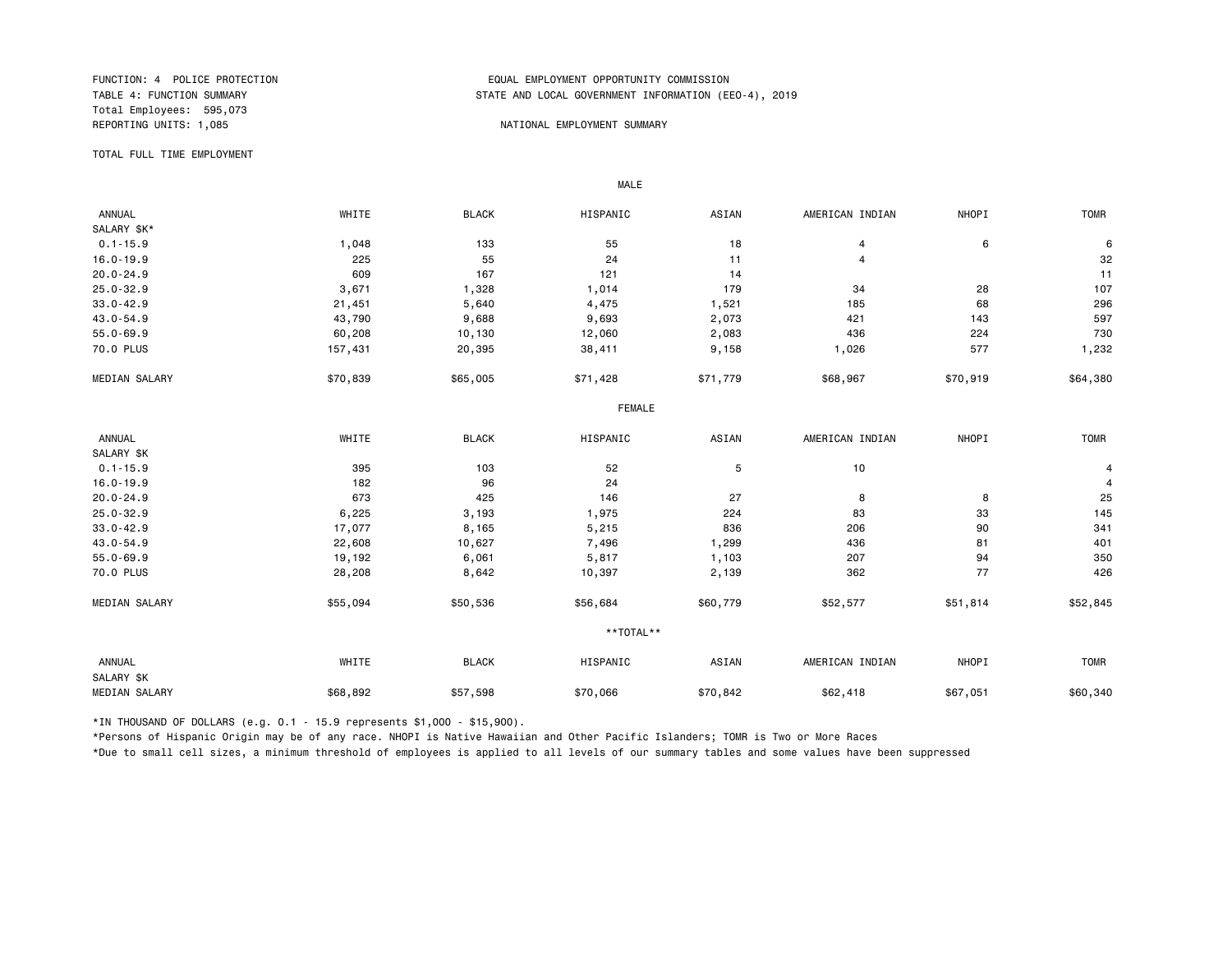FUNCTION: 4 POLICE PROTECTION
TABLE 4: FUNCTION SUMMARY
Total Employees: 595,073
REPORTING UNITS: 1,085

EQUAL EMPLOYMENT OPPORTUNITY COMMISSION
STATE AND LOCAL GOVERNMENT INFORMATION (EEO-4), 2019

NATIONAL EMPLOYMENT SUMMARY

TOTAL FULL TIME EMPLOYMENT

**MALE**

| ANNUAL SALARY $K* | WHITE | BLACK | HISPANIC | ASIAN | AMERICAN INDIAN | NHOPI | TOMR |
|---|---|---|---|---|---|---|---|
| 0.1-15.9 | 1,048 | 133 | 55 | 18 | 4 | 6 | 6 |
| 16.0-19.9 | 225 | 55 | 24 | 11 | 4 | | 32 |
| 20.0-24.9 | 609 | 167 | 121 | 14 | | | 11 |
| 25.0-32.9 | 3,671 | 1,328 | 1,014 | 179 | 34 | 28 | 107 |
| 33.0-42.9 | 21,451 | 5,640 | 4,475 | 1,521 | 185 | 68 | 296 |
| 43.0-54.9 | 43,790 | 9,688 | 9,693 | 2,073 | 421 | 143 | 597 |
| 55.0-69.9 | 60,208 | 10,130 | 12,060 | 2,083 | 436 | 224 | 730 |
| 70.0 PLUS | 157,431 | 20,395 | 38,411 | 9,158 | 1,026 | 577 | 1,232 |
| MEDIAN SALARY | $70,839 | $65,005 | $71,428 | $71,779 | $68,967 | $70,919 | $64,380 |

**FEMALE**

| ANNUAL SALARY $K | WHITE | BLACK | HISPANIC | ASIAN | AMERICAN INDIAN | NHOPI | TOMR |
|---|---|---|---|---|---|---|---|
| 0.1-15.9 | 395 | 103 | 52 | 5 | 10 | | 4 |
| 16.0-19.9 | 182 | 96 | 24 | | | | 4 |
| 20.0-24.9 | 673 | 425 | 146 | 27 | 8 | 8 | 25 |
| 25.0-32.9 | 6,225 | 3,193 | 1,975 | 224 | 83 | 33 | 145 |
| 33.0-42.9 | 17,077 | 8,165 | 5,215 | 836 | 206 | 90 | 341 |
| 43.0-54.9 | 22,608 | 10,627 | 7,496 | 1,299 | 436 | 81 | 401 |
| 55.0-69.9 | 19,192 | 6,061 | 5,817 | 1,103 | 207 | 94 | 350 |
| 70.0 PLUS | 28,208 | 8,642 | 10,397 | 2,139 | 362 | 77 | 426 |
| MEDIAN SALARY | $55,094 | $50,536 | $56,684 | $60,779 | $52,577 | $51,814 | $52,845 |

****TOTAL****

| ANNUAL SALARY $K | WHITE | BLACK | HISPANIC | ASIAN | AMERICAN INDIAN | NHOPI | TOMR |
|---|---|---|---|---|---|---|---|
| MEDIAN SALARY | $68,892 | $57,598 | $70,066 | $70,842 | $62,418 | $67,051 | $60,340 |

*IN THOUSAND OF DOLLARS (e.g. 0.1 - 15.9 represents $1,000 - $15,900).

*Persons of Hispanic Origin may be of any race. NHOPI is Native Hawaiian and Other Pacific Islanders; TOMR is Two or More Races

*Due to small cell sizes, a minimum threshold of employees is applied to all levels of our summary tables and some values have been suppressed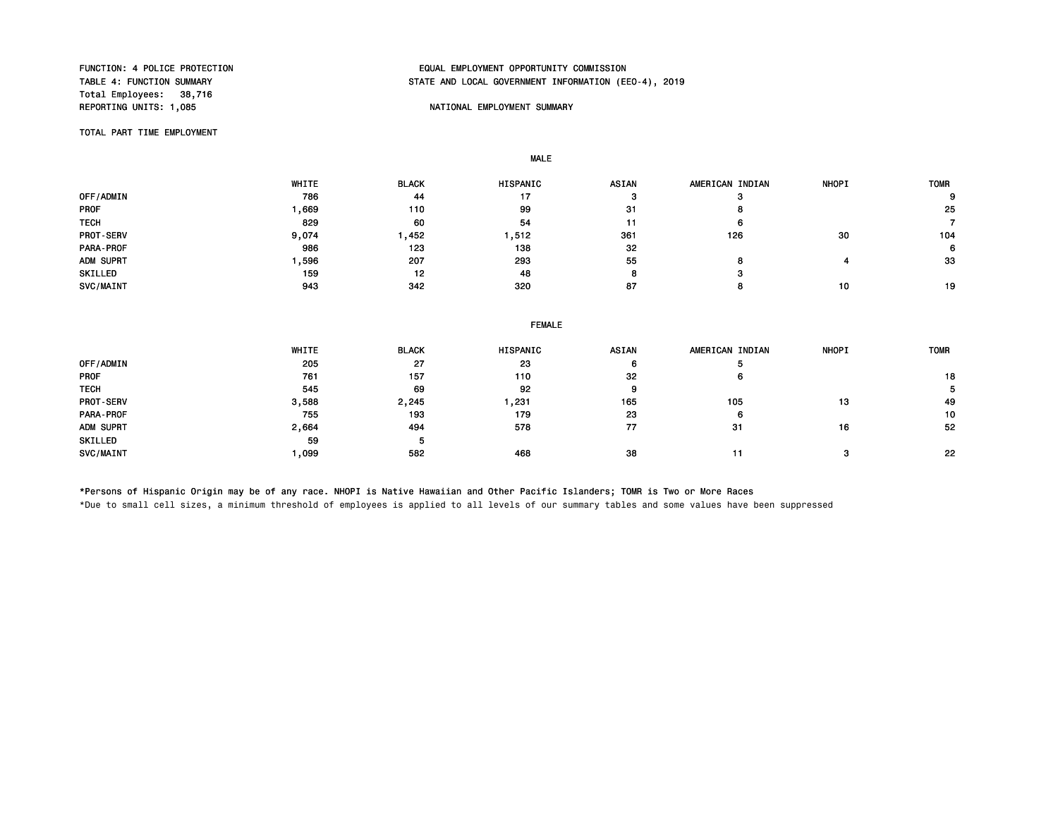FUNCTION: 4 POLICE PROTECTION
TABLE 4: FUNCTION SUMMARY
Total Employees: 38,716
REPORTING UNITS: 1,085

EQUAL EMPLOYMENT OPPORTUNITY COMMISSION
STATE AND LOCAL GOVERNMENT INFORMATION (EEO-4), 2019

NATIONAL EMPLOYMENT SUMMARY

TOTAL PART TIME EMPLOYMENT

MALE

| | WHITE | BLACK | HISPANIC | ASIAN | AMERICAN INDIAN | NHOPI | TOMR |
|---|---|---|---|---|---|---|---|
| OFF/ADMIN | 786 | 44 | 17 | 3 | 3 | | 9 |
| PROF | 1,669 | 110 | 99 | 31 | 8 | | 25 |
| TECH | 829 | 60 | 54 | 11 | 6 | | 7 |
| PROT-SERV | 9,074 | 1,452 | 1,512 | 361 | 126 | 30 | 104 |
| PARA-PROF | 986 | 123 | 138 | 32 | | | 6 |
| ADM SUPRT | 1,596 | 207 | 293 | 55 | 8 | 4 | 33 |
| SKILLED | 159 | 12 | 48 | 8 | 3 | | |
| SVC/MAINT | 943 | 342 | 320 | 87 | 8 | 10 | 19 |

FEMALE

| | WHITE | BLACK | HISPANIC | ASIAN | AMERICAN INDIAN | NHOPI | TOMR |
|---|---|---|---|---|---|---|---|
| OFF/ADMIN | 205 | 27 | 23 | 6 | 5 | | |
| PROF | 761 | 157 | 110 | 32 | 6 | | 18 |
| TECH | 545 | 69 | 92 | 9 | | | 5 |
| PROT-SERV | 3,588 | 2,245 | 1,231 | 165 | 105 | 13 | 49 |
| PARA-PROF | 755 | 193 | 179 | 23 | 6 | | 10 |
| ADM SUPRT | 2,664 | 494 | 578 | 77 | 31 | 16 | 52 |
| SKILLED | 59 | 5 | | | | | |
| SVC/MAINT | 1,099 | 582 | 468 | 38 | 11 | 3 | 22 |

*Persons of Hispanic Origin may be of any race. NHOPI is Native Hawaiian and Other Pacific Islanders; TOMR is Two or More Races

*Due to small cell sizes, a minimum threshold of employees is applied to all levels of our summary tables and some values have been suppressed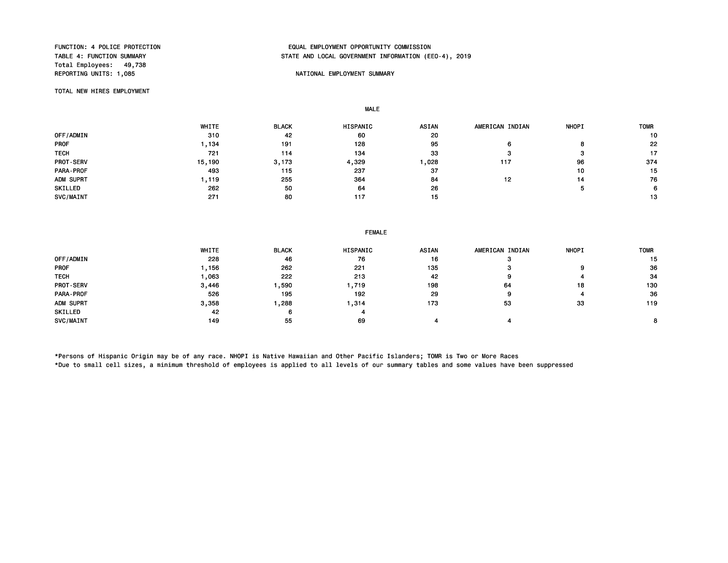FUNCTION: 4 POLICE PROTECTION
TABLE 4: FUNCTION SUMMARY
Total Employees: 49,738
REPORTING UNITS: 1,085

EQUAL EMPLOYMENT OPPORTUNITY COMMISSION
STATE AND LOCAL GOVERNMENT INFORMATION (EEO-4), 2019

NATIONAL EMPLOYMENT SUMMARY

TOTAL NEW HIRES EMPLOYMENT

**MALE**

| | WHITE | BLACK | HISPANIC | ASIAN | AMERICAN INDIAN | NHOPI | TOMR |
|---|---|---|---|---|---|---|---|
| OFF/ADMIN | 310 | 42 | 60 | 20 | | | 10 |
| PROF | 1,134 | 191 | 128 | 95 | 6 | 8 | 22 |
| TECH | 721 | 114 | 134 | 33 | 3 | 3 | 17 |
| PROT-SERV | 15,190 | 3,173 | 4,329 | 1,028 | 117 | 96 | 374 |
| PARA-PROF | 493 | 115 | 237 | 37 | | 10 | 15 |
| ADM SUPRT | 1,119 | 255 | 364 | 84 | 12 | 14 | 76 |
| SKILLED | 262 | 50 | 64 | 26 | | 5 | 6 |
| SVC/MAINT | 271 | 80 | 117 | 15 | | | 13 |

**FEMALE**

| | WHITE | BLACK | HISPANIC | ASIAN | AMERICAN INDIAN | NHOPI | TOMR |
|---|---|---|---|---|---|---|---|
| OFF/ADMIN | 228 | 46 | 76 | 16 | 3 | | 15 |
| PROF | 1,156 | 262 | 221 | 135 | 3 | 9 | 36 |
| TECH | 1,063 | 222 | 213 | 42 | 9 | 4 | 34 |
| PROT-SERV | 3,446 | 1,590 | 1,719 | 198 | 64 | 18 | 130 |
| PARA-PROF | 526 | 195 | 192 | 29 | 9 | 4 | 36 |
| ADM SUPRT | 3,358 | 1,288 | 1,314 | 173 | 53 | 33 | 119 |
| SKILLED | 42 | 6 | 4 | | | | |
| SVC/MAINT | 149 | 55 | 69 | 4 | 4 | | 8 |

*Persons of Hispanic Origin may be of any race. NHOPI is Native Hawaiian and Other Pacific Islanders; TOMR is Two or More Races
*Due to small cell sizes, a minimum threshold of employees is applied to all levels of our summary tables and some values have been suppressed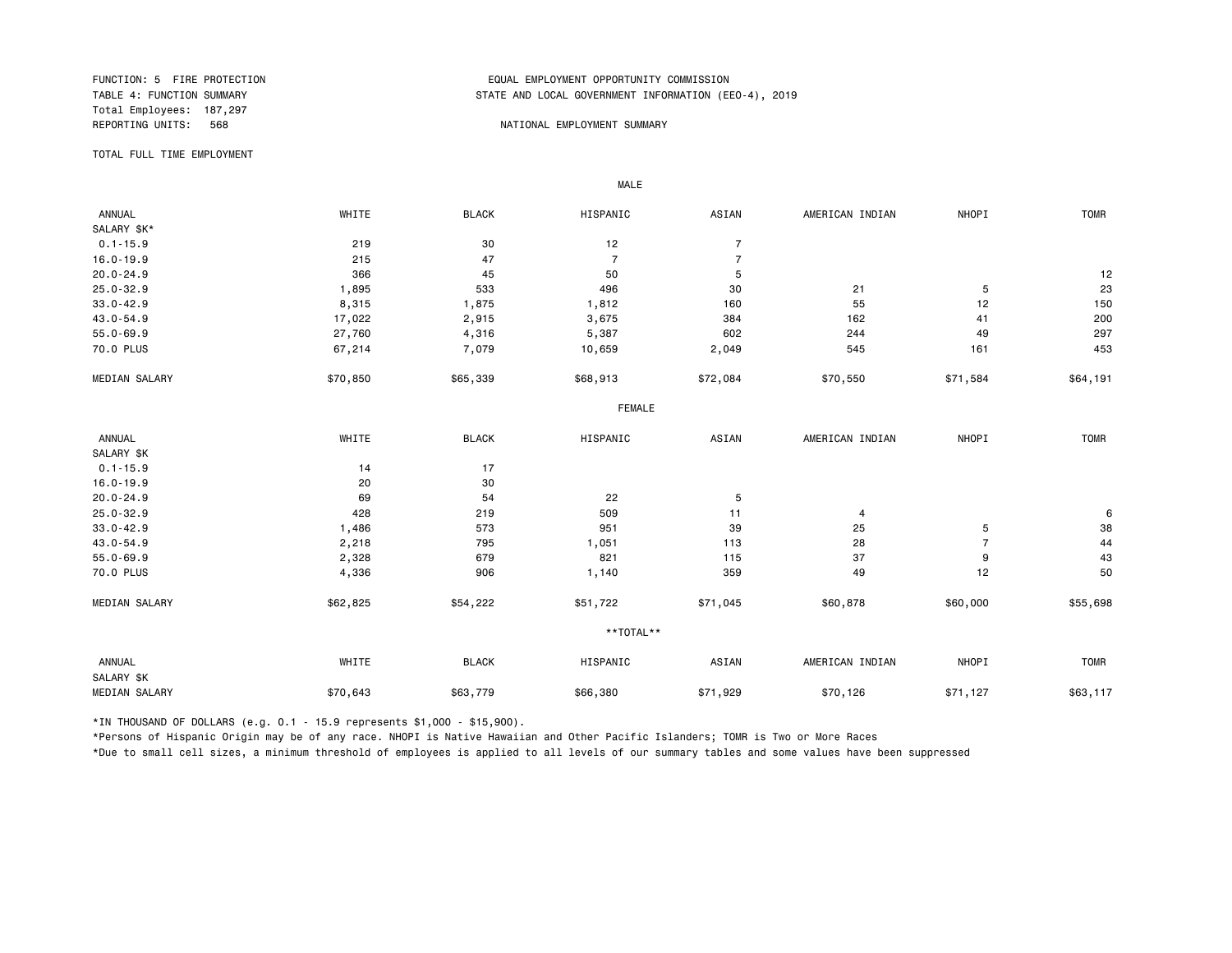FUNCTION: 5 FIRE PROTECTION
TABLE 4: FUNCTION SUMMARY
Total Employees: 187,297
REPORTING UNITS: 568

EQUAL EMPLOYMENT OPPORTUNITY COMMISSION
STATE AND LOCAL GOVERNMENT INFORMATION (EEO-4), 2019

NATIONAL EMPLOYMENT SUMMARY

TOTAL FULL TIME EMPLOYMENT

**MALE**

| ANNUAL SALARY $K* | WHITE | BLACK | HISPANIC | ASIAN | AMERICAN INDIAN | NHOPI | TOMR |
|---|---|---|---|---|---|---|---|
| 0.1-15.9 | 219 | 30 | 12 | 7 | | | |
| 16.0-19.9 | 215 | 47 | 7 | 7 | | | |
| 20.0-24.9 | 366 | 45 | 50 | 5 | | | 12 |
| 25.0-32.9 | 1,895 | 533 | 496 | 30 | 21 | 5 | 23 |
| 33.0-42.9 | 8,315 | 1,875 | 1,812 | 160 | 55 | 12 | 150 |
| 43.0-54.9 | 17,022 | 2,915 | 3,675 | 384 | 162 | 41 | 200 |
| 55.0-69.9 | 27,760 | 4,316 | 5,387 | 602 | 244 | 49 | 297 |
| 70.0 PLUS | 67,214 | 7,079 | 10,659 | 2,049 | 545 | 161 | 453 |
| MEDIAN SALARY | $70,850 | $65,339 | $68,913 | $72,084 | $70,550 | $71,584 | $64,191 |

**FEMALE**

| ANNUAL SALARY $K | WHITE | BLACK | HISPANIC | ASIAN | AMERICAN INDIAN | NHOPI | TOMR |
|---|---|---|---|---|---|---|---|
| 0.1-15.9 | 14 | 17 | | | | | |
| 16.0-19.9 | 20 | 30 | | | | | |
| 20.0-24.9 | 69 | 54 | 22 | 5 | | | |
| 25.0-32.9 | 428 | 219 | 509 | 11 | 4 | | 6 |
| 33.0-42.9 | 1,486 | 573 | 951 | 39 | 25 | 5 | 38 |
| 43.0-54.9 | 2,218 | 795 | 1,051 | 113 | 28 | 7 | 44 |
| 55.0-69.9 | 2,328 | 679 | 821 | 115 | 37 | 9 | 43 |
| 70.0 PLUS | 4,336 | 906 | 1,140 | 359 | 49 | 12 | 50 |
| MEDIAN SALARY | $62,825 | $54,222 | $51,722 | $71,045 | $60,878 | $60,000 | $55,698 |

**TOTAL**

| ANNUAL SALARY $K | WHITE | BLACK | HISPANIC | ASIAN | AMERICAN INDIAN | NHOPI | TOMR |
|---|---|---|---|---|---|---|---|
| MEDIAN SALARY | $70,643 | $63,779 | $66,380 | $71,929 | $70,126 | $71,127 | $63,117 |

*IN THOUSAND OF DOLLARS (e.g. 0.1 - 15.9 represents $1,000 - $15,900).

*Persons of Hispanic Origin may be of any race. NHOPI is Native Hawaiian and Other Pacific Islanders; TOMR is Two or More Races

*Due to small cell sizes, a minimum threshold of employees is applied to all levels of our summary tables and some values have been suppressed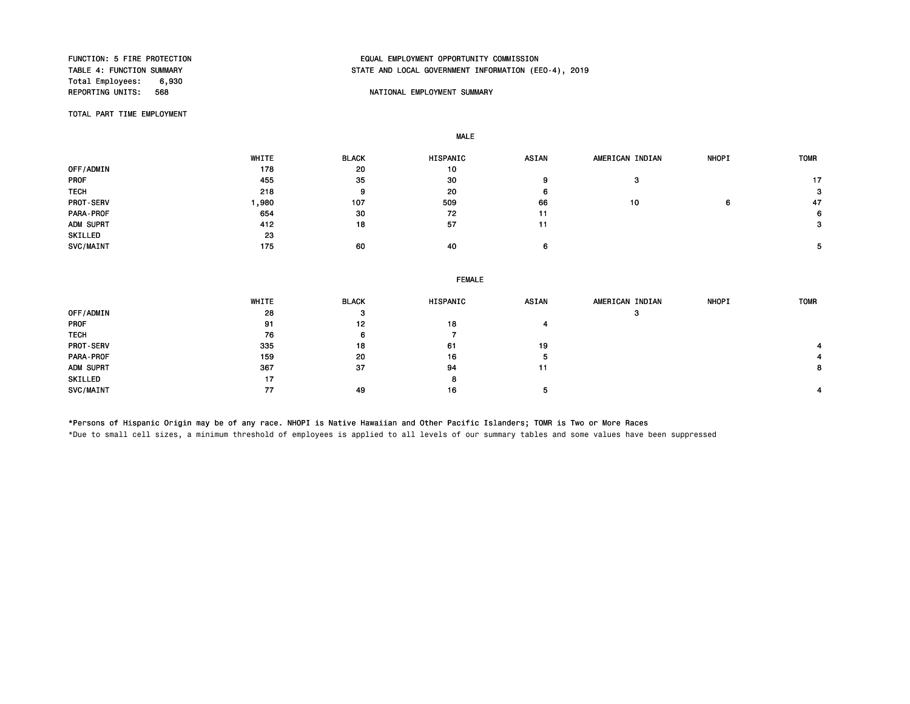FUNCTION: 5 FIRE PROTECTION
TABLE 4: FUNCTION SUMMARY
Total Employees: 6,930
REPORTING UNITS: 568

EQUAL EMPLOYMENT OPPORTUNITY COMMISSION
STATE AND LOCAL GOVERNMENT INFORMATION (EEO-4), 2019

NATIONAL EMPLOYMENT SUMMARY

TOTAL PART TIME EMPLOYMENT

**MALE**

| | WHITE | BLACK | HISPANIC | ASIAN | AMERICAN INDIAN | NHOPI | TOMR |
|---|---|---|---|---|---|---|---|
| OFF/ADMIN | 178 | 20 | 10 | | | | |
| PROF | 455 | 35 | 30 | 9 | 3 | | 17 |
| TECH | 218 | 9 | 20 | 6 | | | 3 |
| PROT-SERV | 1,980 | 107 | 509 | 66 | 10 | 6 | 47 |
| PARA-PROF | 654 | 30 | 72 | 11 | | | 6 |
| ADM SUPRT | 412 | 18 | 57 | 11 | | | 3 |
| SKILLED | 23 | | | | | | |
| SVC/MAINT | 175 | 60 | 40 | 6 | | | 5 |

**FEMALE**

| | WHITE | BLACK | HISPANIC | ASIAN | AMERICAN INDIAN | NHOPI | TOMR |
|---|---|---|---|---|---|---|---|
| OFF/ADMIN | 28 | 3 | | | 3 | | |
| PROF | 91 | 12 | 18 | 4 | | | |
| TECH | 76 | 6 | 7 | | | | |
| PROT-SERV | 335 | 18 | 61 | 19 | | | 4 |
| PARA-PROF | 159 | 20 | 16 | 5 | | | 4 |
| ADM SUPRT | 367 | 37 | 94 | 11 | | | 8 |
| SKILLED | 17 | | 8 | | | | |
| SVC/MAINT | 77 | 49 | 16 | 5 | | | 4 |

*Persons of Hispanic Origin may be of any race. NHOPI is Native Hawaiian and Other Pacific Islanders; TOMR is Two or More Races

*Due to small cell sizes, a minimum threshold of employees is applied to all levels of our summary tables and some values have been suppressed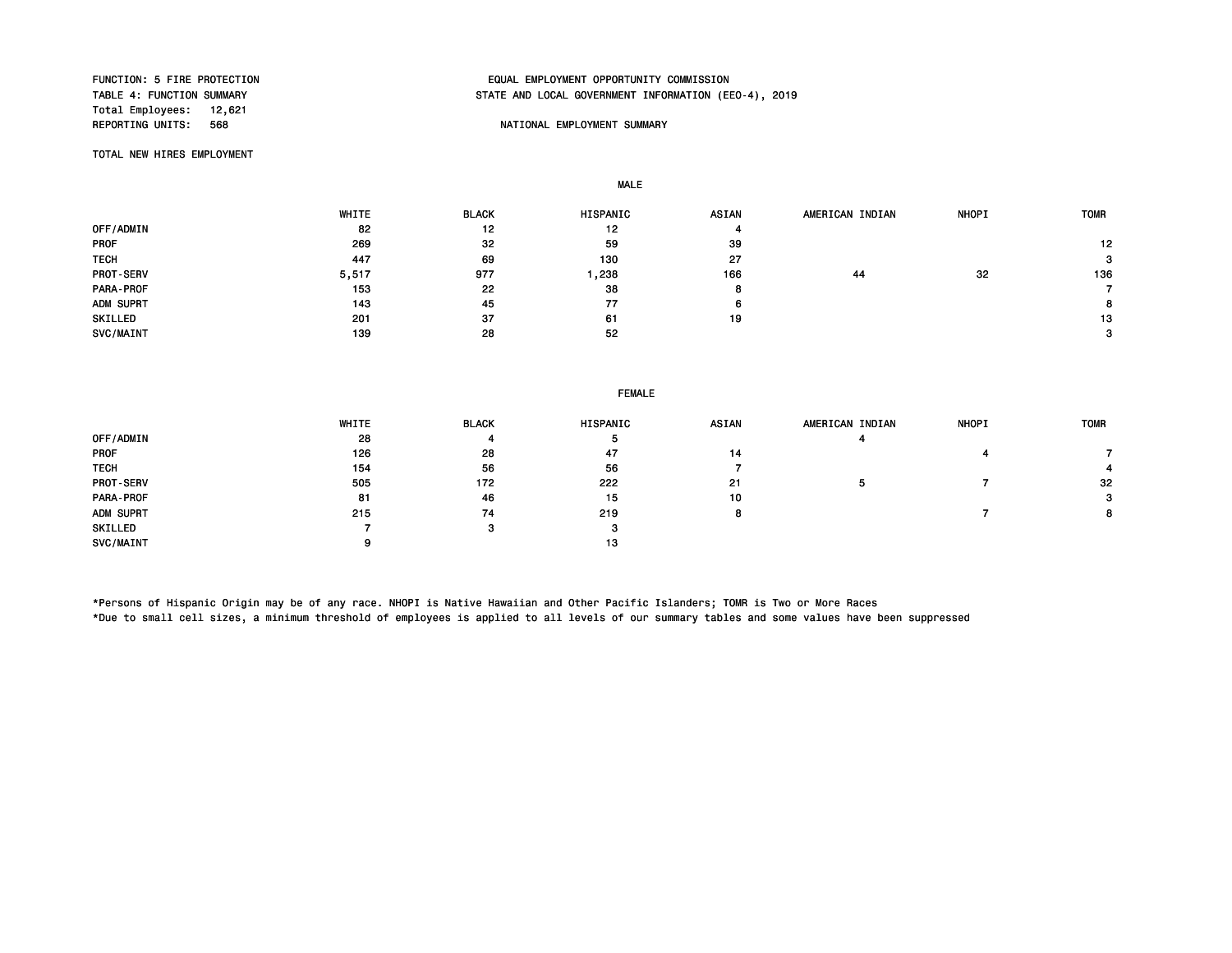FUNCTION: 5 FIRE PROTECTION
TABLE 4: FUNCTION SUMMARY
Total Employees: 12,621
REPORTING UNITS: 568

EQUAL EMPLOYMENT OPPORTUNITY COMMISSION
STATE AND LOCAL GOVERNMENT INFORMATION (EEO-4), 2019

NATIONAL EMPLOYMENT SUMMARY

TOTAL NEW HIRES EMPLOYMENT

MALE

| | WHITE | BLACK | HISPANIC | ASIAN | AMERICAN INDIAN | NHOPI | TOMR |
|---|---|---|---|---|---|---|---|
| OFF/ADMIN | 82 | 12 | 12 | 4 | | | |
| PROF | 269 | 32 | 59 | 39 | | | 12 |
| TECH | 447 | 69 | 130 | 27 | | | 3 |
| PROT-SERV | 5,517 | 977 | 1,238 | 166 | 44 | 32 | 136 |
| PARA-PROF | 153 | 22 | 38 | 8 | | | 7 |
| ADM SUPRT | 143 | 45 | 77 | 6 | | | 8 |
| SKILLED | 201 | 37 | 61 | 19 | | | 13 |
| SVC/MAINT | 139 | 28 | 52 | | | | 3 |

FEMALE

| | WHITE | BLACK | HISPANIC | ASIAN | AMERICAN INDIAN | NHOPI | TOMR |
|---|---|---|---|---|---|---|---|
| OFF/ADMIN | 28 | 4 | 5 | | 4 | | |
| PROF | 126 | 28 | 47 | 14 | | 4 | 7 |
| TECH | 154 | 56 | 56 | 7 | | | 4 |
| PROT-SERV | 505 | 172 | 222 | 21 | 5 | 7 | 32 |
| PARA-PROF | 81 | 46 | 15 | 10 | | | 3 |
| ADM SUPRT | 215 | 74 | 219 | 8 | | 7 | 8 |
| SKILLED | 7 | 3 | 3 | | | | |
| SVC/MAINT | 9 | | 13 | | | | |

*Persons of Hispanic Origin may be of any race. NHOPI is Native Hawaiian and Other Pacific Islanders; TOMR is Two or More Races
*Due to small cell sizes, a minimum threshold of employees is applied to all levels of our summary tables and some values have been suppressed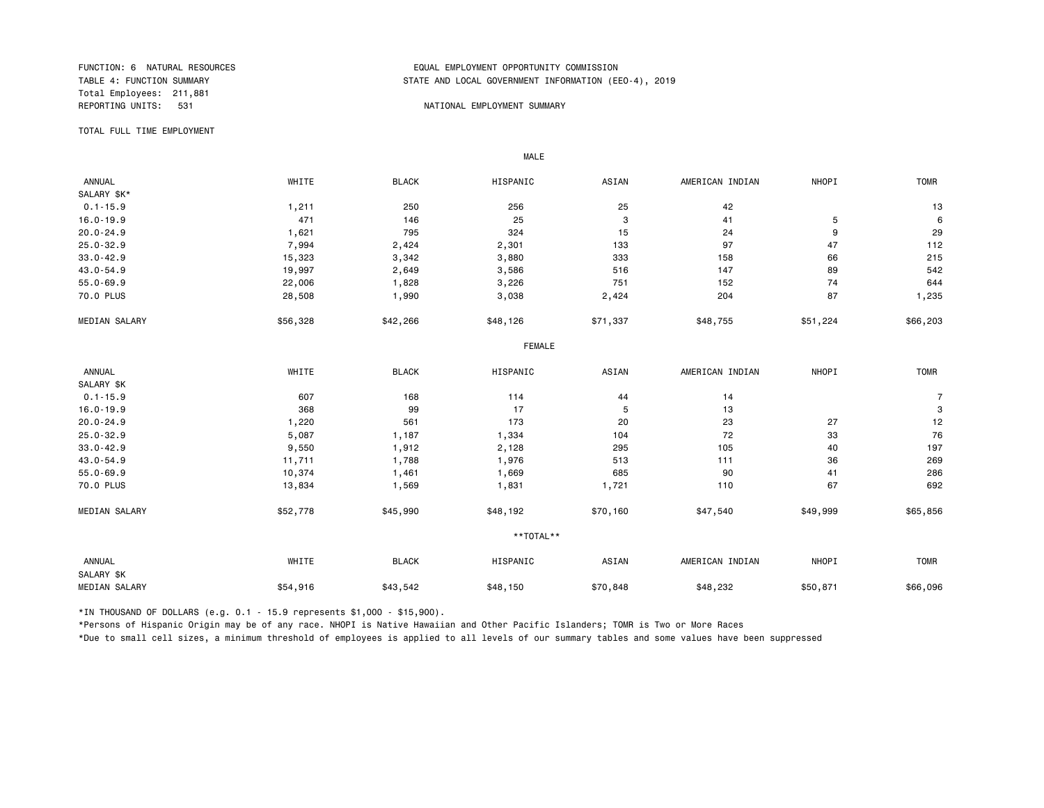FUNCTION: 6 NATURAL RESOURCES
TABLE 4: FUNCTION SUMMARY
Total Employees: 211,881
REPORTING UNITS: 531

EQUAL EMPLOYMENT OPPORTUNITY COMMISSION
STATE AND LOCAL GOVERNMENT INFORMATION (EEO-4), 2019

NATIONAL EMPLOYMENT SUMMARY

TOTAL FULL TIME EMPLOYMENT

MALE

| ANNUAL SALARY $K* | WHITE | BLACK | HISPANIC | ASIAN | AMERICAN INDIAN | NHOPI | TOMR |
|---|---|---|---|---|---|---|---|
| 0.1-15.9 | 1,211 | 250 | 256 | 25 | 42 | | 13 |
| 16.0-19.9 | 471 | 146 | 25 | 3 | 41 | 5 | 6 |
| 20.0-24.9 | 1,621 | 795 | 324 | 15 | 24 | 9 | 29 |
| 25.0-32.9 | 7,994 | 2,424 | 2,301 | 133 | 97 | 47 | 112 |
| 33.0-42.9 | 15,323 | 3,342 | 3,880 | 333 | 158 | 66 | 215 |
| 43.0-54.9 | 19,997 | 2,649 | 3,586 | 516 | 147 | 89 | 542 |
| 55.0-69.9 | 22,006 | 1,828 | 3,226 | 751 | 152 | 74 | 644 |
| 70.0 PLUS | 28,508 | 1,990 | 3,038 | 2,424 | 204 | 87 | 1,235 |
| MEDIAN SALARY | $56,328 | $42,266 | $48,126 | $71,337 | $48,755 | $51,224 | $66,203 |

FEMALE

| ANNUAL SALARY $K | WHITE | BLACK | HISPANIC | ASIAN | AMERICAN INDIAN | NHOPI | TOMR |
|---|---|---|---|---|---|---|---|
| 0.1-15.9 | 607 | 168 | 114 | 44 | 14 | | 7 |
| 16.0-19.9 | 368 | 99 | 17 | 5 | 13 | | 3 |
| 20.0-24.9 | 1,220 | 561 | 173 | 20 | 23 | 27 | 12 |
| 25.0-32.9 | 5,087 | 1,187 | 1,334 | 104 | 72 | 33 | 76 |
| 33.0-42.9 | 9,550 | 1,912 | 2,128 | 295 | 105 | 40 | 197 |
| 43.0-54.9 | 11,711 | 1,788 | 1,976 | 513 | 111 | 36 | 269 |
| 55.0-69.9 | 10,374 | 1,461 | 1,669 | 685 | 90 | 41 | 286 |
| 70.0 PLUS | 13,834 | 1,569 | 1,831 | 1,721 | 110 | 67 | 692 |
| MEDIAN SALARY | $52,778 | $45,990 | $48,192 | $70,160 | $47,540 | $49,999 | $65,856 |

**TOTAL**

| ANNUAL SALARY $K | WHITE | BLACK | HISPANIC | ASIAN | AMERICAN INDIAN | NHOPI | TOMR |
|---|---|---|---|---|---|---|---|
| MEDIAN SALARY | $54,916 | $43,542 | $48,150 | $70,848 | $48,232 | $50,871 | $66,096 |

*IN THOUSAND OF DOLLARS (e.g. 0.1 - 15.9 represents $1,000 - $15,900).

*Persons of Hispanic Origin may be of any race. NHOPI is Native Hawaiian and Other Pacific Islanders; TOMR is Two or More Races

*Due to small cell sizes, a minimum threshold of employees is applied to all levels of our summary tables and some values have been suppressed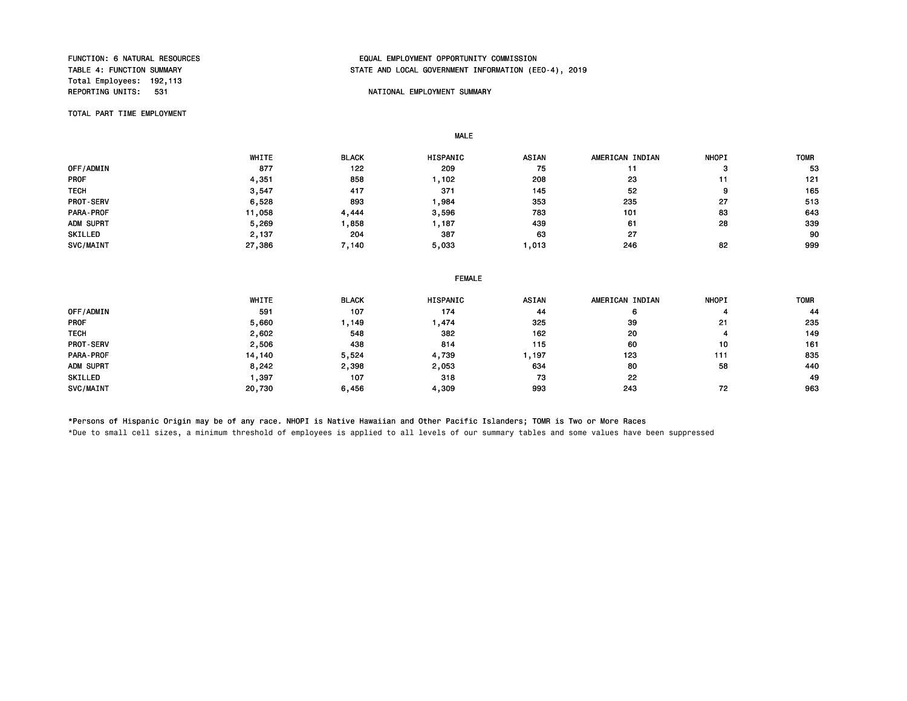FUNCTION: 6 NATURAL RESOURCES
TABLE 4: FUNCTION SUMMARY
Total Employees: 192,113
REPORTING UNITS: 531

EQUAL EMPLOYMENT OPPORTUNITY COMMISSION
STATE AND LOCAL GOVERNMENT INFORMATION (EEO-4), 2019

NATIONAL EMPLOYMENT SUMMARY

TOTAL PART TIME EMPLOYMENT

MALE

| | WHITE | BLACK | HISPANIC | ASIAN | AMERICAN INDIAN | NHOPI | TOMR |
|---|---|---|---|---|---|---|---|
| OFF/ADMIN | 877 | 122 | 209 | 75 | 11 | 3 | 53 |
| PROF | 4,351 | 858 | 1,102 | 208 | 23 | 11 | 121 |
| TECH | 3,547 | 417 | 371 | 145 | 52 | 9 | 165 |
| PROT-SERV | 6,528 | 893 | 1,984 | 353 | 235 | 27 | 513 |
| PARA-PROF | 11,058 | 4,444 | 3,596 | 783 | 101 | 83 | 643 |
| ADM SUPRT | 5,269 | 1,858 | 1,187 | 439 | 61 | 28 | 339 |
| SKILLED | 2,137 | 204 | 387 | 63 | 27 | | 90 |
| SVC/MAINT | 27,386 | 7,140 | 5,033 | 1,013 | 246 | 82 | 999 |

FEMALE

| | WHITE | BLACK | HISPANIC | ASIAN | AMERICAN INDIAN | NHOPI | TOMR |
|---|---|---|---|---|---|---|---|
| OFF/ADMIN | 591 | 107 | 174 | 44 | 6 | 4 | 44 |
| PROF | 5,660 | 1,149 | 1,474 | 325 | 39 | 21 | 235 |
| TECH | 2,602 | 548 | 382 | 162 | 20 | 4 | 149 |
| PROT-SERV | 2,506 | 438 | 814 | 115 | 60 | 10 | 161 |
| PARA-PROF | 14,140 | 5,524 | 4,739 | 1,197 | 123 | 111 | 835 |
| ADM SUPRT | 8,242 | 2,398 | 2,053 | 634 | 80 | 58 | 440 |
| SKILLED | 1,397 | 107 | 318 | 73 | 22 | | 49 |
| SVC/MAINT | 20,730 | 6,456 | 4,309 | 993 | 243 | 72 | 963 |

*Persons of Hispanic Origin may be of any race. NHOPI is Native Hawaiian and Other Pacific Islanders; TOMR is Two or More Races

*Due to small cell sizes, a minimum threshold of employees is applied to all levels of our summary tables and some values have been suppressed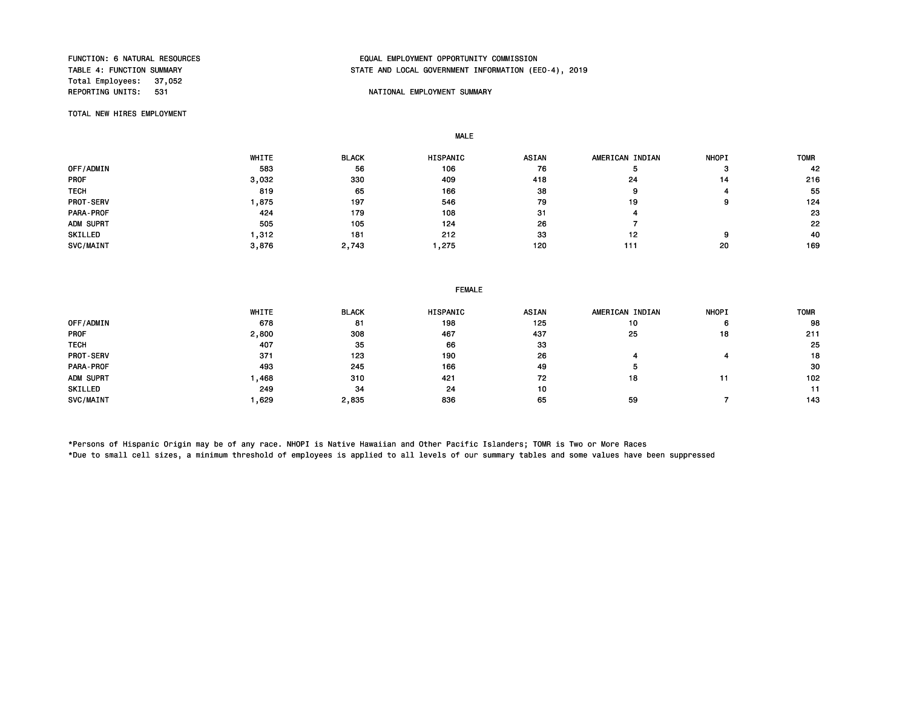FUNCTION: 6 NATURAL RESOURCES
TABLE 4: FUNCTION SUMMARY
Total Employees: 37,052
REPORTING UNITS: 531

EQUAL EMPLOYMENT OPPORTUNITY COMMISSION
STATE AND LOCAL GOVERNMENT INFORMATION (EEO-4), 2019

NATIONAL EMPLOYMENT SUMMARY

TOTAL NEW HIRES EMPLOYMENT

MALE

| | WHITE | BLACK | HISPANIC | ASIAN | AMERICAN INDIAN | NHOPI | TOMR |
|---|---|---|---|---|---|---|---|
| OFF/ADMIN | 583 | 56 | 106 | 76 | 5 | 3 | 42 |
| PROF | 3,032 | 330 | 409 | 418 | 24 | 14 | 216 |
| TECH | 819 | 65 | 166 | 38 | 9 | 4 | 55 |
| PROT-SERV | 1,875 | 197 | 546 | 79 | 19 | 9 | 124 |
| PARA-PROF | 424 | 179 | 108 | 31 | 4 | | 23 |
| ADM SUPRT | 505 | 105 | 124 | 26 | 7 | | 22 |
| SKILLED | 1,312 | 181 | 212 | 33 | 12 | 9 | 40 |
| SVC/MAINT | 3,876 | 2,743 | 1,275 | 120 | 111 | 20 | 169 |

FEMALE

| | WHITE | BLACK | HISPANIC | ASIAN | AMERICAN INDIAN | NHOPI | TOMR |
|---|---|---|---|---|---|---|---|
| OFF/ADMIN | 678 | 81 | 198 | 125 | 10 | 6 | 98 |
| PROF | 2,800 | 308 | 467 | 437 | 25 | 18 | 211 |
| TECH | 407 | 35 | 66 | 33 | | | 25 |
| PROT-SERV | 371 | 123 | 190 | 26 | 4 | 4 | 18 |
| PARA-PROF | 493 | 245 | 166 | 49 | 5 | | 30 |
| ADM SUPRT | 1,468 | 310 | 421 | 72 | 18 | 11 | 102 |
| SKILLED | 249 | 34 | 24 | 10 | | | 11 |
| SVC/MAINT | 1,629 | 2,835 | 836 | 65 | 59 | 7 | 143 |

*Persons of Hispanic Origin may be of any race. NHOPI is Native Hawaiian and Other Pacific Islanders; TOMR is Two or More Races
*Due to small cell sizes, a minimum threshold of employees is applied to all levels of our summary tables and some values have been suppressed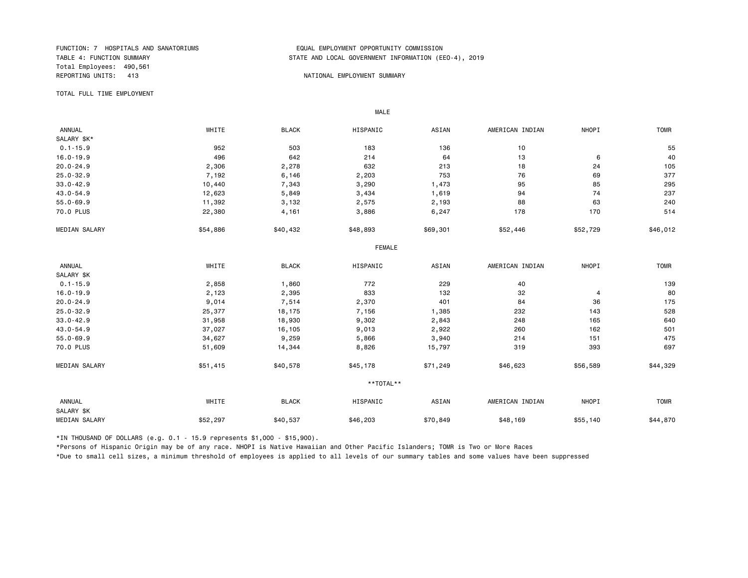FUNCTION: 7 HOSPITALS AND SANATORIUMS
TABLE 4: FUNCTION SUMMARY
Total Employees: 490,561
REPORTING UNITS: 413

EQUAL EMPLOYMENT OPPORTUNITY COMMISSION
STATE AND LOCAL GOVERNMENT INFORMATION (EEO-4), 2019

NATIONAL EMPLOYMENT SUMMARY

TOTAL FULL TIME EMPLOYMENT

MALE

| ANNUAL SALARY $K* | WHITE | BLACK | HISPANIC | ASIAN | AMERICAN INDIAN | NHOPI | TOMR |
|---|---|---|---|---|---|---|---|
| 0.1-15.9 | 952 | 503 | 183 | 136 | 10 | | 55 |
| 16.0-19.9 | 496 | 642 | 214 | 64 | 13 | 6 | 40 |
| 20.0-24.9 | 2,306 | 2,278 | 632 | 213 | 18 | 24 | 105 |
| 25.0-32.9 | 7,192 | 6,146 | 2,203 | 753 | 76 | 69 | 377 |
| 33.0-42.9 | 10,440 | 7,343 | 3,290 | 1,473 | 95 | 85 | 295 |
| 43.0-54.9 | 12,623 | 5,849 | 3,434 | 1,619 | 94 | 74 | 237 |
| 55.0-69.9 | 11,392 | 3,132 | 2,575 | 2,193 | 88 | 63 | 240 |
| 70.0 PLUS | 22,380 | 4,161 | 3,886 | 6,247 | 178 | 170 | 514 |
| MEDIAN SALARY | $54,886 | $40,432 | $48,893 | $69,301 | $52,446 | $52,729 | $46,012 |

FEMALE

| ANNUAL SALARY $K | WHITE | BLACK | HISPANIC | ASIAN | AMERICAN INDIAN | NHOPI | TOMR |
|---|---|---|---|---|---|---|---|
| 0.1-15.9 | 2,858 | 1,860 | 772 | 229 | 40 | | 139 |
| 16.0-19.9 | 2,123 | 2,395 | 833 | 132 | 32 | 4 | 80 |
| 20.0-24.9 | 9,014 | 7,514 | 2,370 | 401 | 84 | 36 | 175 |
| 25.0-32.9 | 25,377 | 18,175 | 7,156 | 1,385 | 232 | 143 | 528 |
| 33.0-42.9 | 31,958 | 18,930 | 9,302 | 2,843 | 248 | 165 | 640 |
| 43.0-54.9 | 37,027 | 16,105 | 9,013 | 2,922 | 260 | 162 | 501 |
| 55.0-69.9 | 34,627 | 9,259 | 5,866 | 3,940 | 214 | 151 | 475 |
| 70.0 PLUS | 51,609 | 14,344 | 8,826 | 15,797 | 319 | 393 | 697 |
| MEDIAN SALARY | $51,415 | $40,578 | $45,178 | $71,249 | $46,623 | $56,589 | $44,329 |

**TOTAL**

| ANNUAL SALARY $K | WHITE | BLACK | HISPANIC | ASIAN | AMERICAN INDIAN | NHOPI | TOMR |
|---|---|---|---|---|---|---|---|
| MEDIAN SALARY | $52,297 | $40,537 | $46,203 | $70,849 | $48,169 | $55,140 | $44,870 |

*IN THOUSAND OF DOLLARS (e.g. 0.1 - 15.9 represents $1,000 - $15,900).

*Persons of Hispanic Origin may be of any race. NHOPI is Native Hawaiian and Other Pacific Islanders; TOMR is Two or More Races

*Due to small cell sizes, a minimum threshold of employees is applied to all levels of our summary tables and some values have been suppressed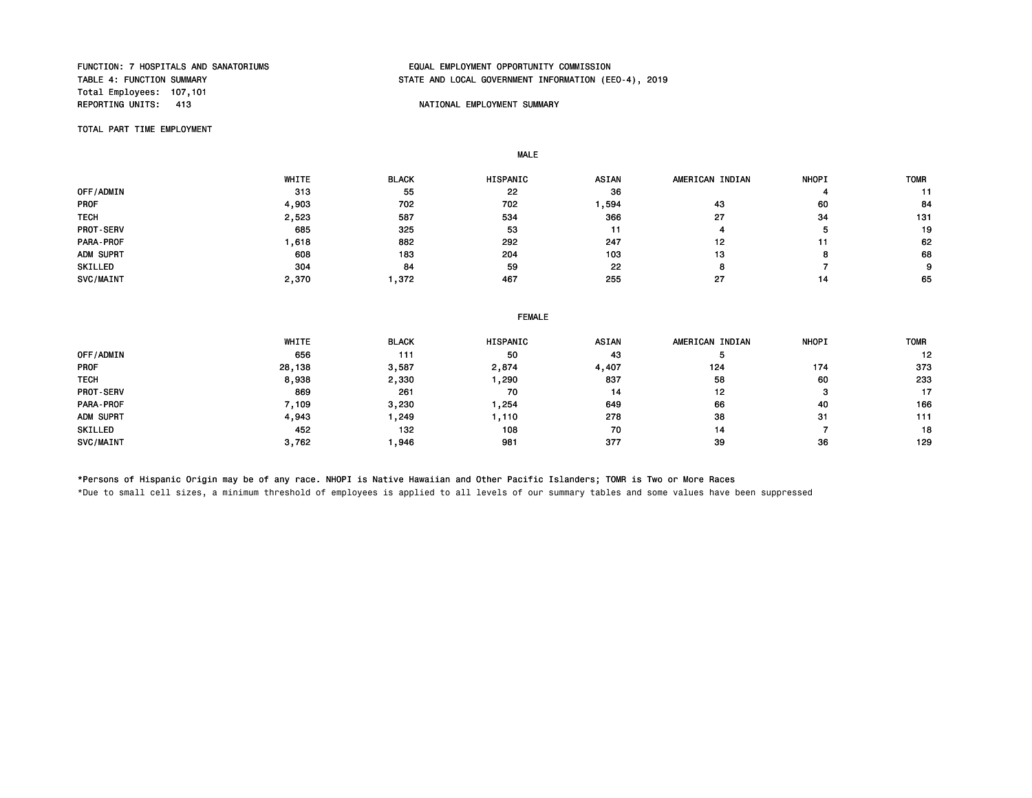FUNCTION: 7 HOSPITALS AND SANATORIUMS
TABLE 4: FUNCTION SUMMARY
Total Employees: 107,101
REPORTING UNITS: 413

EQUAL EMPLOYMENT OPPORTUNITY COMMISSION
STATE AND LOCAL GOVERNMENT INFORMATION (EEO-4), 2019

NATIONAL EMPLOYMENT SUMMARY

TOTAL PART TIME EMPLOYMENT

**MALE**

| | WHITE | BLACK | HISPANIC | ASIAN | AMERICAN INDIAN | NHOPI | TOMR |
|---|---|---|---|---|---|---|---|
| OFF/ADMIN | 313 | 55 | 22 | 36 | | 4 | 11 |
| PROF | 4,903 | 702 | 702 | 1,594 | 43 | 60 | 84 |
| TECH | 2,523 | 587 | 534 | 366 | 27 | 34 | 131 |
| PROT-SERV | 685 | 325 | 53 | 11 | 4 | 5 | 19 |
| PARA-PROF | 1,618 | 882 | 292 | 247 | 12 | 11 | 62 |
| ADM SUPRT | 608 | 183 | 204 | 103 | 13 | 8 | 68 |
| SKILLED | 304 | 84 | 59 | 22 | 8 | 7 | 9 |
| SVC/MAINT | 2,370 | 1,372 | 467 | 255 | 27 | 14 | 65 |

**FEMALE**

| | WHITE | BLACK | HISPANIC | ASIAN | AMERICAN INDIAN | NHOPI | TOMR |
|---|---|---|---|---|---|---|---|
| OFF/ADMIN | 656 | 111 | 50 | 43 | 5 | | 12 |
| PROF | 28,138 | 3,587 | 2,874 | 4,407 | 124 | 174 | 373 |
| TECH | 8,938 | 2,330 | 1,290 | 837 | 58 | 60 | 233 |
| PROT-SERV | 869 | 261 | 70 | 14 | 12 | 3 | 17 |
| PARA-PROF | 7,109 | 3,230 | 1,254 | 649 | 66 | 40 | 166 |
| ADM SUPRT | 4,943 | 1,249 | 1,110 | 278 | 38 | 31 | 111 |
| SKILLED | 452 | 132 | 108 | 70 | 14 | 7 | 18 |
| SVC/MAINT | 3,762 | 1,946 | 981 | 377 | 39 | 36 | 129 |

*Persons of Hispanic Origin may be of any race. NHOPI is Native Hawaiian and Other Pacific Islanders; TOMR is Two or More Races

*Due to small cell sizes, a minimum threshold of employees is applied to all levels of our summary tables and some values have been suppressed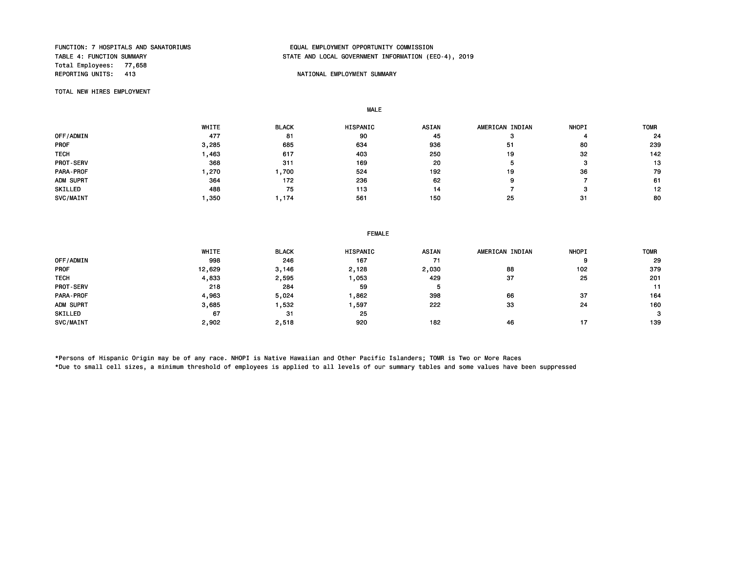FUNCTION: 7 HOSPITALS AND SANATORIUMS
TABLE 4: FUNCTION SUMMARY
Total Employees: 77,658
REPORTING UNITS: 413

EQUAL EMPLOYMENT OPPORTUNITY COMMISSION
STATE AND LOCAL GOVERNMENT INFORMATION (EEO-4), 2019

NATIONAL EMPLOYMENT SUMMARY

TOTAL NEW HIRES EMPLOYMENT

MALE

| | WHITE | BLACK | HISPANIC | ASIAN | AMERICAN INDIAN | NHOPI | TOMR |
|---|---|---|---|---|---|---|---|
| OFF/ADMIN | 477 | 81 | 90 | 45 | 3 | 4 | 24 |
| PROF | 3,285 | 685 | 634 | 936 | 51 | 80 | 239 |
| TECH | 1,463 | 617 | 403 | 250 | 19 | 32 | 142 |
| PROT-SERV | 368 | 311 | 169 | 20 | 5 | 3 | 13 |
| PARA-PROF | 1,270 | 1,700 | 524 | 192 | 19 | 36 | 79 |
| ADM SUPRT | 364 | 172 | 236 | 62 | 9 | 7 | 61 |
| SKILLED | 488 | 75 | 113 | 14 | 7 | 3 | 12 |
| SVC/MAINT | 1,350 | 1,174 | 561 | 150 | 25 | 31 | 80 |

FEMALE

| | WHITE | BLACK | HISPANIC | ASIAN | AMERICAN INDIAN | NHOPI | TOMR |
|---|---|---|---|---|---|---|---|
| OFF/ADMIN | 998 | 246 | 167 | 71 | | 9 | 29 |
| PROF | 12,629 | 3,146 | 2,128 | 2,030 | 88 | 102 | 379 |
| TECH | 4,833 | 2,595 | 1,053 | 429 | 37 | 25 | 201 |
| PROT-SERV | 218 | 284 | 59 | 5 | | | 11 |
| PARA-PROF | 4,963 | 5,024 | 1,862 | 398 | 66 | 37 | 164 |
| ADM SUPRT | 3,685 | 1,532 | 1,597 | 222 | 33 | 24 | 160 |
| SKILLED | 67 | 31 | 25 | | | | 3 |
| SVC/MAINT | 2,902 | 2,518 | 920 | 182 | 46 | 17 | 139 |

*Persons of Hispanic Origin may be of any race. NHOPI is Native Hawaiian and Other Pacific Islanders; TOMR is Two or More Races
*Due to small cell sizes, a minimum threshold of employees is applied to all levels of our summary tables and some values have been suppressed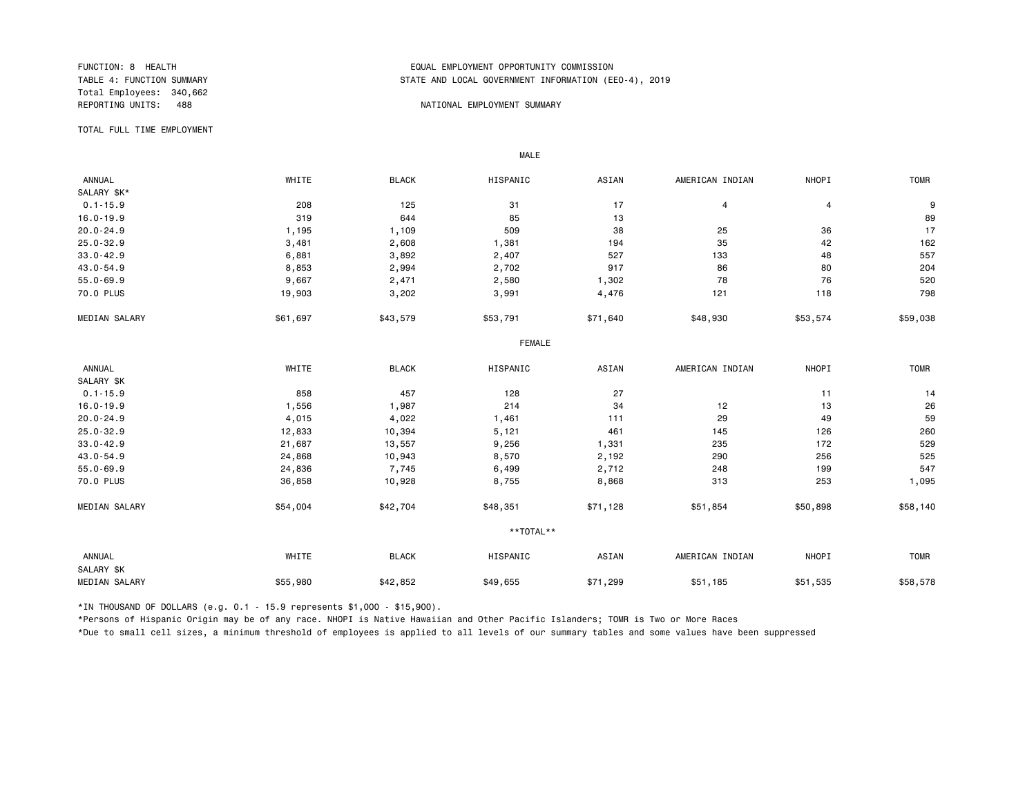FUNCTION: 8 HEALTH
TABLE 4: FUNCTION SUMMARY
Total Employees: 340,662
REPORTING UNITS: 488

EQUAL EMPLOYMENT OPPORTUNITY COMMISSION
STATE AND LOCAL GOVERNMENT INFORMATION (EEO-4), 2019

NATIONAL EMPLOYMENT SUMMARY

TOTAL FULL TIME EMPLOYMENT

MALE

| ANNUAL SALARY $K* | WHITE | BLACK | HISPANIC | ASIAN | AMERICAN INDIAN | NHOPI | TOMR |
|---|---|---|---|---|---|---|---|
| 0.1-15.9 | 208 | 125 | 31 | 17 | 4 | 4 | 9 |
| 16.0-19.9 | 319 | 644 | 85 | 13 | | | 89 |
| 20.0-24.9 | 1,195 | 1,109 | 509 | 38 | 25 | 36 | 17 |
| 25.0-32.9 | 3,481 | 2,608 | 1,381 | 194 | 35 | 42 | 162 |
| 33.0-42.9 | 6,881 | 3,892 | 2,407 | 527 | 133 | 48 | 557 |
| 43.0-54.9 | 8,853 | 2,994 | 2,702 | 917 | 86 | 80 | 204 |
| 55.0-69.9 | 9,667 | 2,471 | 2,580 | 1,302 | 78 | 76 | 520 |
| 70.0 PLUS | 19,903 | 3,202 | 3,991 | 4,476 | 121 | 118 | 798 |
| MEDIAN SALARY | $61,697 | $43,579 | $53,791 | $71,640 | $48,930 | $53,574 | $59,038 |

FEMALE

| ANNUAL SALARY $K | WHITE | BLACK | HISPANIC | ASIAN | AMERICAN INDIAN | NHOPI | TOMR |
|---|---|---|---|---|---|---|---|
| 0.1-15.9 | 858 | 457 | 128 | 27 | | 11 | 14 |
| 16.0-19.9 | 1,556 | 1,987 | 214 | 34 | 12 | 13 | 26 |
| 20.0-24.9 | 4,015 | 4,022 | 1,461 | 111 | 29 | 49 | 59 |
| 25.0-32.9 | 12,833 | 10,394 | 5,121 | 461 | 145 | 126 | 260 |
| 33.0-42.9 | 21,687 | 13,557 | 9,256 | 1,331 | 235 | 172 | 529 |
| 43.0-54.9 | 24,868 | 10,943 | 8,570 | 2,192 | 290 | 256 | 525 |
| 55.0-69.9 | 24,836 | 7,745 | 6,499 | 2,712 | 248 | 199 | 547 |
| 70.0 PLUS | 36,858 | 10,928 | 8,755 | 8,868 | 313 | 253 | 1,095 |
| MEDIAN SALARY | $54,004 | $42,704 | $48,351 | $71,128 | $51,854 | $50,898 | $58,140 |

**TOTAL**

| ANNUAL SALARY $K | WHITE | BLACK | HISPANIC | ASIAN | AMERICAN INDIAN | NHOPI | TOMR |
|---|---|---|---|---|---|---|---|
| MEDIAN SALARY | $55,980 | $42,852 | $49,655 | $71,299 | $51,185 | $51,535 | $58,578 |

*IN THOUSAND OF DOLLARS (e.g. 0.1 - 15.9 represents $1,000 - $15,900).

*Persons of Hispanic Origin may be of any race. NHOPI is Native Hawaiian and Other Pacific Islanders; TOMR is Two or More Races

*Due to small cell sizes, a minimum threshold of employees is applied to all levels of our summary tables and some values have been suppressed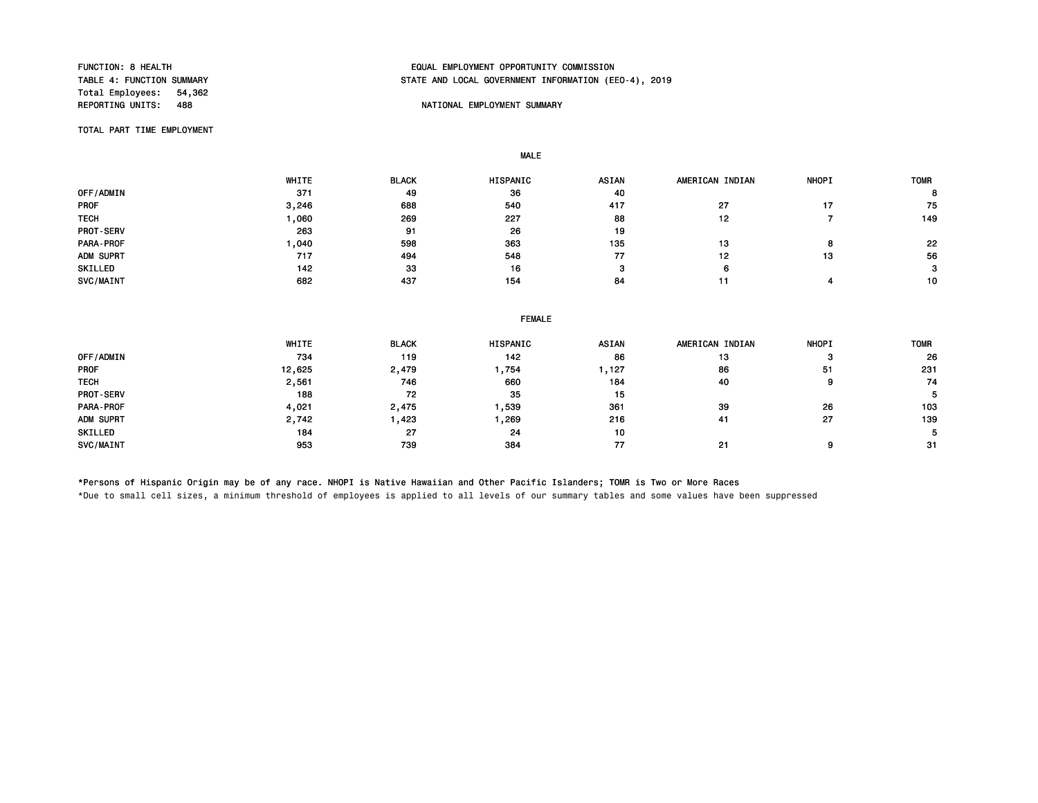FUNCTION: 8 HEALTH
TABLE 4: FUNCTION SUMMARY
Total Employees: 54,362
REPORTING UNITS: 488

EQUAL EMPLOYMENT OPPORTUNITY COMMISSION
STATE AND LOCAL GOVERNMENT INFORMATION (EEO-4), 2019

NATIONAL EMPLOYMENT SUMMARY

TOTAL PART TIME EMPLOYMENT

MALE

| | WHITE | BLACK | HISPANIC | ASIAN | AMERICAN INDIAN | NHOPI | TOMR |
|---|---|---|---|---|---|---|---|
| OFF/ADMIN | 371 | 49 | 36 | 40 | | | 8 |
| PROF | 3,246 | 688 | 540 | 417 | 27 | 17 | 75 |
| TECH | 1,060 | 269 | 227 | 88 | 12 | 7 | 149 |
| PROT-SERV | 263 | 91 | 26 | 19 | | | |
| PARA-PROF | 1,040 | 598 | 363 | 135 | 13 | 8 | 22 |
| ADM SUPRT | 717 | 494 | 548 | 77 | 12 | 13 | 56 |
| SKILLED | 142 | 33 | 16 | 3 | 6 | | 3 |
| SVC/MAINT | 682 | 437 | 154 | 84 | 11 | 4 | 10 |

FEMALE

| | WHITE | BLACK | HISPANIC | ASIAN | AMERICAN INDIAN | NHOPI | TOMR |
|---|---|---|---|---|---|---|---|
| OFF/ADMIN | 734 | 119 | 142 | 86 | 13 | 3 | 26 |
| PROF | 12,625 | 2,479 | 1,754 | 1,127 | 86 | 51 | 231 |
| TECH | 2,561 | 746 | 660 | 184 | 40 | 9 | 74 |
| PROT-SERV | 188 | 72 | 35 | 15 | | | 5 |
| PARA-PROF | 4,021 | 2,475 | 1,539 | 361 | 39 | 26 | 103 |
| ADM SUPRT | 2,742 | 1,423 | 1,269 | 216 | 41 | 27 | 139 |
| SKILLED | 184 | 27 | 24 | 10 | | | 5 |
| SVC/MAINT | 953 | 739 | 384 | 77 | 21 | 9 | 31 |

*Persons of Hispanic Origin may be of any race. NHOPI is Native Hawaiian and Other Pacific Islanders; TOMR is Two or More Races

*Due to small cell sizes, a minimum threshold of employees is applied to all levels of our summary tables and some values have been suppressed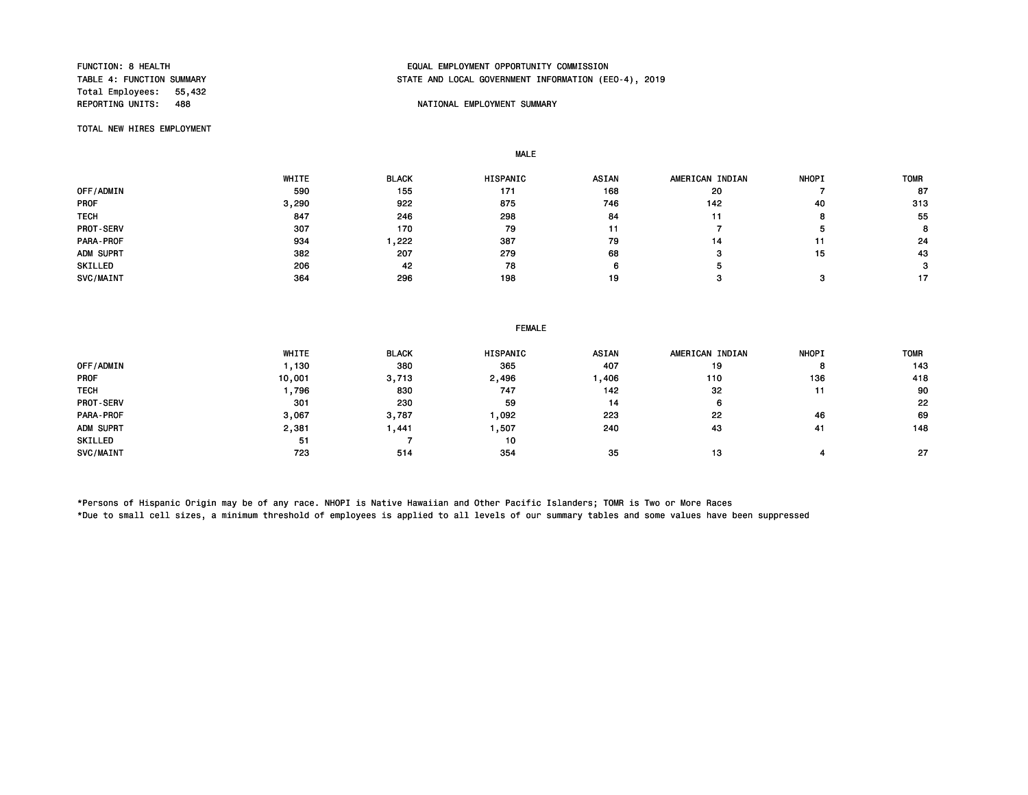FUNCTION: 8 HEALTH
TABLE 4: FUNCTION SUMMARY
Total Employees: 55,432
REPORTING UNITS: 488

EQUAL EMPLOYMENT OPPORTUNITY COMMISSION
STATE AND LOCAL GOVERNMENT INFORMATION (EEO-4), 2019

NATIONAL EMPLOYMENT SUMMARY

TOTAL NEW HIRES EMPLOYMENT

**MALE**

| | WHITE | BLACK | HISPANIC | ASIAN | AMERICAN INDIAN | NHOPI | TOMR |
|---|---|---|---|---|---|---|---|
| OFF/ADMIN | 590 | 155 | 171 | 168 | 20 | 7 | 87 |
| PROF | 3,290 | 922 | 875 | 746 | 142 | 40 | 313 |
| TECH | 847 | 246 | 298 | 84 | 11 | 8 | 55 |
| PROT-SERV | 307 | 170 | 79 | 11 | 7 | 5 | 8 |
| PARA-PROF | 934 | 1,222 | 387 | 79 | 14 | 11 | 24 |
| ADM SUPRT | 382 | 207 | 279 | 68 | 3 | 15 | 43 |
| SKILLED | 206 | 42 | 78 | 6 | 5 | | 3 |
| SVC/MAINT | 364 | 296 | 198 | 19 | 3 | 3 | 17 |

**FEMALE**

| | WHITE | BLACK | HISPANIC | ASIAN | AMERICAN INDIAN | NHOPI | TOMR |
|---|---|---|---|---|---|---|---|
| OFF/ADMIN | 1,130 | 380 | 365 | 407 | 19 | 8 | 143 |
| PROF | 10,001 | 3,713 | 2,496 | 1,406 | 110 | 136 | 418 |
| TECH | 1,796 | 830 | 747 | 142 | 32 | 11 | 90 |
| PROT-SERV | 301 | 230 | 59 | 14 | 6 | | 22 |
| PARA-PROF | 3,067 | 3,787 | 1,092 | 223 | 22 | 46 | 69 |
| ADM SUPRT | 2,381 | 1,441 | 1,507 | 240 | 43 | 41 | 148 |
| SKILLED | 51 | 7 | 10 | | | | |
| SVC/MAINT | 723 | 514 | 354 | 35 | 13 | 4 | 27 |

*Persons of Hispanic Origin may be of any race. NHOPI is Native Hawaiian and Other Pacific Islanders; TOMR is Two or More Races
*Due to small cell sizes, a minimum threshold of employees is applied to all levels of our summary tables and some values have been suppressed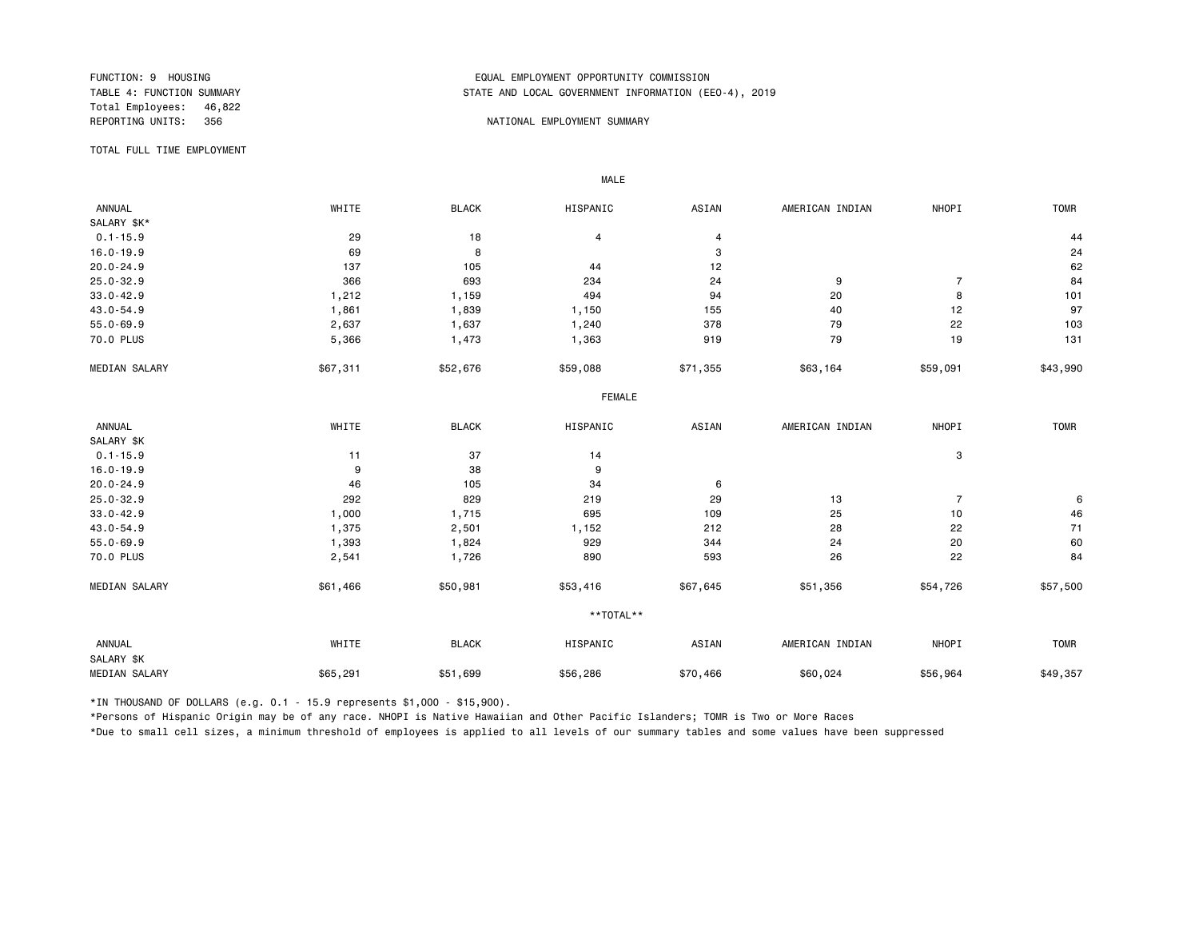FUNCTION: 9 HOUSING
TABLE 4: FUNCTION SUMMARY
Total Employees: 46,822
REPORTING UNITS: 356

EQUAL EMPLOYMENT OPPORTUNITY COMMISSION
STATE AND LOCAL GOVERNMENT INFORMATION (EEO-4), 2019

NATIONAL EMPLOYMENT SUMMARY

TOTAL FULL TIME EMPLOYMENT

**MALE**

| ANNUAL SALARY $K* | WHITE | BLACK | HISPANIC | ASIAN | AMERICAN INDIAN | NHOPI | TOMR |
|---|---|---|---|---|---|---|---|
| 0.1-15.9 | 29 | 18 | 4 | 4 | | | 44 |
| 16.0-19.9 | 69 | 8 | | 3 | | | 24 |
| 20.0-24.9 | 137 | 105 | 44 | 12 | | | 62 |
| 25.0-32.9 | 366 | 693 | 234 | 24 | 9 | 7 | 84 |
| 33.0-42.9 | 1,212 | 1,159 | 494 | 94 | 20 | 8 | 101 |
| 43.0-54.9 | 1,861 | 1,839 | 1,150 | 155 | 40 | 12 | 97 |
| 55.0-69.9 | 2,637 | 1,637 | 1,240 | 378 | 79 | 22 | 103 |
| 70.0 PLUS | 5,366 | 1,473 | 1,363 | 919 | 79 | 19 | 131 |
| MEDIAN SALARY | $67,311 | $52,676 | $59,088 | $71,355 | $63,164 | $59,091 | $43,990 |

**FEMALE**

| ANNUAL SALARY $K | WHITE | BLACK | HISPANIC | ASIAN | AMERICAN INDIAN | NHOPI | TOMR |
|---|---|---|---|---|---|---|---|
| 0.1-15.9 | 11 | 37 | 14 | | | 3 | |
| 16.0-19.9 | 9 | 38 | 9 | | | | |
| 20.0-24.9 | 46 | 105 | 34 | 6 | | | |
| 25.0-32.9 | 292 | 829 | 219 | 29 | 13 | 7 | 6 |
| 33.0-42.9 | 1,000 | 1,715 | 695 | 109 | 25 | 10 | 46 |
| 43.0-54.9 | 1,375 | 2,501 | 1,152 | 212 | 28 | 22 | 71 |
| 55.0-69.9 | 1,393 | 1,824 | 929 | 344 | 24 | 20 | 60 |
| 70.0 PLUS | 2,541 | 1,726 | 890 | 593 | 26 | 22 | 84 |
| MEDIAN SALARY | $61,466 | $50,981 | $53,416 | $67,645 | $51,356 | $54,726 | $57,500 |

****TOTAL****

| ANNUAL SALARY $K | WHITE | BLACK | HISPANIC | ASIAN | AMERICAN INDIAN | NHOPI | TOMR |
|---|---|---|---|---|---|---|---|
| MEDIAN SALARY | $65,291 | $51,699 | $56,286 | $70,466 | $60,024 | $56,964 | $49,357 |

*IN THOUSAND OF DOLLARS (e.g. 0.1 - 15.9 represents $1,000 - $15,900).

*Persons of Hispanic Origin may be of any race. NHOPI is Native Hawaiian and Other Pacific Islanders; TOMR is Two or More Races

*Due to small cell sizes, a minimum threshold of employees is applied to all levels of our summary tables and some values have been suppressed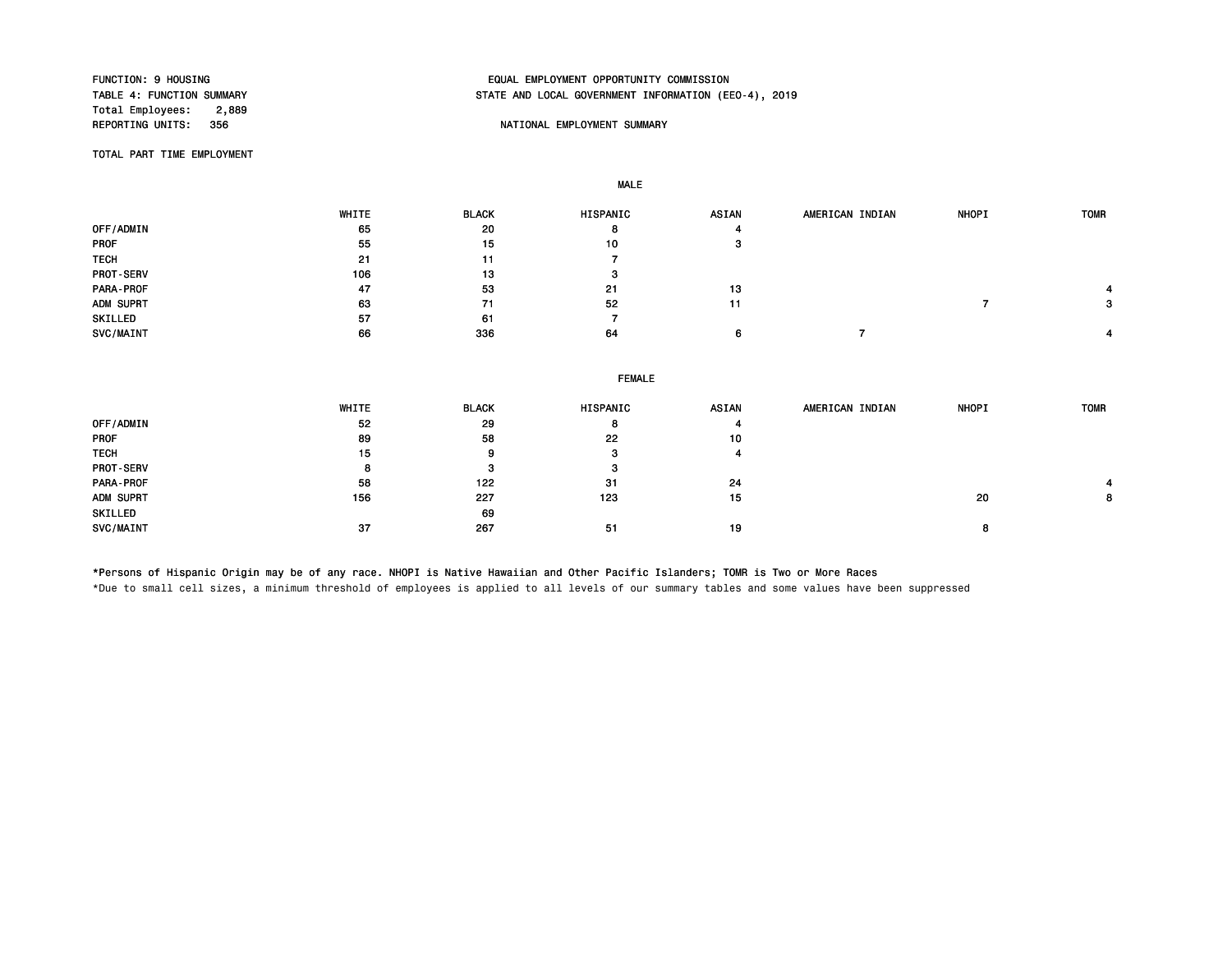FUNCTION: 9 HOUSING
TABLE 4: FUNCTION SUMMARY
Total Employees: 2,889
REPORTING UNITS: 356

EQUAL EMPLOYMENT OPPORTUNITY COMMISSION
STATE AND LOCAL GOVERNMENT INFORMATION (EEO-4), 2019

NATIONAL EMPLOYMENT SUMMARY

TOTAL PART TIME EMPLOYMENT

MALE

| | WHITE | BLACK | HISPANIC | ASIAN | AMERICAN INDIAN | NHOPI | TOMR |
|---|---|---|---|---|---|---|---|
| OFF/ADMIN | 65 | 20 | 8 | 4 | | | |
| PROF | 55 | 15 | 10 | 3 | | | |
| TECH | 21 | 11 | 7 | | | | |
| PROT-SERV | 106 | 13 | 3 | | | | |
| PARA-PROF | 47 | 53 | 21 | 13 | | | 4 |
| ADM SUPRT | 63 | 71 | 52 | 11 | | 7 | 3 |
| SKILLED | 57 | 61 | 7 | | | | |
| SVC/MAINT | 66 | 336 | 64 | 6 | 7 | | 4 |

FEMALE

| | WHITE | BLACK | HISPANIC | ASIAN | AMERICAN INDIAN | NHOPI | TOMR |
|---|---|---|---|---|---|---|---|
| OFF/ADMIN | 52 | 29 | 8 | 4 | | | |
| PROF | 89 | 58 | 22 | 10 | | | |
| TECH | 15 | 9 | 3 | 4 | | | |
| PROT-SERV | 8 | 3 | 3 | | | | |
| PARA-PROF | 58 | 122 | 31 | 24 | | | 4 |
| ADM SUPRT | 156 | 227 | 123 | 15 | | 20 | 8 |
| SKILLED | | 69 | | | | | |
| SVC/MAINT | 37 | 267 | 51 | 19 | | 8 | |

*Persons of Hispanic Origin may be of any race. NHOPI is Native Hawaiian and Other Pacific Islanders; TOMR is Two or More Races

*Due to small cell sizes, a minimum threshold of employees is applied to all levels of our summary tables and some values have been suppressed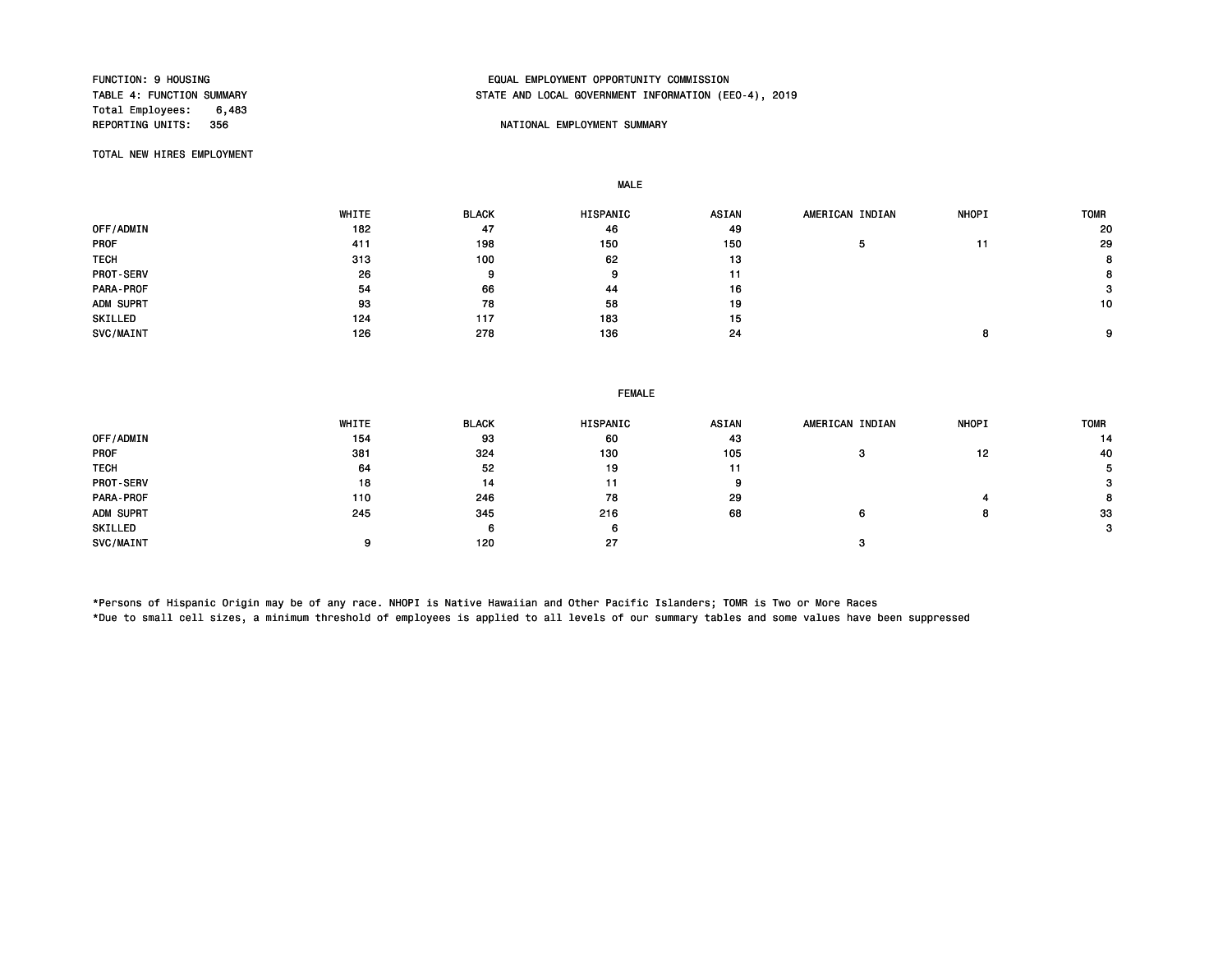FUNCTION: 9 HOUSING
TABLE 4: FUNCTION SUMMARY
Total Employees: 6,483
REPORTING UNITS: 356

EQUAL EMPLOYMENT OPPORTUNITY COMMISSION
STATE AND LOCAL GOVERNMENT INFORMATION (EEO-4), 2019

NATIONAL EMPLOYMENT SUMMARY

TOTAL NEW HIRES EMPLOYMENT

MALE

| | WHITE | BLACK | HISPANIC | ASIAN | AMERICAN INDIAN | NHOPI | TOMR |
|---|---|---|---|---|---|---|---|
| OFF/ADMIN | 182 | 47 | 46 | 49 | | | 20 |
| PROF | 411 | 198 | 150 | 150 | 5 | 11 | 29 |
| TECH | 313 | 100 | 62 | 13 | | | 8 |
| PROT-SERV | 26 | 9 | 9 | 11 | | | 8 |
| PARA-PROF | 54 | 66 | 44 | 16 | | | 3 |
| ADM SUPRT | 93 | 78 | 58 | 19 | | | 10 |
| SKILLED | 124 | 117 | 183 | 15 | | | |
| SVC/MAINT | 126 | 278 | 136 | 24 | | 8 | 9 |

FEMALE

| | WHITE | BLACK | HISPANIC | ASIAN | AMERICAN INDIAN | NHOPI | TOMR |
|---|---|---|---|---|---|---|---|
| OFF/ADMIN | 154 | 93 | 60 | 43 | | | 14 |
| PROF | 381 | 324 | 130 | 105 | 3 | 12 | 40 |
| TECH | 64 | 52 | 19 | 11 | | | 5 |
| PROT-SERV | 18 | 14 | 11 | 9 | | | 3 |
| PARA-PROF | 110 | 246 | 78 | 29 | | 4 | 8 |
| ADM SUPRT | 245 | 345 | 216 | 68 | 6 | 8 | 33 |
| SKILLED | | 6 | 6 | | | | 3 |
| SVC/MAINT | 9 | 120 | 27 | | 3 | | |

*Persons of Hispanic Origin may be of any race. NHOPI is Native Hawaiian and Other Pacific Islanders; TOMR is Two or More Races
*Due to small cell sizes, a minimum threshold of employees is applied to all levels of our summary tables and some values have been suppressed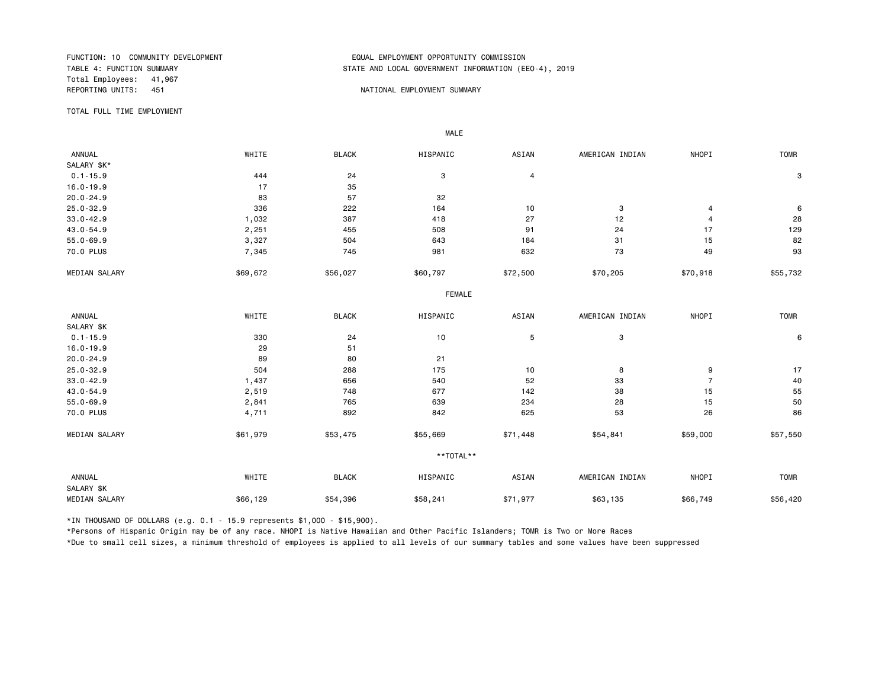FUNCTION: 10 COMMUNITY DEVELOPMENT
TABLE 4: FUNCTION SUMMARY
Total Employees: 41,967
REPORTING UNITS: 451

EQUAL EMPLOYMENT OPPORTUNITY COMMISSION
STATE AND LOCAL GOVERNMENT INFORMATION (EEO-4), 2019

NATIONAL EMPLOYMENT SUMMARY

TOTAL FULL TIME EMPLOYMENT

**MALE**

| ANNUAL SALARY $K* | WHITE | BLACK | HISPANIC | ASIAN | AMERICAN INDIAN | NHOPI | TOMR |
|---|---|---|---|---|---|---|---|
| 0.1-15.9 | 444 | 24 | 3 | 4 | | | 3 |
| 16.0-19.9 | 17 | 35 | | | | | |
| 20.0-24.9 | 83 | 57 | 32 | | | | |
| 25.0-32.9 | 336 | 222 | 164 | 10 | 3 | 4 | 6 |
| 33.0-42.9 | 1,032 | 387 | 418 | 27 | 12 | 4 | 28 |
| 43.0-54.9 | 2,251 | 455 | 508 | 91 | 24 | 17 | 129 |
| 55.0-69.9 | 3,327 | 504 | 643 | 184 | 31 | 15 | 82 |
| 70.0 PLUS | 7,345 | 745 | 981 | 632 | 73 | 49 | 93 |
| MEDIAN SALARY | $69,672 | $56,027 | $60,797 | $72,500 | $70,205 | $70,918 | $55,732 |

**FEMALE**

| ANNUAL SALARY $K | WHITE | BLACK | HISPANIC | ASIAN | AMERICAN INDIAN | NHOPI | TOMR |
|---|---|---|---|---|---|---|---|
| 0.1-15.9 | 330 | 24 | 10 | 5 | 3 | | 6 |
| 16.0-19.9 | 29 | 51 | | | | | |
| 20.0-24.9 | 89 | 80 | 21 | | | | |
| 25.0-32.9 | 504 | 288 | 175 | 10 | 8 | 9 | 17 |
| 33.0-42.9 | 1,437 | 656 | 540 | 52 | 33 | 7 | 40 |
| 43.0-54.9 | 2,519 | 748 | 677 | 142 | 38 | 15 | 55 |
| 55.0-69.9 | 2,841 | 765 | 639 | 234 | 28 | 15 | 50 |
| 70.0 PLUS | 4,711 | 892 | 842 | 625 | 53 | 26 | 86 |
| MEDIAN SALARY | $61,979 | $53,475 | $55,669 | $71,448 | $54,841 | $59,000 | $57,550 |

**\*\*TOTAL\*\***

| ANNUAL SALARY $K | WHITE | BLACK | HISPANIC | ASIAN | AMERICAN INDIAN | NHOPI | TOMR |
|---|---|---|---|---|---|---|---|
| MEDIAN SALARY | $66,129 | $54,396 | $58,241 | $71,977 | $63,135 | $66,749 | $56,420 |

*IN THOUSAND OF DOLLARS (e.g. 0.1 - 15.9 represents $1,000 - $15,900).

*Persons of Hispanic Origin may be of any race. NHOPI is Native Hawaiian and Other Pacific Islanders; TOMR is Two or More Races

*Due to small cell sizes, a minimum threshold of employees is applied to all levels of our summary tables and some values have been suppressed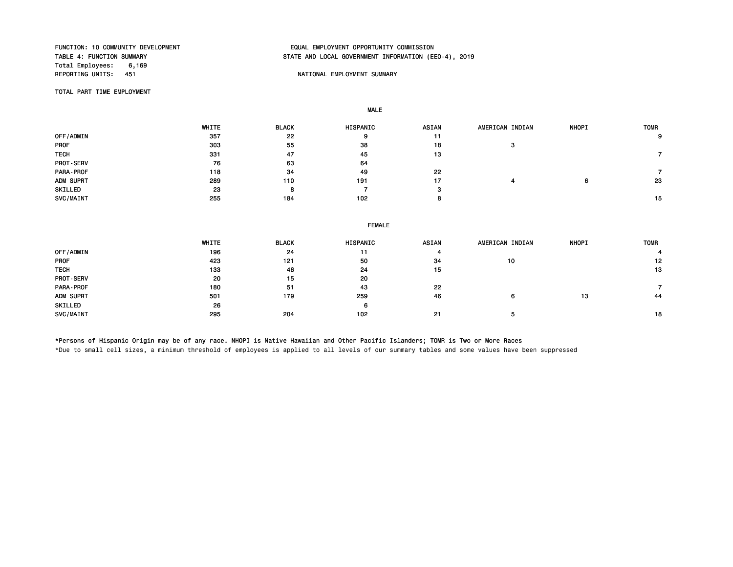FUNCTION: 10 COMMUNITY DEVELOPMENT
TABLE 4: FUNCTION SUMMARY
Total Employees: 6,169
REPORTING UNITS: 451

EQUAL EMPLOYMENT OPPORTUNITY COMMISSION
STATE AND LOCAL GOVERNMENT INFORMATION (EEO-4), 2019

NATIONAL EMPLOYMENT SUMMARY

TOTAL PART TIME EMPLOYMENT

**MALE**

| | WHITE | BLACK | HISPANIC | ASIAN | AMERICAN INDIAN | NHOPI | TOMR |
|---|---|---|---|---|---|---|---|
| OFF/ADMIN | 357 | 22 | 9 | 11 | | | 9 |
| PROF | 303 | 55 | 38 | 18 | 3 | | |
| TECH | 331 | 47 | 45 | 13 | | | 7 |
| PROT-SERV | 76 | 63 | 64 | | | | |
| PARA-PROF | 118 | 34 | 49 | 22 | | | 7 |
| ADM SUPRT | 289 | 110 | 191 | 17 | 4 | 6 | 23 |
| SKILLED | 23 | 8 | 7 | 3 | | | |
| SVC/MAINT | 255 | 184 | 102 | 8 | | | 15 |

**FEMALE**

| | WHITE | BLACK | HISPANIC | ASIAN | AMERICAN INDIAN | NHOPI | TOMR |
|---|---|---|---|---|---|---|---|
| OFF/ADMIN | 196 | 24 | 11 | 4 | | | 4 |
| PROF | 423 | 121 | 50 | 34 | 10 | | 12 |
| TECH | 133 | 46 | 24 | 15 | | | 13 |
| PROT-SERV | 20 | 15 | 20 | | | | |
| PARA-PROF | 180 | 51 | 43 | 22 | | | 7 |
| ADM SUPRT | 501 | 179 | 259 | 46 | 6 | 13 | 44 |
| SKILLED | 26 | | 6 | | | | |
| SVC/MAINT | 295 | 204 | 102 | 21 | 5 | | 18 |

*Persons of Hispanic Origin may be of any race. NHOPI is Native Hawaiian and Other Pacific Islanders; TOMR is Two or More Races

*Due to small cell sizes, a minimum threshold of employees is applied to all levels of our summary tables and some values have been suppressed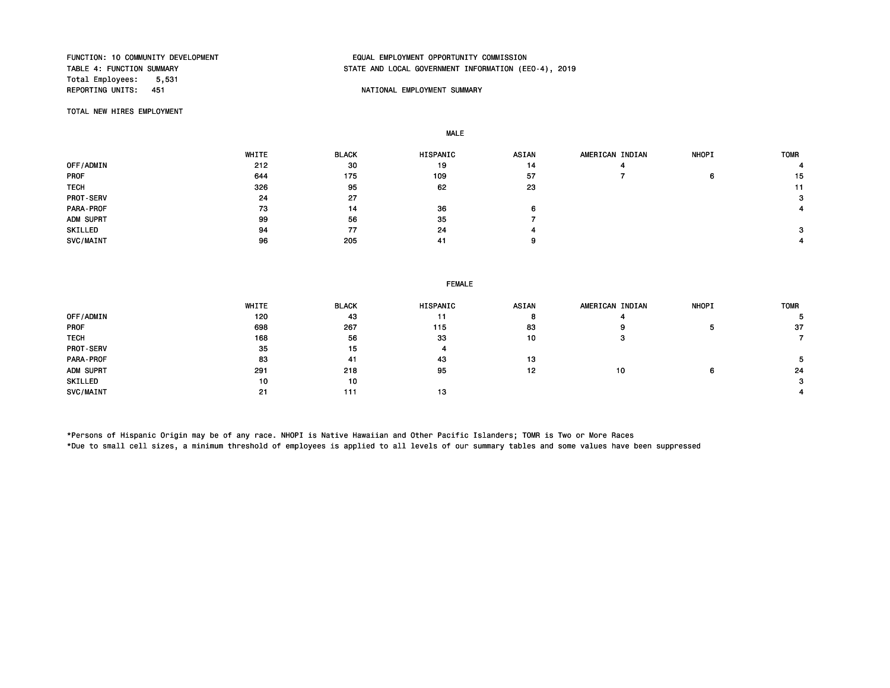FUNCTION: 10 COMMUNITY DEVELOPMENT
TABLE 4: FUNCTION SUMMARY
Total Employees: 5,531
REPORTING UNITS: 451

EQUAL EMPLOYMENT OPPORTUNITY COMMISSION
STATE AND LOCAL GOVERNMENT INFORMATION (EEO-4), 2019

NATIONAL EMPLOYMENT SUMMARY

TOTAL NEW HIRES EMPLOYMENT

**MALE**

| | WHITE | BLACK | HISPANIC | ASIAN | AMERICAN INDIAN | NHOPI | TOMR |
|---|---|---|---|---|---|---|---|
| OFF/ADMIN | 212 | 30 | 19 | 14 | 4 | | 4 |
| PROF | 644 | 175 | 109 | 57 | 7 | 6 | 15 |
| TECH | 326 | 95 | 62 | 23 | | | 11 |
| PROT-SERV | 24 | 27 | | | | | 3 |
| PARA-PROF | 73 | 14 | 36 | 6 | | | 4 |
| ADM SUPRT | 99 | 56 | 35 | 7 | | | |
| SKILLED | 94 | 77 | 24 | 4 | | | 3 |
| SVC/MAINT | 96 | 205 | 41 | 9 | | | 4 |

**FEMALE**

| | WHITE | BLACK | HISPANIC | ASIAN | AMERICAN INDIAN | NHOPI | TOMR |
|---|---|---|---|---|---|---|---|
| OFF/ADMIN | 120 | 43 | 11 | 8 | 4 | | 5 |
| PROF | 698 | 267 | 115 | 83 | 9 | 5 | 37 |
| TECH | 168 | 56 | 33 | 10 | 3 | | 7 |
| PROT-SERV | 35 | 15 | 4 | | | | |
| PARA-PROF | 83 | 41 | 43 | 13 | | | 5 |
| ADM SUPRT | 291 | 218 | 95 | 12 | 10 | 6 | 24 |
| SKILLED | 10 | 10 | | | | | 3 |
| SVC/MAINT | 21 | 111 | 13 | | | | 4 |

*Persons of Hispanic Origin may be of any race. NHOPI is Native Hawaiian and Other Pacific Islanders; TOMR is Two or More Races
*Due to small cell sizes, a minimum threshold of employees is applied to all levels of our summary tables and some values have been suppressed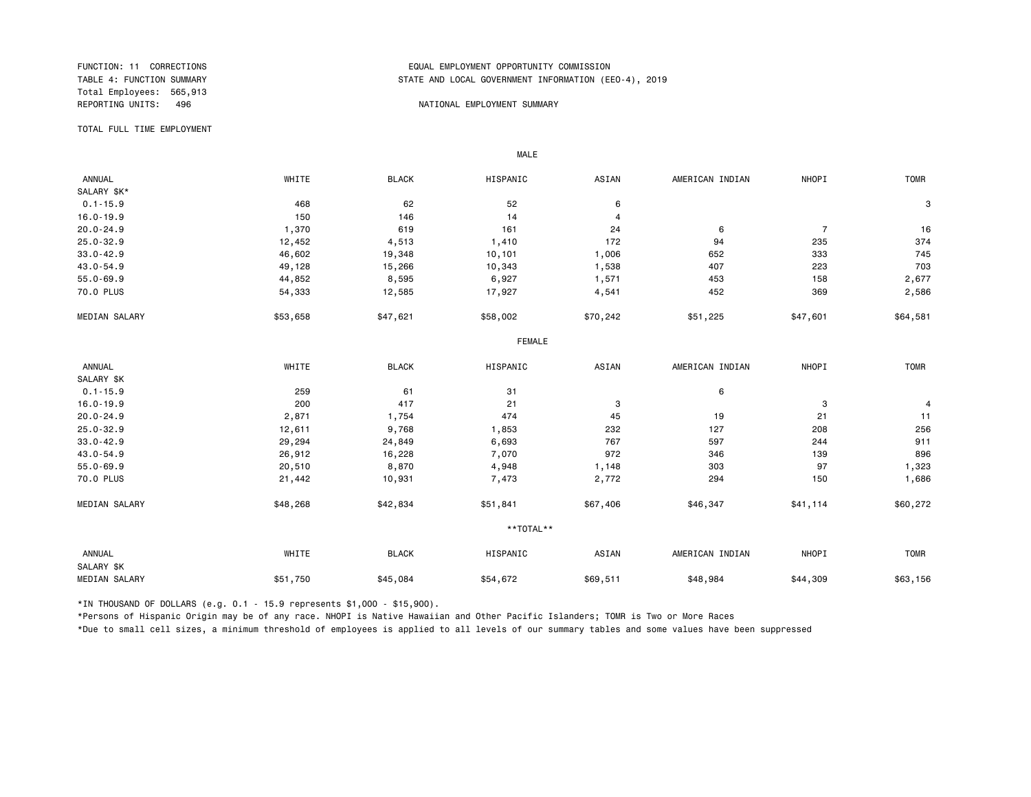FUNCTION: 11 CORRECTIONS
TABLE 4: FUNCTION SUMMARY
Total Employees: 565,913
REPORTING UNITS: 496

EQUAL EMPLOYMENT OPPORTUNITY COMMISSION
STATE AND LOCAL GOVERNMENT INFORMATION (EEO-4), 2019

NATIONAL EMPLOYMENT SUMMARY

TOTAL FULL TIME EMPLOYMENT

MALE

| ANNUAL SALARY $K* | WHITE | BLACK | HISPANIC | ASIAN | AMERICAN INDIAN | NHOPI | TOMR |
|---|---|---|---|---|---|---|---|
| 0.1-15.9 | 468 | 62 | 52 | 6 | | | 3 |
| 16.0-19.9 | 150 | 146 | 14 | 4 | | | |
| 20.0-24.9 | 1,370 | 619 | 161 | 24 | 6 | 7 | 16 |
| 25.0-32.9 | 12,452 | 4,513 | 1,410 | 172 | 94 | 235 | 374 |
| 33.0-42.9 | 46,602 | 19,348 | 10,101 | 1,006 | 652 | 333 | 745 |
| 43.0-54.9 | 49,128 | 15,266 | 10,343 | 1,538 | 407 | 223 | 703 |
| 55.0-69.9 | 44,852 | 8,595 | 6,927 | 1,571 | 453 | 158 | 2,677 |
| 70.0 PLUS | 54,333 | 12,585 | 17,927 | 4,541 | 452 | 369 | 2,586 |
| MEDIAN SALARY | $53,658 | $47,621 | $58,002 | $70,242 | $51,225 | $47,601 | $64,581 |

FEMALE

| ANNUAL SALARY $K | WHITE | BLACK | HISPANIC | ASIAN | AMERICAN INDIAN | NHOPI | TOMR |
|---|---|---|---|---|---|---|---|
| 0.1-15.9 | 259 | 61 | 31 | | 6 | | |
| 16.0-19.9 | 200 | 417 | 21 | 3 | | 3 | 4 |
| 20.0-24.9 | 2,871 | 1,754 | 474 | 45 | 19 | 21 | 11 |
| 25.0-32.9 | 12,611 | 9,768 | 1,853 | 232 | 127 | 208 | 256 |
| 33.0-42.9 | 29,294 | 24,849 | 6,693 | 767 | 597 | 244 | 911 |
| 43.0-54.9 | 26,912 | 16,228 | 7,070 | 972 | 346 | 139 | 896 |
| 55.0-69.9 | 20,510 | 8,870 | 4,948 | 1,148 | 303 | 97 | 1,323 |
| 70.0 PLUS | 21,442 | 10,931 | 7,473 | 2,772 | 294 | 150 | 1,686 |
| MEDIAN SALARY | $48,268 | $42,834 | $51,841 | $67,406 | $46,347 | $41,114 | $60,272 |

**TOTAL**

| ANNUAL SALARY $K | WHITE | BLACK | HISPANIC | ASIAN | AMERICAN INDIAN | NHOPI | TOMR |
|---|---|---|---|---|---|---|---|
| MEDIAN SALARY | $51,750 | $45,084 | $54,672 | $69,511 | $48,984 | $44,309 | $63,156 |

*IN THOUSAND OF DOLLARS (e.g. 0.1 - 15.9 represents $1,000 - $15,900).

*Persons of Hispanic Origin may be of any race. NHOPI is Native Hawaiian and Other Pacific Islanders; TOMR is Two or More Races

*Due to small cell sizes, a minimum threshold of employees is applied to all levels of our summary tables and some values have been suppressed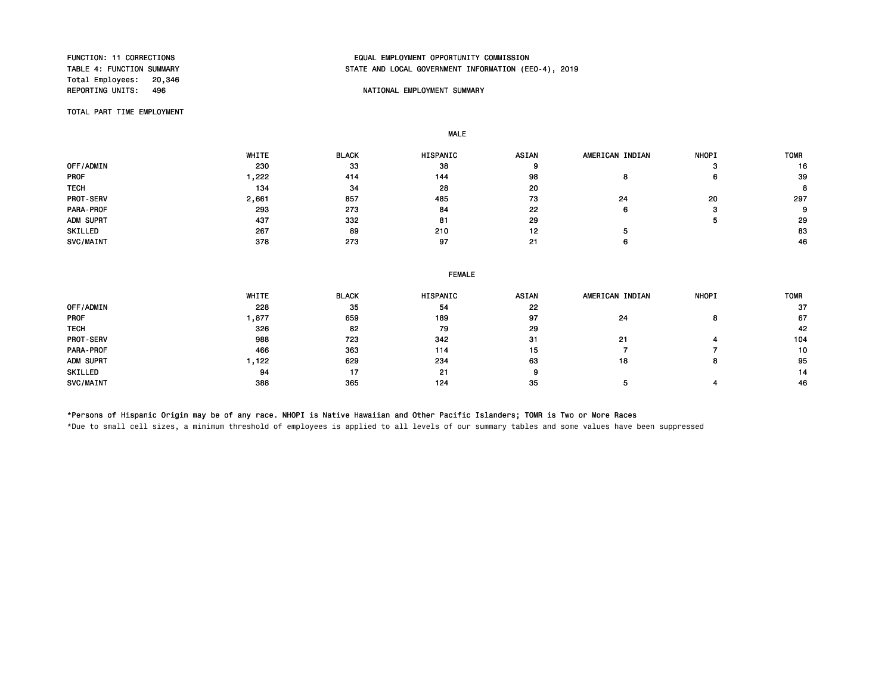FUNCTION: 11 CORRECTIONS
TABLE 4: FUNCTION SUMMARY
Total Employees: 20,346
REPORTING UNITS: 496

EQUAL EMPLOYMENT OPPORTUNITY COMMISSION
STATE AND LOCAL GOVERNMENT INFORMATION (EEO-4), 2019

NATIONAL EMPLOYMENT SUMMARY

TOTAL PART TIME EMPLOYMENT

MALE

| | WHITE | BLACK | HISPANIC | ASIAN | AMERICAN INDIAN | NHOPI | TOMR |
|---|---|---|---|---|---|---|---|
| OFF/ADMIN | 230 | 33 | 38 | 9 | | 3 | 16 |
| PROF | 1,222 | 414 | 144 | 98 | 8 | 6 | 39 |
| TECH | 134 | 34 | 28 | 20 | | | 8 |
| PROT-SERV | 2,661 | 857 | 485 | 73 | 24 | 20 | 297 |
| PARA-PROF | 293 | 273 | 84 | 22 | 6 | 3 | 9 |
| ADM SUPRT | 437 | 332 | 81 | 29 | | 5 | 29 |
| SKILLED | 267 | 89 | 210 | 12 | 5 | | 83 |
| SVC/MAINT | 378 | 273 | 97 | 21 | 6 | | 46 |

FEMALE

| | WHITE | BLACK | HISPANIC | ASIAN | AMERICAN INDIAN | NHOPI | TOMR |
|---|---|---|---|---|---|---|---|
| OFF/ADMIN | 228 | 35 | 54 | 22 | | | 37 |
| PROF | 1,877 | 659 | 189 | 97 | 24 | 8 | 67 |
| TECH | 326 | 82 | 79 | 29 | | | 42 |
| PROT-SERV | 988 | 723 | 342 | 31 | 21 | 4 | 104 |
| PARA-PROF | 466 | 363 | 114 | 15 | 7 | 7 | 10 |
| ADM SUPRT | 1,122 | 629 | 234 | 63 | 18 | 8 | 95 |
| SKILLED | 94 | 17 | 21 | 9 | | | 14 |
| SVC/MAINT | 388 | 365 | 124 | 35 | 5 | 4 | 46 |

*Persons of Hispanic Origin may be of any race. NHOPI is Native Hawaiian and Other Pacific Islanders; TOMR is Two or More Races

*Due to small cell sizes, a minimum threshold of employees is applied to all levels of our summary tables and some values have been suppressed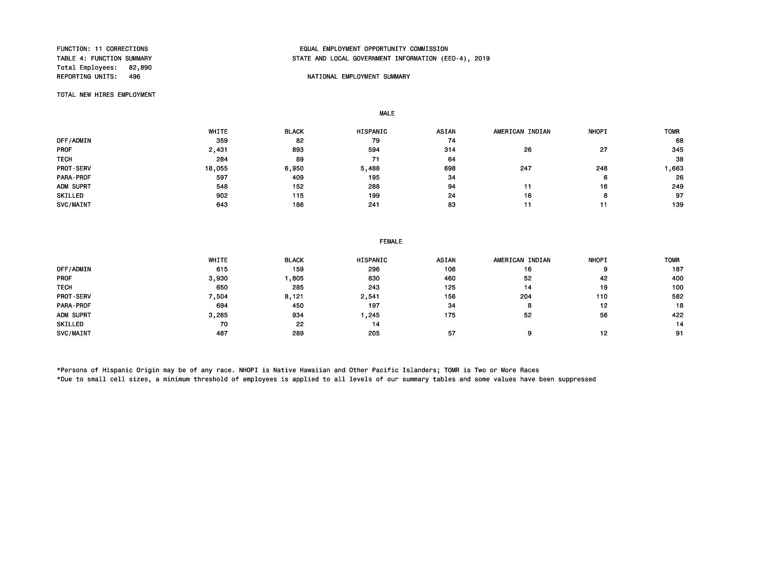FUNCTION: 11 CORRECTIONS
TABLE 4: FUNCTION SUMMARY
Total Employees: 82,890
REPORTING UNITS: 496

EQUAL EMPLOYMENT OPPORTUNITY COMMISSION
STATE AND LOCAL GOVERNMENT INFORMATION (EEO-4), 2019

NATIONAL EMPLOYMENT SUMMARY

TOTAL NEW HIRES EMPLOYMENT

MALE

| | WHITE | BLACK | HISPANIC | ASIAN | AMERICAN INDIAN | NHOPI | TOMR |
|---|---|---|---|---|---|---|---|
| OFF/ADMIN | 359 | 82 | 79 | 74 | | | 68 |
| PROF | 2,431 | 893 | 594 | 314 | 26 | 27 | 345 |
| TECH | 284 | 89 | 71 | 64 | | | 38 |
| PROT-SERV | 18,055 | 6,950 | 5,488 | 698 | 247 | 248 | 1,663 |
| PARA-PROF | 597 | 409 | 195 | 34 | | 6 | 26 |
| ADM SUPRT | 548 | 152 | 288 | 94 | 11 | 16 | 249 |
| SKILLED | 902 | 115 | 199 | 24 | 16 | 8 | 97 |
| SVC/MAINT | 643 | 186 | 241 | 83 | 11 | 11 | 139 |

FEMALE

| | WHITE | BLACK | HISPANIC | ASIAN | AMERICAN INDIAN | NHOPI | TOMR |
|---|---|---|---|---|---|---|---|
| OFF/ADMIN | 615 | 159 | 296 | 106 | 16 | 9 | 187 |
| PROF | 3,930 | 1,805 | 830 | 460 | 52 | 42 | 400 |
| TECH | 650 | 285 | 243 | 125 | 14 | 19 | 100 |
| PROT-SERV | 7,504 | 8,121 | 2,541 | 156 | 204 | 110 | 582 |
| PARA-PROF | 694 | 450 | 197 | 34 | 8 | 12 | 18 |
| ADM SUPRT | 3,265 | 934 | 1,245 | 175 | 52 | 56 | 422 |
| SKILLED | 70 | 22 | 14 | | | | 14 |
| SVC/MAINT | 487 | 289 | 205 | 57 | 9 | 12 | 91 |

*Persons of Hispanic Origin may be of any race. NHOPI is Native Hawaiian and Other Pacific Islanders; TOMR is Two or More Races
*Due to small cell sizes, a minimum threshold of employees is applied to all levels of our summary tables and some values have been suppressed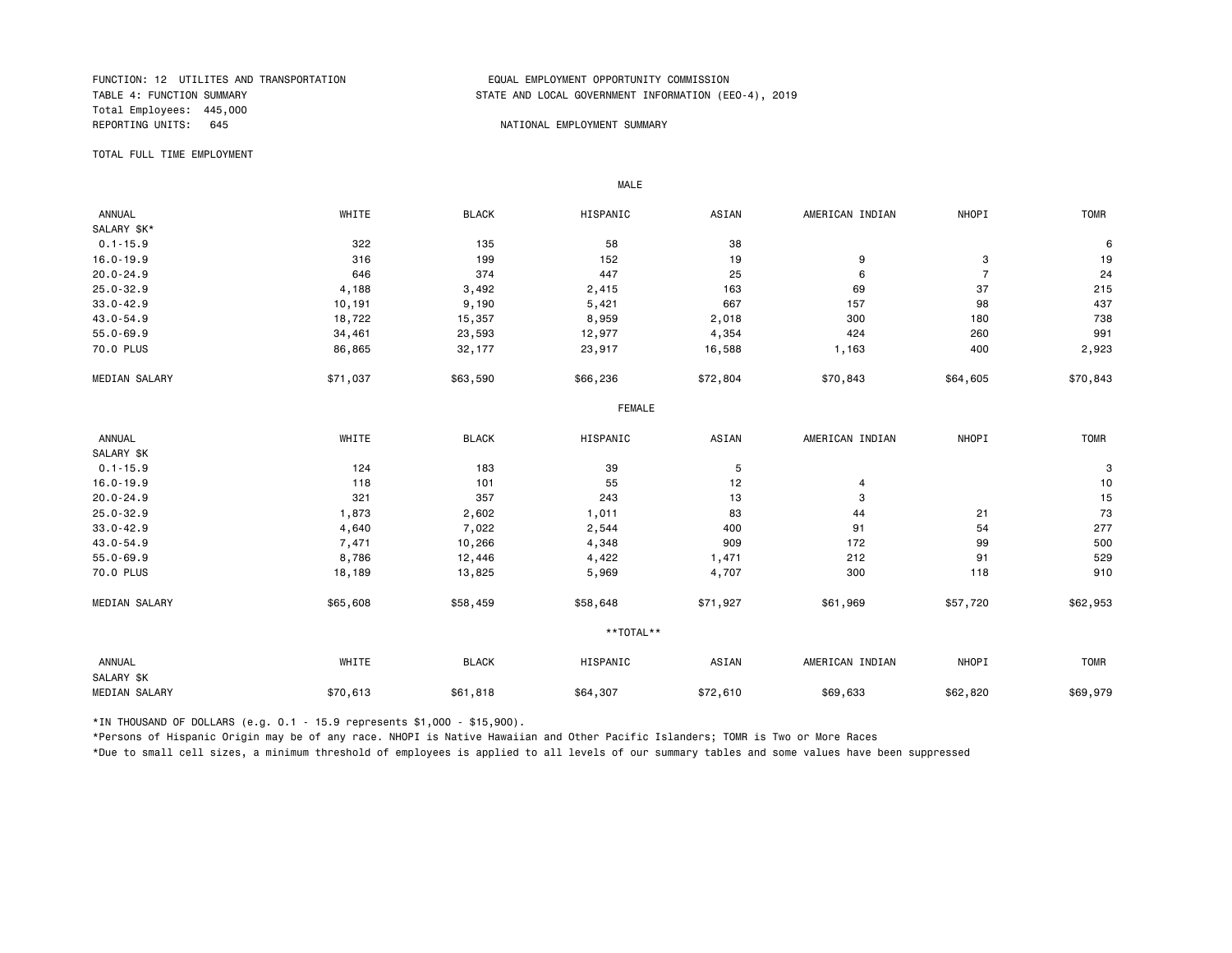FUNCTION: 12 UTILITES AND TRANSPORTATION
TABLE 4: FUNCTION SUMMARY
Total Employees: 445,000
REPORTING UNITS: 645

EQUAL EMPLOYMENT OPPORTUNITY COMMISSION
STATE AND LOCAL GOVERNMENT INFORMATION (EEO-4), 2019

NATIONAL EMPLOYMENT SUMMARY

TOTAL FULL TIME EMPLOYMENT

**MALE**

| ANNUAL SALARY $K* | WHITE | BLACK | HISPANIC | ASIAN | AMERICAN INDIAN | NHOPI | TOMR |
|---|---|---|---|---|---|---|---|
| 0.1-15.9 | 322 | 135 | 58 | 38 | | | 6 |
| 16.0-19.9 | 316 | 199 | 152 | 19 | 9 | 3 | 19 |
| 20.0-24.9 | 646 | 374 | 447 | 25 | 6 | 7 | 24 |
| 25.0-32.9 | 4,188 | 3,492 | 2,415 | 163 | 69 | 37 | 215 |
| 33.0-42.9 | 10,191 | 9,190 | 5,421 | 667 | 157 | 98 | 437 |
| 43.0-54.9 | 18,722 | 15,357 | 8,959 | 2,018 | 300 | 180 | 738 |
| 55.0-69.9 | 34,461 | 23,593 | 12,977 | 4,354 | 424 | 260 | 991 |
| 70.0 PLUS | 86,865 | 32,177 | 23,917 | 16,588 | 1,163 | 400 | 2,923 |
| MEDIAN SALARY | $71,037 | $63,590 | $66,236 | $72,804 | $70,843 | $64,605 | $70,843 |

**FEMALE**

| ANNUAL SALARY $K | WHITE | BLACK | HISPANIC | ASIAN | AMERICAN INDIAN | NHOPI | TOMR |
|---|---|---|---|---|---|---|---|
| 0.1-15.9 | 124 | 183 | 39 | 5 | | | 3 |
| 16.0-19.9 | 118 | 101 | 55 | 12 | 4 | | 10 |
| 20.0-24.9 | 321 | 357 | 243 | 13 | 3 | | 15 |
| 25.0-32.9 | 1,873 | 2,602 | 1,011 | 83 | 44 | 21 | 73 |
| 33.0-42.9 | 4,640 | 7,022 | 2,544 | 400 | 91 | 54 | 277 |
| 43.0-54.9 | 7,471 | 10,266 | 4,348 | 909 | 172 | 99 | 500 |
| 55.0-69.9 | 8,786 | 12,446 | 4,422 | 1,471 | 212 | 91 | 529 |
| 70.0 PLUS | 18,189 | 13,825 | 5,969 | 4,707 | 300 | 118 | 910 |
| MEDIAN SALARY | $65,608 | $58,459 | $58,648 | $71,927 | $61,969 | $57,720 | $62,953 |

****TOTAL****

| ANNUAL SALARY $K | WHITE | BLACK | HISPANIC | ASIAN | AMERICAN INDIAN | NHOPI | TOMR |
|---|---|---|---|---|---|---|---|
| MEDIAN SALARY | $70,613 | $61,818 | $64,307 | $72,610 | $69,633 | $62,820 | $69,979 |

*IN THOUSAND OF DOLLARS (e.g. 0.1 - 15.9 represents $1,000 - $15,900).

*Persons of Hispanic Origin may be of any race. NHOPI is Native Hawaiian and Other Pacific Islanders; TOMR is Two or More Races

*Due to small cell sizes, a minimum threshold of employees is applied to all levels of our summary tables and some values have been suppressed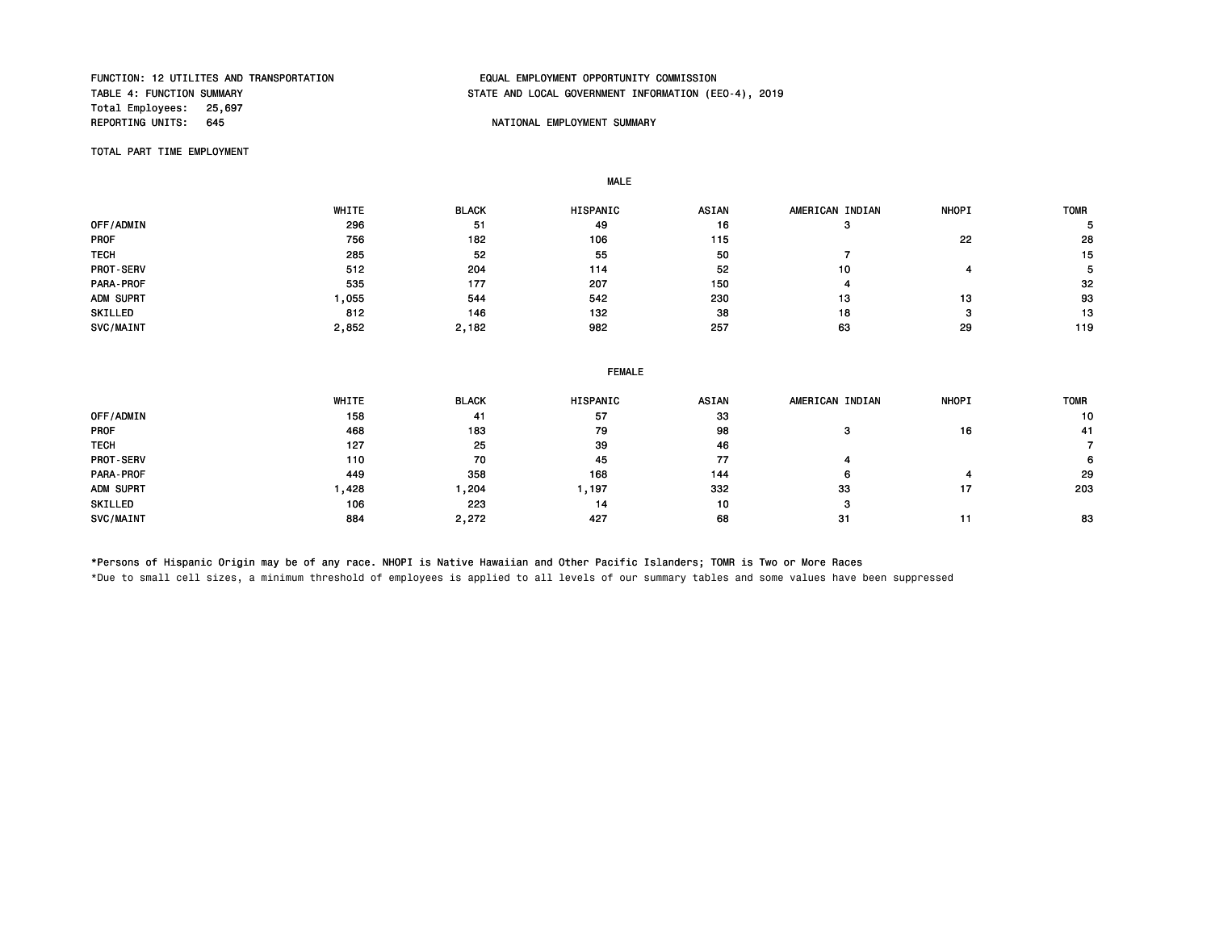FUNCTION: 12 UTILITES AND TRANSPORTATION
TABLE 4: FUNCTION SUMMARY
Total Employees: 25,697
REPORTING UNITS: 645

EQUAL EMPLOYMENT OPPORTUNITY COMMISSION
STATE AND LOCAL GOVERNMENT INFORMATION (EEO-4), 2019

NATIONAL EMPLOYMENT SUMMARY

TOTAL PART TIME EMPLOYMENT

MALE

| | WHITE | BLACK | HISPANIC | ASIAN | AMERICAN INDIAN | NHOPI | TOMR |
|---|---|---|---|---|---|---|---|
| OFF/ADMIN | 296 | 51 | 49 | 16 | 3 | | 5 |
| PROF | 756 | 182 | 106 | 115 | | 22 | 28 |
| TECH | 285 | 52 | 55 | 50 | 7 | | 15 |
| PROT-SERV | 512 | 204 | 114 | 52 | 10 | 4 | 5 |
| PARA-PROF | 535 | 177 | 207 | 150 | 4 | | 32 |
| ADM SUPRT | 1,055 | 544 | 542 | 230 | 13 | 13 | 93 |
| SKILLED | 812 | 146 | 132 | 38 | 18 | 3 | 13 |
| SVC/MAINT | 2,852 | 2,182 | 982 | 257 | 63 | 29 | 119 |

FEMALE

| | WHITE | BLACK | HISPANIC | ASIAN | AMERICAN INDIAN | NHOPI | TOMR |
|---|---|---|---|---|---|---|---|
| OFF/ADMIN | 158 | 41 | 57 | 33 | | | 10 |
| PROF | 468 | 183 | 79 | 98 | 3 | 16 | 41 |
| TECH | 127 | 25 | 39 | 46 | | | 7 |
| PROT-SERV | 110 | 70 | 45 | 77 | 4 | | 6 |
| PARA-PROF | 449 | 358 | 168 | 144 | 6 | 4 | 29 |
| ADM SUPRT | 1,428 | 1,204 | 1,197 | 332 | 33 | 17 | 203 |
| SKILLED | 106 | 223 | 14 | 10 | 3 | | |
| SVC/MAINT | 884 | 2,272 | 427 | 68 | 31 | 11 | 83 |

*Persons of Hispanic Origin may be of any race. NHOPI is Native Hawaiian and Other Pacific Islanders; TOMR is Two or More Races

*Due to small cell sizes, a minimum threshold of employees is applied to all levels of our summary tables and some values have been suppressed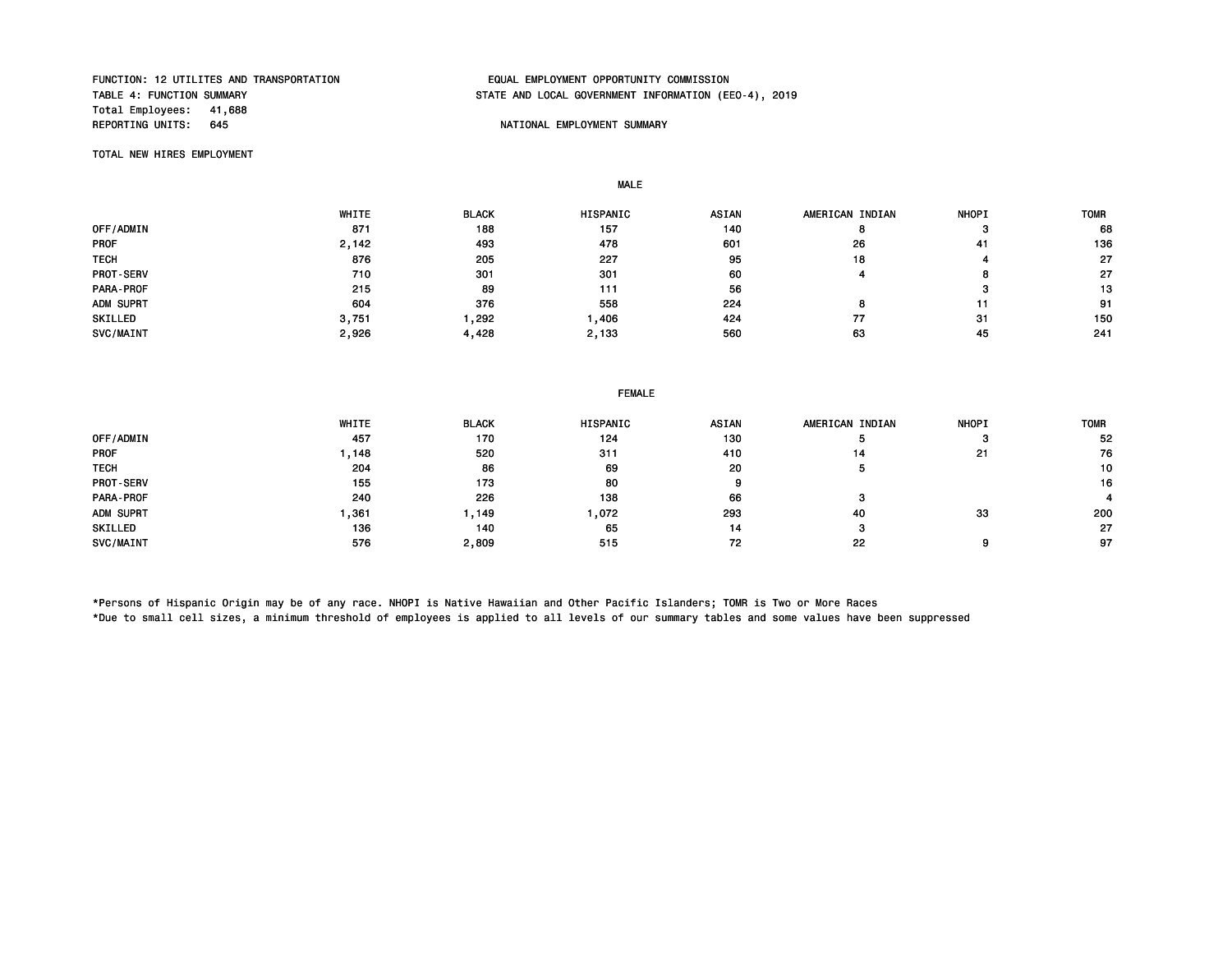FUNCTION: 12 UTILITES AND TRANSPORTATION
TABLE 4: FUNCTION SUMMARY
Total Employees: 41,688
REPORTING UNITS: 645

EQUAL EMPLOYMENT OPPORTUNITY COMMISSION
STATE AND LOCAL GOVERNMENT INFORMATION (EEO-4), 2019

NATIONAL EMPLOYMENT SUMMARY

TOTAL NEW HIRES EMPLOYMENT

MALE

| | WHITE | BLACK | HISPANIC | ASIAN | AMERICAN INDIAN | NHOPI | TOMR |
|---|---|---|---|---|---|---|---|
| OFF/ADMIN | 871 | 188 | 157 | 140 | 8 | 3 | 68 |
| PROF | 2,142 | 493 | 478 | 601 | 26 | 41 | 136 |
| TECH | 876 | 205 | 227 | 95 | 18 | 4 | 27 |
| PROT-SERV | 710 | 301 | 301 | 60 | 4 | 8 | 27 |
| PARA-PROF | 215 | 89 | 111 | 56 | | 3 | 13 |
| ADM SUPRT | 604 | 376 | 558 | 224 | 8 | 11 | 91 |
| SKILLED | 3,751 | 1,292 | 1,406 | 424 | 77 | 31 | 150 |
| SVC/MAINT | 2,926 | 4,428 | 2,133 | 560 | 63 | 45 | 241 |

FEMALE

| | WHITE | BLACK | HISPANIC | ASIAN | AMERICAN INDIAN | NHOPI | TOMR |
|---|---|---|---|---|---|---|---|
| OFF/ADMIN | 457 | 170 | 124 | 130 | 5 | 3 | 52 |
| PROF | 1,148 | 520 | 311 | 410 | 14 | 21 | 76 |
| TECH | 204 | 86 | 69 | 20 | 5 | | 10 |
| PROT-SERV | 155 | 173 | 80 | 9 | | | 16 |
| PARA-PROF | 240 | 226 | 138 | 66 | 3 | | 4 |
| ADM SUPRT | 1,361 | 1,149 | 1,072 | 293 | 40 | 33 | 200 |
| SKILLED | 136 | 140 | 65 | 14 | 3 | | 27 |
| SVC/MAINT | 576 | 2,809 | 515 | 72 | 22 | 9 | 97 |

*Persons of Hispanic Origin may be of any race. NHOPI is Native Hawaiian and Other Pacific Islanders; TOMR is Two or More Races
*Due to small cell sizes, a minimum threshold of employees is applied to all levels of our summary tables and some values have been suppressed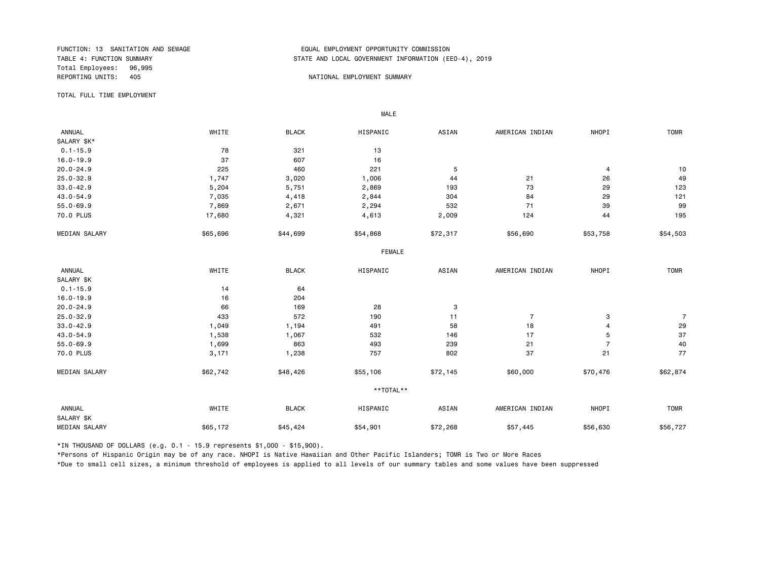FUNCTION: 13 SANITATION AND SEWAGE
TABLE 4: FUNCTION SUMMARY
Total Employees: 96,995
REPORTING UNITS: 405

EQUAL EMPLOYMENT OPPORTUNITY COMMISSION
STATE AND LOCAL GOVERNMENT INFORMATION (EEO-4), 2019

NATIONAL EMPLOYMENT SUMMARY

TOTAL FULL TIME EMPLOYMENT

**MALE**

| ANNUAL SALARY $K* | WHITE | BLACK | HISPANIC | ASIAN | AMERICAN INDIAN | NHOPI | TOMR |
|---|---|---|---|---|---|---|---|
| 0.1-15.9 | 78 | 321 | 13 | | | | |
| 16.0-19.9 | 37 | 607 | 16 | | | | |
| 20.0-24.9 | 225 | 460 | 221 | 5 | | 4 | 10 |
| 25.0-32.9 | 1,747 | 3,020 | 1,006 | 44 | 21 | 26 | 49 |
| 33.0-42.9 | 5,204 | 5,751 | 2,869 | 193 | 73 | 29 | 123 |
| 43.0-54.9 | 7,035 | 4,418 | 2,844 | 304 | 84 | 29 | 121 |
| 55.0-69.9 | 7,869 | 2,671 | 2,294 | 532 | 71 | 39 | 99 |
| 70.0 PLUS | 17,680 | 4,321 | 4,613 | 2,009 | 124 | 44 | 195 |
| MEDIAN SALARY | $65,696 | $44,699 | $54,868 | $72,317 | $56,690 | $53,758 | $54,503 |

**FEMALE**

| ANNUAL SALARY $K | WHITE | BLACK | HISPANIC | ASIAN | AMERICAN INDIAN | NHOPI | TOMR |
|---|---|---|---|---|---|---|---|
| 0.1-15.9 | 14 | 64 | | | | | |
| 16.0-19.9 | 16 | 204 | | | | | |
| 20.0-24.9 | 66 | 169 | 28 | 3 | | | |
| 25.0-32.9 | 433 | 572 | 190 | 11 | 7 | 3 | 7 |
| 33.0-42.9 | 1,049 | 1,194 | 491 | 58 | 18 | 4 | 29 |
| 43.0-54.9 | 1,538 | 1,067 | 532 | 146 | 17 | 5 | 37 |
| 55.0-69.9 | 1,699 | 863 | 493 | 239 | 21 | 7 | 40 |
| 70.0 PLUS | 3,171 | 1,238 | 757 | 802 | 37 | 21 | 77 |
| MEDIAN SALARY | $62,742 | $48,426 | $55,106 | $72,145 | $60,000 | $70,476 | $62,874 |

****TOTAL****

| ANNUAL SALARY $K | WHITE | BLACK | HISPANIC | ASIAN | AMERICAN INDIAN | NHOPI | TOMR |
|---|---|---|---|---|---|---|---|
| MEDIAN SALARY | $65,172 | $45,424 | $54,901 | $72,268 | $57,445 | $56,630 | $56,727 |

*IN THOUSAND OF DOLLARS (e.g. 0.1 - 15.9 represents $1,000 - $15,900).

*Persons of Hispanic Origin may be of any race. NHOPI is Native Hawaiian and Other Pacific Islanders; TOMR is Two or More Races

*Due to small cell sizes, a minimum threshold of employees is applied to all levels of our summary tables and some values have been suppressed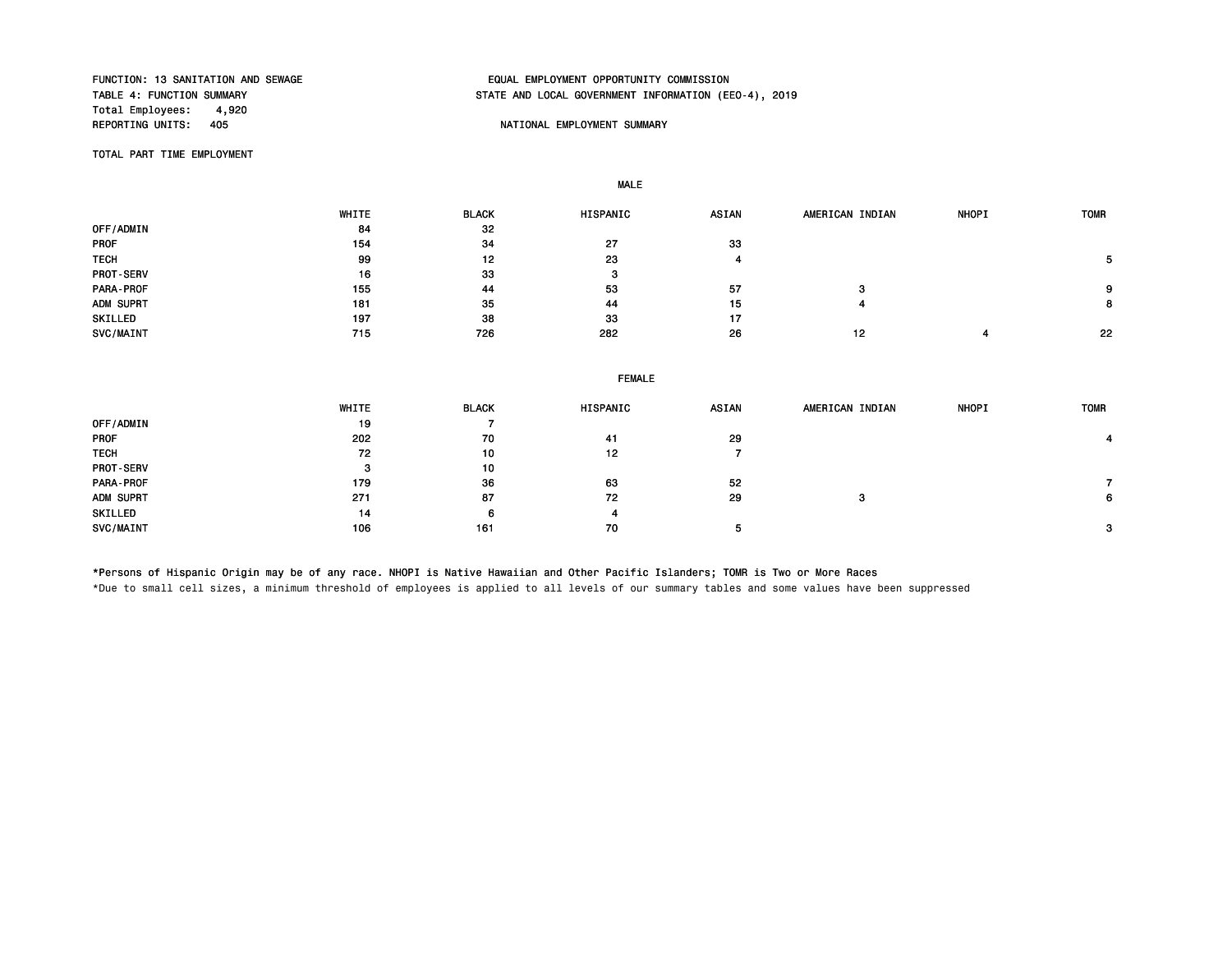FUNCTION: 13 SANITATION AND SEWAGE
TABLE 4: FUNCTION SUMMARY
Total Employees: 4,920
REPORTING UNITS: 405

EQUAL EMPLOYMENT OPPORTUNITY COMMISSION
STATE AND LOCAL GOVERNMENT INFORMATION (EEO-4), 2019

NATIONAL EMPLOYMENT SUMMARY

TOTAL PART TIME EMPLOYMENT

MALE

| | WHITE | BLACK | HISPANIC | ASIAN | AMERICAN INDIAN | NHOPI | TOMR |
|---|---|---|---|---|---|---|---|
| OFF/ADMIN | 84 | 32 | | | | | |
| PROF | 154 | 34 | 27 | 33 | | | |
| TECH | 99 | 12 | 23 | 4 | | | 5 |
| PROT-SERV | 16 | 33 | 3 | | | | |
| PARA-PROF | 155 | 44 | 53 | 57 | 3 | | 9 |
| ADM SUPRT | 181 | 35 | 44 | 15 | 4 | | 8 |
| SKILLED | 197 | 38 | 33 | 17 | | | |
| SVC/MAINT | 715 | 726 | 282 | 26 | 12 | 4 | 22 |

FEMALE

| | WHITE | BLACK | HISPANIC | ASIAN | AMERICAN INDIAN | NHOPI | TOMR |
|---|---|---|---|---|---|---|---|
| OFF/ADMIN | 19 | 7 | | | | | |
| PROF | 202 | 70 | 41 | 29 | | | 4 |
| TECH | 72 | 10 | 12 | 7 | | | |
| PROT-SERV | 3 | 10 | | | | | |
| PARA-PROF | 179 | 36 | 63 | 52 | | | 7 |
| ADM SUPRT | 271 | 87 | 72 | 29 | 3 | | 6 |
| SKILLED | 14 | 6 | 4 | | | | |
| SVC/MAINT | 106 | 161 | 70 | 5 | | | 3 |

*Persons of Hispanic Origin may be of any race. NHOPI is Native Hawaiian and Other Pacific Islanders; TOMR is Two or More Races

*Due to small cell sizes, a minimum threshold of employees is applied to all levels of our summary tables and some values have been suppressed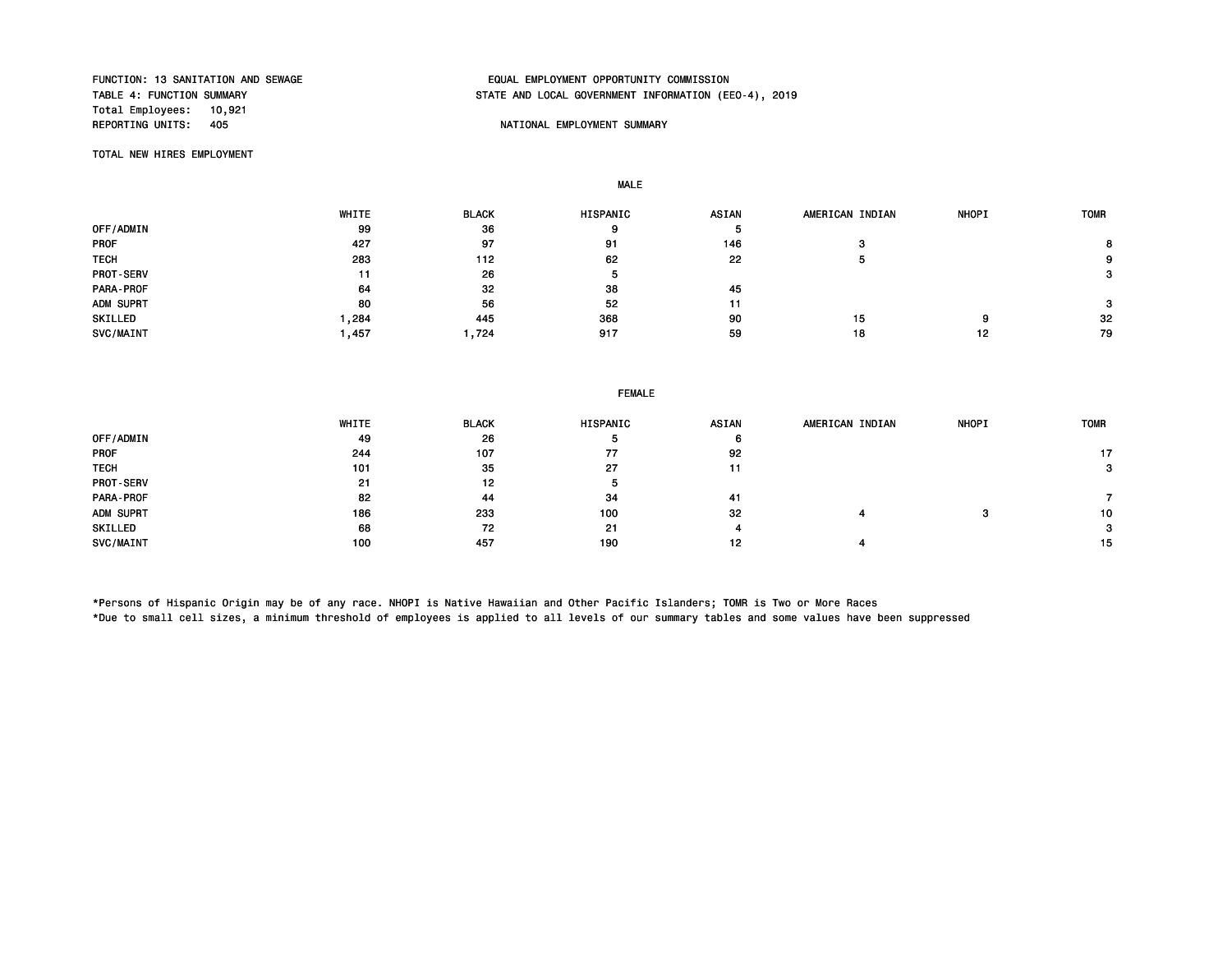FUNCTION: 13 SANITATION AND SEWAGE
TABLE 4: FUNCTION SUMMARY
Total Employees: 10,921
REPORTING UNITS: 405

EQUAL EMPLOYMENT OPPORTUNITY COMMISSION
STATE AND LOCAL GOVERNMENT INFORMATION (EEO-4), 2019

NATIONAL EMPLOYMENT SUMMARY

TOTAL NEW HIRES EMPLOYMENT

**MALE**

| | WHITE | BLACK | HISPANIC | ASIAN | AMERICAN INDIAN | NHOPI | TOMR |
|---|---|---|---|---|---|---|---|
| OFF/ADMIN | 99 | 36 | 9 | 5 | | | |
| PROF | 427 | 97 | 91 | 146 | 3 | | 8 |
| TECH | 283 | 112 | 62 | 22 | 5 | | 9 |
| PROT-SERV | 11 | 26 | 5 | | | | 3 |
| PARA-PROF | 64 | 32 | 38 | 45 | | | |
| ADM SUPRT | 80 | 56 | 52 | 11 | | | 3 |
| SKILLED | 1,284 | 445 | 368 | 90 | 15 | 9 | 32 |
| SVC/MAINT | 1,457 | 1,724 | 917 | 59 | 18 | 12 | 79 |

**FEMALE**

| | WHITE | BLACK | HISPANIC | ASIAN | AMERICAN INDIAN | NHOPI | TOMR |
|---|---|---|---|---|---|---|---|
| OFF/ADMIN | 49 | 26 | 5 | 6 | | | |
| PROF | 244 | 107 | 77 | 92 | | | 17 |
| TECH | 101 | 35 | 27 | 11 | | | 3 |
| PROT-SERV | 21 | 12 | 5 | | | | |
| PARA-PROF | 82 | 44 | 34 | 41 | | | 7 |
| ADM SUPRT | 186 | 233 | 100 | 32 | 4 | 3 | 10 |
| SKILLED | 68 | 72 | 21 | 4 | | | 3 |
| SVC/MAINT | 100 | 457 | 190 | 12 | 4 | | 15 |

*Persons of Hispanic Origin may be of any race. NHOPI is Native Hawaiian and Other Pacific Islanders; TOMR is Two or More Races
*Due to small cell sizes, a minimum threshold of employees is applied to all levels of our summary tables and some values have been suppressed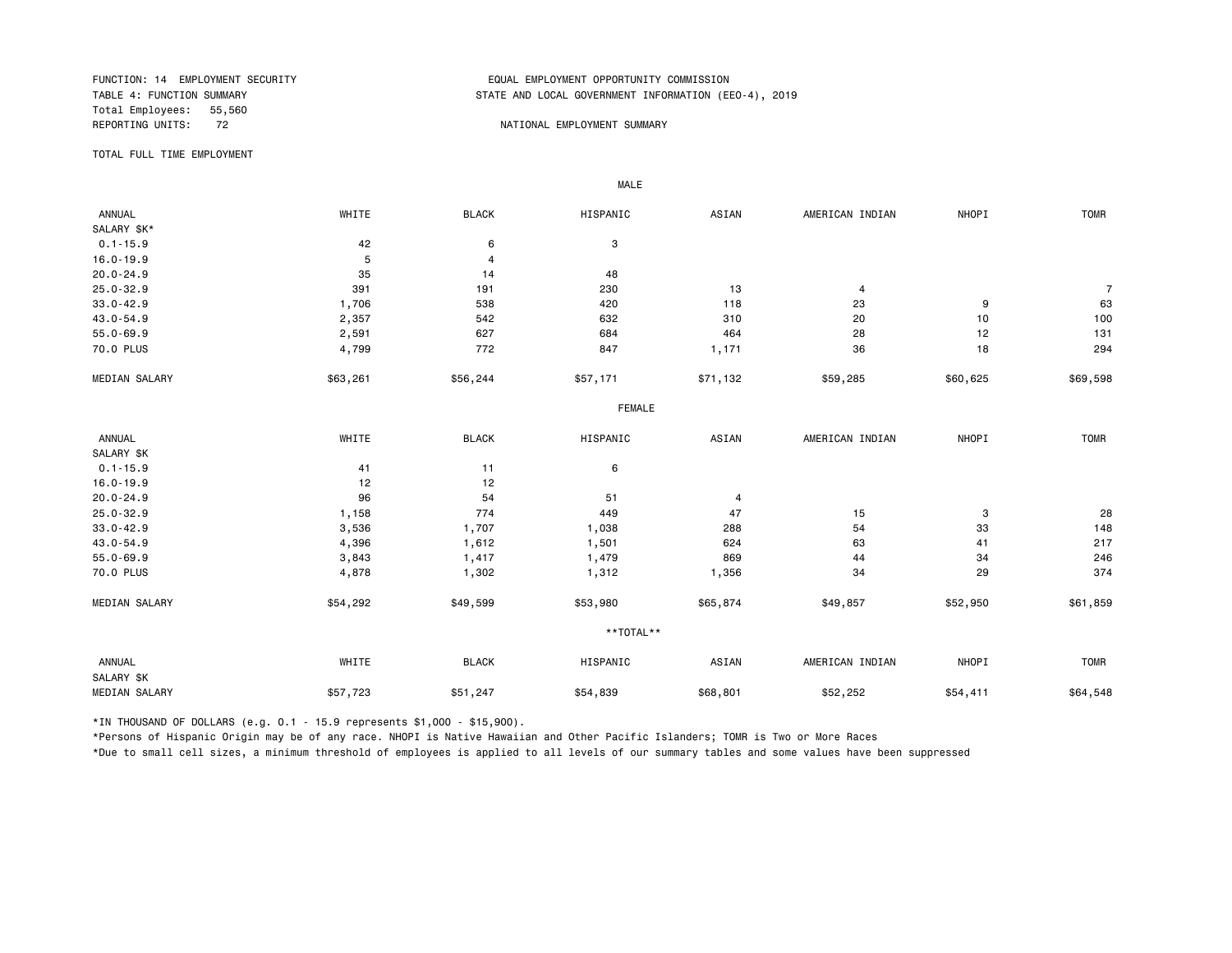FUNCTION: 14 EMPLOYMENT SECURITY
TABLE 4: FUNCTION SUMMARY
Total Employees: 55,560
REPORTING UNITS: 72

EQUAL EMPLOYMENT OPPORTUNITY COMMISSION
STATE AND LOCAL GOVERNMENT INFORMATION (EEO-4), 2019

NATIONAL EMPLOYMENT SUMMARY

TOTAL FULL TIME EMPLOYMENT

| | MALE | | | | | | |
|---|---|---|---|---|---|---|---|
| ANNUAL SALARY $K* | WHITE | BLACK | HISPANIC | ASIAN | AMERICAN INDIAN | NHOPI | TOMR |
| 0.1-15.9 | 42 | 6 | 3 | | | | |
| 16.0-19.9 | 5 | 4 | | | | | |
| 20.0-24.9 | 35 | 14 | 48 | | | | |
| 25.0-32.9 | 391 | 191 | 230 | 13 | 4 | | 7 |
| 33.0-42.9 | 1,706 | 538 | 420 | 118 | 23 | 9 | 63 |
| 43.0-54.9 | 2,357 | 542 | 632 | 310 | 20 | 10 | 100 |
| 55.0-69.9 | 2,591 | 627 | 684 | 464 | 28 | 12 | 131 |
| 70.0 PLUS | 4,799 | 772 | 847 | 1,171 | 36 | 18 | 294 |
| MEDIAN SALARY | $63,261 | $56,244 | $57,171 | $71,132 | $59,285 | $60,625 | $69,598 |

| | FEMALE | | | | | | |
|---|---|---|---|---|---|---|---|
| ANNUAL SALARY $K | WHITE | BLACK | HISPANIC | ASIAN | AMERICAN INDIAN | NHOPI | TOMR |
| 0.1-15.9 | 41 | 11 | 6 | | | | |
| 16.0-19.9 | 12 | 12 | | | | | |
| 20.0-24.9 | 96 | 54 | 51 | 4 | | | |
| 25.0-32.9 | 1,158 | 774 | 449 | 47 | 15 | 3 | 28 |
| 33.0-42.9 | 3,536 | 1,707 | 1,038 | 288 | 54 | 33 | 148 |
| 43.0-54.9 | 4,396 | 1,612 | 1,501 | 624 | 63 | 41 | 217 |
| 55.0-69.9 | 3,843 | 1,417 | 1,479 | 869 | 44 | 34 | 246 |
| 70.0 PLUS | 4,878 | 1,302 | 1,312 | 1,356 | 34 | 29 | 374 |
| MEDIAN SALARY | $54,292 | $49,599 | $53,980 | $65,874 | $49,857 | $52,950 | $61,859 |

| | **TOTAL** | | | | | | |
|---|---|---|---|---|---|---|---|
| ANNUAL SALARY $K | WHITE | BLACK | HISPANIC | ASIAN | AMERICAN INDIAN | NHOPI | TOMR |
| MEDIAN SALARY | $57,723 | $51,247 | $54,839 | $68,801 | $52,252 | $54,411 | $64,548 |

*IN THOUSAND OF DOLLARS (e.g. 0.1 - 15.9 represents $1,000 - $15,900).

*Persons of Hispanic Origin may be of any race. NHOPI is Native Hawaiian and Other Pacific Islanders; TOMR is Two or More Races

*Due to small cell sizes, a minimum threshold of employees is applied to all levels of our summary tables and some values have been suppressed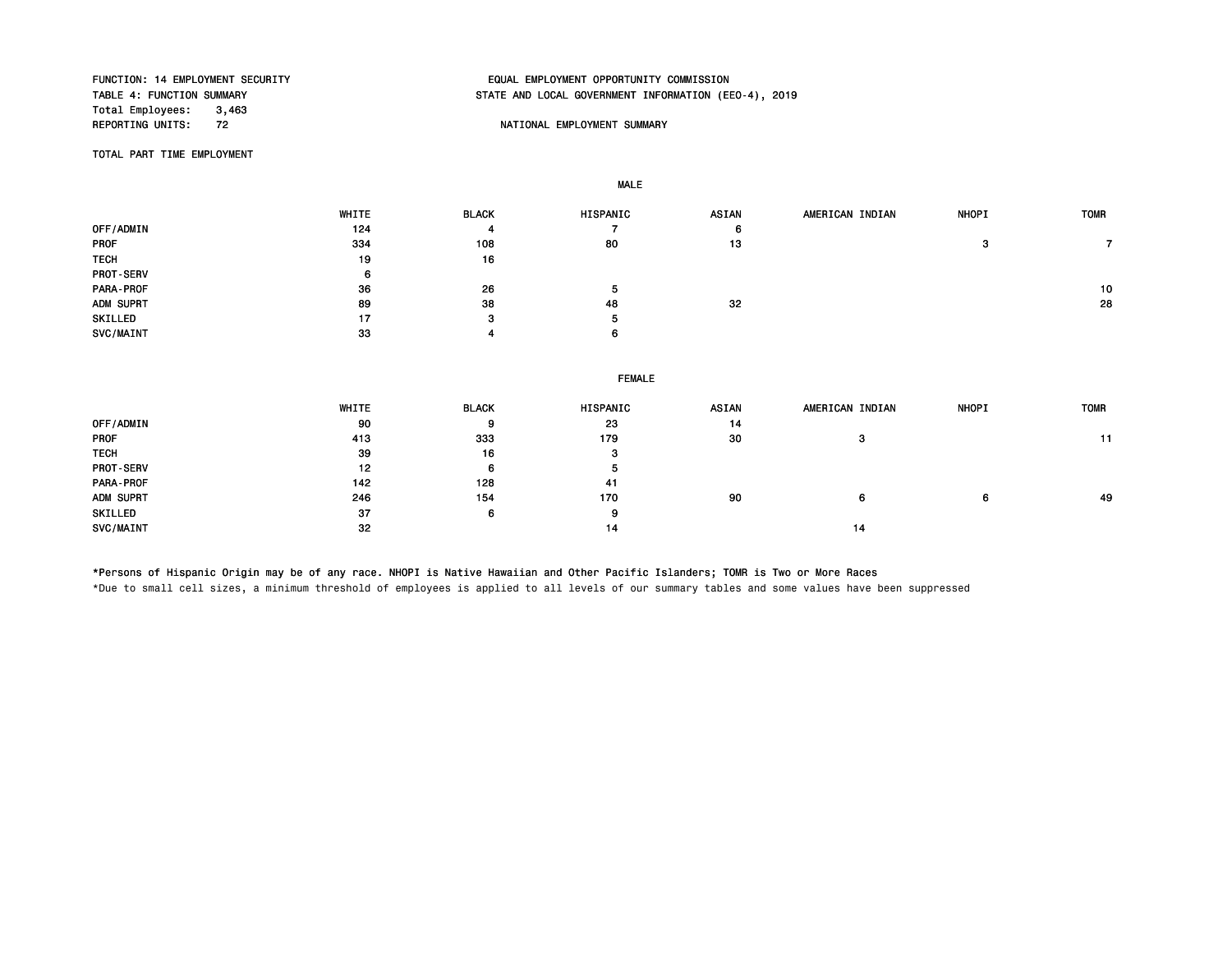FUNCTION: 14 EMPLOYMENT SECURITY
TABLE 4: FUNCTION SUMMARY
Total Employees: 3,463
REPORTING UNITS: 72

EQUAL EMPLOYMENT OPPORTUNITY COMMISSION
STATE AND LOCAL GOVERNMENT INFORMATION (EEO-4), 2019

NATIONAL EMPLOYMENT SUMMARY

TOTAL PART TIME EMPLOYMENT

MALE

| | WHITE | BLACK | HISPANIC | ASIAN | AMERICAN INDIAN | NHOPI | TOMR |
|---|---|---|---|---|---|---|---|
| OFF/ADMIN | 124 | 4 | 7 | 6 | | | |
| PROF | 334 | 108 | 80 | 13 | | 3 | 7 |
| TECH | 19 | 16 | | | | | |
| PROT-SERV | 6 | | | | | | |
| PARA-PROF | 36 | 26 | 5 | | | | 10 |
| ADM SUPRT | 89 | 38 | 48 | 32 | | | 28 |
| SKILLED | 17 | 3 | 5 | | | | |
| SVC/MAINT | 33 | 4 | 6 | | | | |

FEMALE

| | WHITE | BLACK | HISPANIC | ASIAN | AMERICAN INDIAN | NHOPI | TOMR |
|---|---|---|---|---|---|---|---|
| OFF/ADMIN | 90 | 9 | 23 | 14 | | | |
| PROF | 413 | 333 | 179 | 30 | 3 | | 11 |
| TECH | 39 | 16 | 3 | | | | |
| PROT-SERV | 12 | 6 | 5 | | | | |
| PARA-PROF | 142 | 128 | 41 | | | | |
| ADM SUPRT | 246 | 154 | 170 | 90 | 6 | 6 | 49 |
| SKILLED | 37 | 6 | 9 | | | | |
| SVC/MAINT | 32 | | 14 | | 14 | | |

*Persons of Hispanic Origin may be of any race. NHOPI is Native Hawaiian and Other Pacific Islanders; TOMR is Two or More Races

*Due to small cell sizes, a minimum threshold of employees is applied to all levels of our summary tables and some values have been suppressed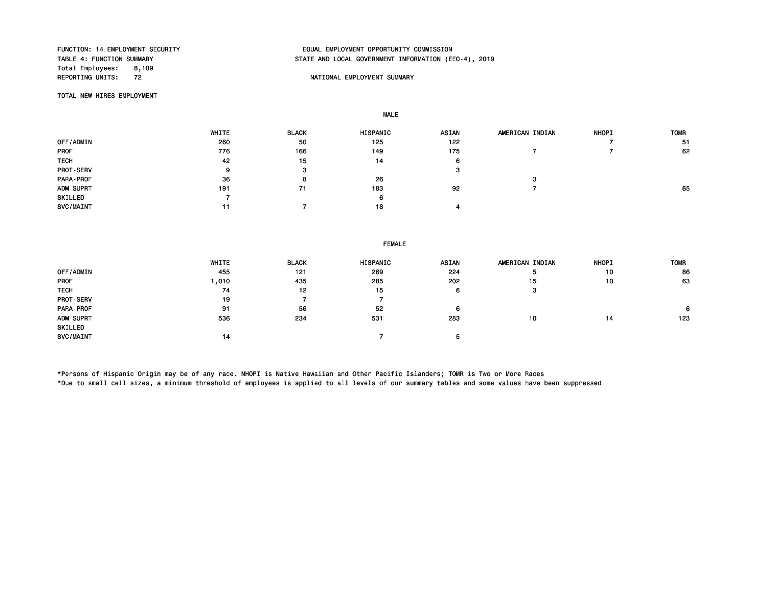FUNCTION: 14 EMPLOYMENT SECURITY
TABLE 4: FUNCTION SUMMARY
Total Employees: 8,109
REPORTING UNITS: 72

EQUAL EMPLOYMENT OPPORTUNITY COMMISSION
STATE AND LOCAL GOVERNMENT INFORMATION (EEO-4), 2019

NATIONAL EMPLOYMENT SUMMARY

TOTAL NEW HIRES EMPLOYMENT

**MALE**

| | WHITE | BLACK | HISPANIC | ASIAN | AMERICAN INDIAN | NHOPI | TOMR |
|---|---|---|---|---|---|---|---|
| OFF/ADMIN | 260 | 50 | 125 | 122 | | 7 | 51 |
| PROF | 776 | 166 | 149 | 175 | 7 | 7 | 62 |
| TECH | 42 | 15 | 14 | 6 | | | |
| PROT-SERV | 9 | 3 | | 3 | | | |
| PARA-PROF | 36 | 8 | 26 | | 3 | | |
| ADM SUPRT | 191 | 71 | 183 | 92 | 7 | | 65 |
| SKILLED | 7 | | 6 | | | | |
| SVC/MAINT | 11 | 7 | 18 | 4 | | | |

**FEMALE**

| | WHITE | BLACK | HISPANIC | ASIAN | AMERICAN INDIAN | NHOPI | TOMR |
|---|---|---|---|---|---|---|---|
| OFF/ADMIN | 455 | 121 | 269 | 224 | 5 | 10 | 86 |
| PROF | 1,010 | 435 | 285 | 202 | 15 | 10 | 63 |
| TECH | 74 | 12 | 15 | 6 | 3 | | |
| PROT-SERV | 19 | 7 | 7 | | | | |
| PARA-PROF | 91 | 56 | 52 | 6 | | | 6 |
| ADM SUPRT | 536 | 234 | 531 | 283 | 10 | 14 | 123 |
| SKILLED | | | | | | | |
| SVC/MAINT | 14 | | 7 | 5 | | | |

*Persons of Hispanic Origin may be of any race. NHOPI is Native Hawaiian and Other Pacific Islanders; TOMR is Two or More Races
*Due to small cell sizes, a minimum threshold of employees is applied to all levels of our summary tables and some values have been suppressed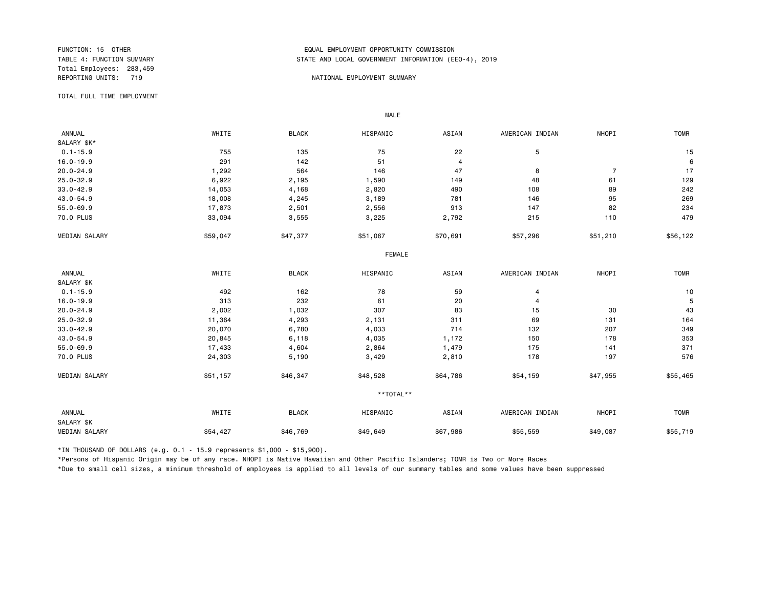FUNCTION: 15 OTHER
TABLE 4: FUNCTION SUMMARY
Total Employees: 283,459
REPORTING UNITS: 719

EQUAL EMPLOYMENT OPPORTUNITY COMMISSION
STATE AND LOCAL GOVERNMENT INFORMATION (EEO-4), 2019

NATIONAL EMPLOYMENT SUMMARY

TOTAL FULL TIME EMPLOYMENT

MALE

| ANNUAL SALARY $K* | WHITE | BLACK | HISPANIC | ASIAN | AMERICAN INDIAN | NHOPI | TOMR |
|---|---|---|---|---|---|---|---|
| 0.1-15.9 | 755 | 135 | 75 | 22 | 5 | | 15 |
| 16.0-19.9 | 291 | 142 | 51 | 4 | | | 6 |
| 20.0-24.9 | 1,292 | 564 | 146 | 47 | 8 | 7 | 17 |
| 25.0-32.9 | 6,922 | 2,195 | 1,590 | 149 | 48 | 61 | 129 |
| 33.0-42.9 | 14,053 | 4,168 | 2,820 | 490 | 108 | 89 | 242 |
| 43.0-54.9 | 18,008 | 4,245 | 3,189 | 781 | 146 | 95 | 269 |
| 55.0-69.9 | 17,873 | 2,501 | 2,556 | 913 | 147 | 82 | 234 |
| 70.0 PLUS | 33,094 | 3,555 | 3,225 | 2,792 | 215 | 110 | 479 |
| MEDIAN SALARY | $59,047 | $47,377 | $51,067 | $70,691 | $57,296 | $51,210 | $56,122 |

FEMALE

| ANNUAL SALARY $K | WHITE | BLACK | HISPANIC | ASIAN | AMERICAN INDIAN | NHOPI | TOMR |
|---|---|---|---|---|---|---|---|
| 0.1-15.9 | 492 | 162 | 78 | 59 | 4 | | 10 |
| 16.0-19.9 | 313 | 232 | 61 | 20 | 4 | | 5 |
| 20.0-24.9 | 2,002 | 1,032 | 307 | 83 | 15 | 30 | 43 |
| 25.0-32.9 | 11,364 | 4,293 | 2,131 | 311 | 69 | 131 | 164 |
| 33.0-42.9 | 20,070 | 6,780 | 4,033 | 714 | 132 | 207 | 349 |
| 43.0-54.9 | 20,845 | 6,118 | 4,035 | 1,172 | 150 | 178 | 353 |
| 55.0-69.9 | 17,433 | 4,604 | 2,864 | 1,479 | 175 | 141 | 371 |
| 70.0 PLUS | 24,303 | 5,190 | 3,429 | 2,810 | 178 | 197 | 576 |
| MEDIAN SALARY | $51,157 | $46,347 | $48,528 | $64,786 | $54,159 | $47,955 | $55,465 |

**TOTAL**

| ANNUAL SALARY $K | WHITE | BLACK | HISPANIC | ASIAN | AMERICAN INDIAN | NHOPI | TOMR |
|---|---|---|---|---|---|---|---|
| MEDIAN SALARY | $54,427 | $46,769 | $49,649 | $67,986 | $55,559 | $49,087 | $55,719 |

*IN THOUSAND OF DOLLARS (e.g. 0.1 - 15.9 represents $1,000 - $15,900).

*Persons of Hispanic Origin may be of any race. NHOPI is Native Hawaiian and Other Pacific Islanders; TOMR is Two or More Races

*Due to small cell sizes, a minimum threshold of employees is applied to all levels of our summary tables and some values have been suppressed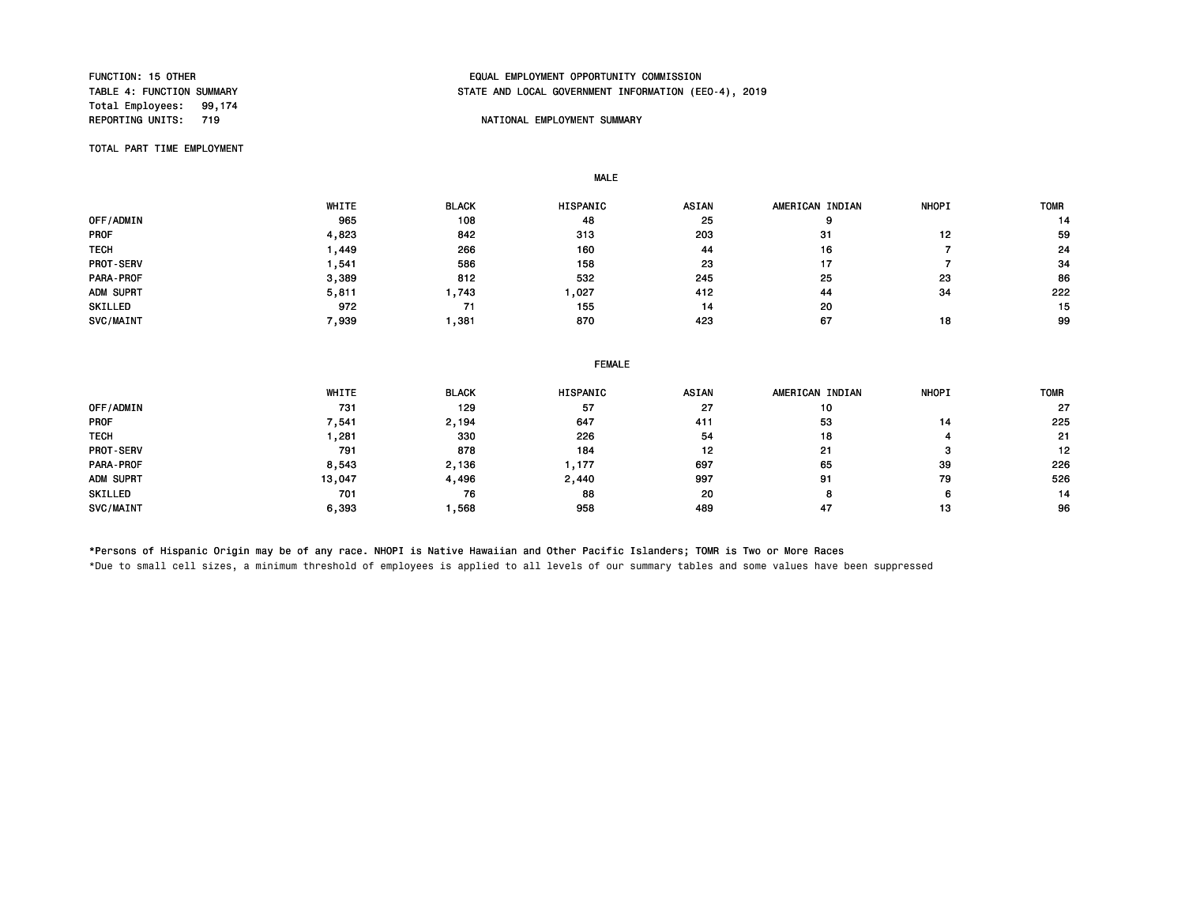FUNCTION: 15 OTHER
TABLE 4: FUNCTION SUMMARY
Total Employees: 99,174
REPORTING UNITS: 719

EQUAL EMPLOYMENT OPPORTUNITY COMMISSION
STATE AND LOCAL GOVERNMENT INFORMATION (EEO-4), 2019

NATIONAL EMPLOYMENT SUMMARY

TOTAL PART TIME EMPLOYMENT

MALE

| | WHITE | BLACK | HISPANIC | ASIAN | AMERICAN INDIAN | NHOPI | TOMR |
|---|---|---|---|---|---|---|---|
| OFF/ADMIN | 965 | 108 | 48 | 25 | 9 | | 14 |
| PROF | 4,823 | 842 | 313 | 203 | 31 | 12 | 59 |
| TECH | 1,449 | 266 | 160 | 44 | 16 | 7 | 24 |
| PROT-SERV | 1,541 | 586 | 158 | 23 | 17 | 7 | 34 |
| PARA-PROF | 3,389 | 812 | 532 | 245 | 25 | 23 | 86 |
| ADM SUPRT | 5,811 | 1,743 | 1,027 | 412 | 44 | 34 | 222 |
| SKILLED | 972 | 71 | 155 | 14 | 20 | | 15 |
| SVC/MAINT | 7,939 | 1,381 | 870 | 423 | 67 | 18 | 99 |

FEMALE

| | WHITE | BLACK | HISPANIC | ASIAN | AMERICAN INDIAN | NHOPI | TOMR |
|---|---|---|---|---|---|---|---|
| OFF/ADMIN | 731 | 129 | 57 | 27 | 10 | | 27 |
| PROF | 7,541 | 2,194 | 647 | 411 | 53 | 14 | 225 |
| TECH | 1,281 | 330 | 226 | 54 | 18 | 4 | 21 |
| PROT-SERV | 791 | 878 | 184 | 12 | 21 | 3 | 12 |
| PARA-PROF | 8,543 | 2,136 | 1,177 | 697 | 65 | 39 | 226 |
| ADM SUPRT | 13,047 | 4,496 | 2,440 | 997 | 91 | 79 | 526 |
| SKILLED | 701 | 76 | 88 | 20 | 8 | 6 | 14 |
| SVC/MAINT | 6,393 | 1,568 | 958 | 489 | 47 | 13 | 96 |

*Persons of Hispanic Origin may be of any race. NHOPI is Native Hawaiian and Other Pacific Islanders; TOMR is Two or More Races

*Due to small cell sizes, a minimum threshold of employees is applied to all levels of our summary tables and some values have been suppressed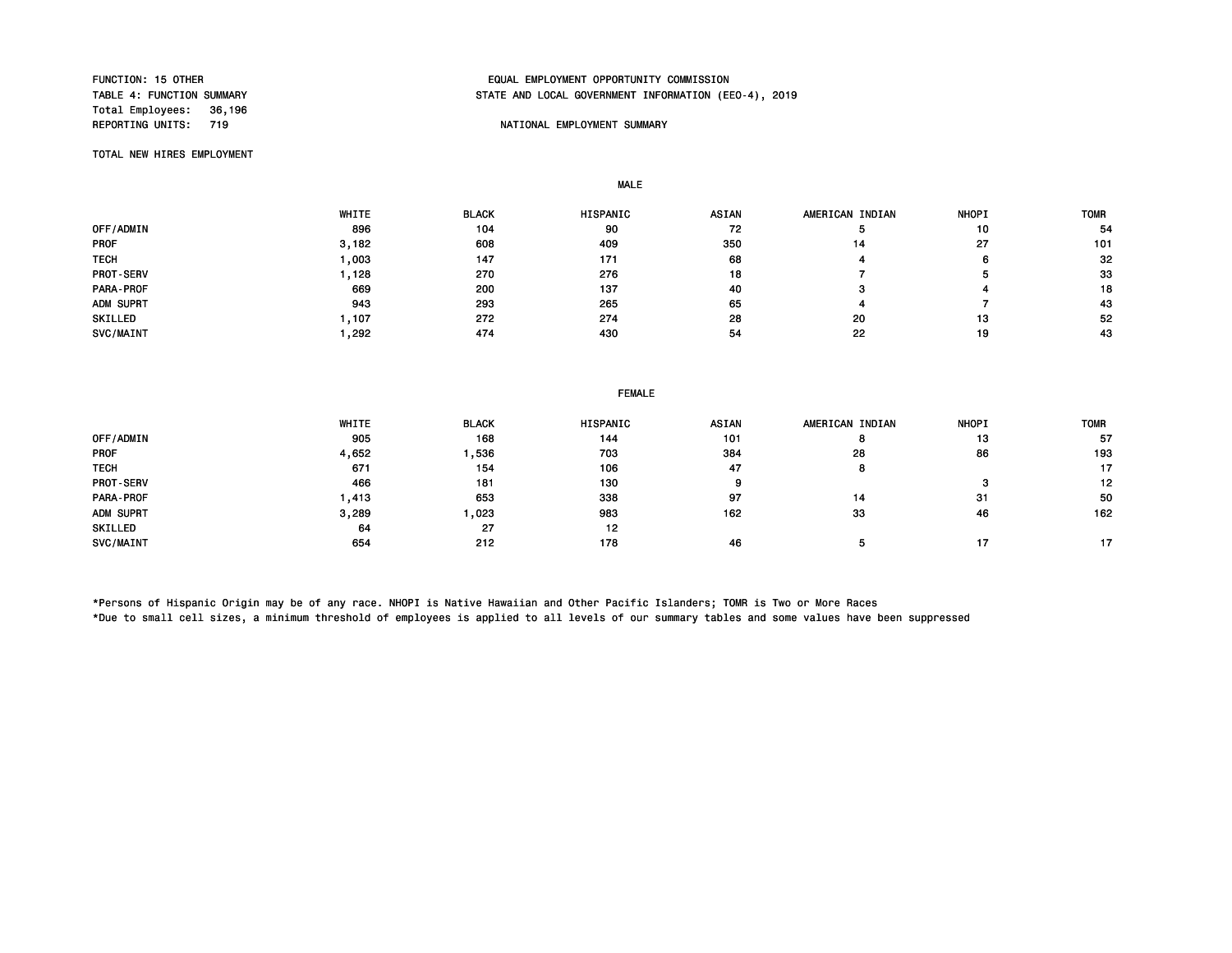FUNCTION: 15 OTHER
TABLE 4: FUNCTION SUMMARY
Total Employees: 36,196
REPORTING UNITS: 719

EQUAL EMPLOYMENT OPPORTUNITY COMMISSION
STATE AND LOCAL GOVERNMENT INFORMATION (EEO-4), 2019

NATIONAL EMPLOYMENT SUMMARY

TOTAL NEW HIRES EMPLOYMENT

MALE

| | WHITE | BLACK | HISPANIC | ASIAN | AMERICAN INDIAN | NHOPI | TOMR |
|---|---|---|---|---|---|---|---|
| OFF/ADMIN | 896 | 104 | 90 | 72 | 5 | 10 | 54 |
| PROF | 3,182 | 608 | 409 | 350 | 14 | 27 | 101 |
| TECH | 1,003 | 147 | 171 | 68 | 4 | 6 | 32 |
| PROT-SERV | 1,128 | 270 | 276 | 18 | 7 | 5 | 33 |
| PARA-PROF | 669 | 200 | 137 | 40 | 3 | 4 | 18 |
| ADM SUPRT | 943 | 293 | 265 | 65 | 4 | 7 | 43 |
| SKILLED | 1,107 | 272 | 274 | 28 | 20 | 13 | 52 |
| SVC/MAINT | 1,292 | 474 | 430 | 54 | 22 | 19 | 43 |

FEMALE

| | WHITE | BLACK | HISPANIC | ASIAN | AMERICAN INDIAN | NHOPI | TOMR |
|---|---|---|---|---|---|---|---|
| OFF/ADMIN | 905 | 168 | 144 | 101 | 8 | 13 | 57 |
| PROF | 4,652 | 1,536 | 703 | 384 | 28 | 86 | 193 |
| TECH | 671 | 154 | 106 | 47 | 8 | | 17 |
| PROT-SERV | 466 | 181 | 130 | 9 | | 3 | 12 |
| PARA-PROF | 1,413 | 653 | 338 | 97 | 14 | 31 | 50 |
| ADM SUPRT | 3,289 | 1,023 | 983 | 162 | 33 | 46 | 162 |
| SKILLED | 64 | 27 | 12 | | | | |
| SVC/MAINT | 654 | 212 | 178 | 46 | 5 | 17 | 17 |

*Persons of Hispanic Origin may be of any race. NHOPI is Native Hawaiian and Other Pacific Islanders; TOMR is Two or More Races
*Due to small cell sizes, a minimum threshold of employees is applied to all levels of our summary tables and some values have been suppressed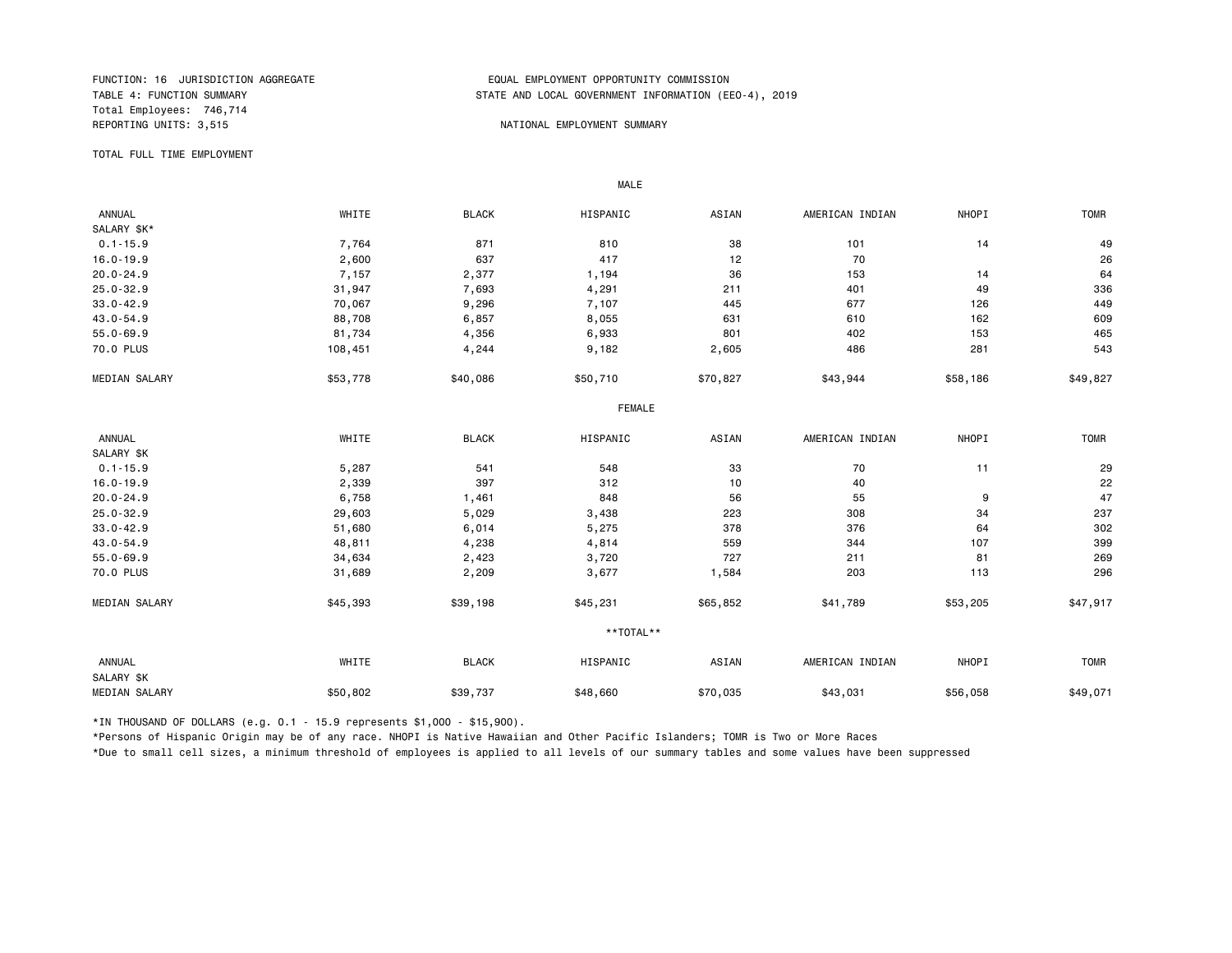FUNCTION: 16 JURISDICTION AGGREGATE
TABLE 4: FUNCTION SUMMARY
Total Employees: 746,714
REPORTING UNITS: 3,515

EQUAL EMPLOYMENT OPPORTUNITY COMMISSION
STATE AND LOCAL GOVERNMENT INFORMATION (EEO-4), 2019

NATIONAL EMPLOYMENT SUMMARY

TOTAL FULL TIME EMPLOYMENT

MALE

| ANNUAL SALARY $K* | WHITE | BLACK | HISPANIC | ASIAN | AMERICAN INDIAN | NHOPI | TOMR |
|---|---|---|---|---|---|---|---|
| 0.1-15.9 | 7,764 | 871 | 810 | 38 | 101 | 14 | 49 |
| 16.0-19.9 | 2,600 | 637 | 417 | 12 | 70 | | 26 |
| 20.0-24.9 | 7,157 | 2,377 | 1,194 | 36 | 153 | 14 | 64 |
| 25.0-32.9 | 31,947 | 7,693 | 4,291 | 211 | 401 | 49 | 336 |
| 33.0-42.9 | 70,067 | 9,296 | 7,107 | 445 | 677 | 126 | 449 |
| 43.0-54.9 | 88,708 | 6,857 | 8,055 | 631 | 610 | 162 | 609 |
| 55.0-69.9 | 81,734 | 4,356 | 6,933 | 801 | 402 | 153 | 465 |
| 70.0 PLUS | 108,451 | 4,244 | 9,182 | 2,605 | 486 | 281 | 543 |
| MEDIAN SALARY | $53,778 | $40,086 | $50,710 | $70,827 | $43,944 | $58,186 | $49,827 |

FEMALE

| ANNUAL SALARY $K | WHITE | BLACK | HISPANIC | ASIAN | AMERICAN INDIAN | NHOPI | TOMR |
|---|---|---|---|---|---|---|---|
| 0.1-15.9 | 5,287 | 541 | 548 | 33 | 70 | 11 | 29 |
| 16.0-19.9 | 2,339 | 397 | 312 | 10 | 40 | | 22 |
| 20.0-24.9 | 6,758 | 1,461 | 848 | 56 | 55 | 9 | 47 |
| 25.0-32.9 | 29,603 | 5,029 | 3,438 | 223 | 308 | 34 | 237 |
| 33.0-42.9 | 51,680 | 6,014 | 5,275 | 378 | 376 | 64 | 302 |
| 43.0-54.9 | 48,811 | 4,238 | 4,814 | 559 | 344 | 107 | 399 |
| 55.0-69.9 | 34,634 | 2,423 | 3,720 | 727 | 211 | 81 | 269 |
| 70.0 PLUS | 31,689 | 2,209 | 3,677 | 1,584 | 203 | 113 | 296 |
| MEDIAN SALARY | $45,393 | $39,198 | $45,231 | $65,852 | $41,789 | $53,205 | $47,917 |

**TOTAL**

| ANNUAL SALARY $K | WHITE | BLACK | HISPANIC | ASIAN | AMERICAN INDIAN | NHOPI | TOMR |
|---|---|---|---|---|---|---|---|
| MEDIAN SALARY | $50,802 | $39,737 | $48,660 | $70,035 | $43,031 | $56,058 | $49,071 |

*IN THOUSAND OF DOLLARS (e.g. 0.1 - 15.9 represents $1,000 - $15,900).

*Persons of Hispanic Origin may be of any race. NHOPI is Native Hawaiian and Other Pacific Islanders; TOMR is Two or More Races

*Due to small cell sizes, a minimum threshold of employees is applied to all levels of our summary tables and some values have been suppressed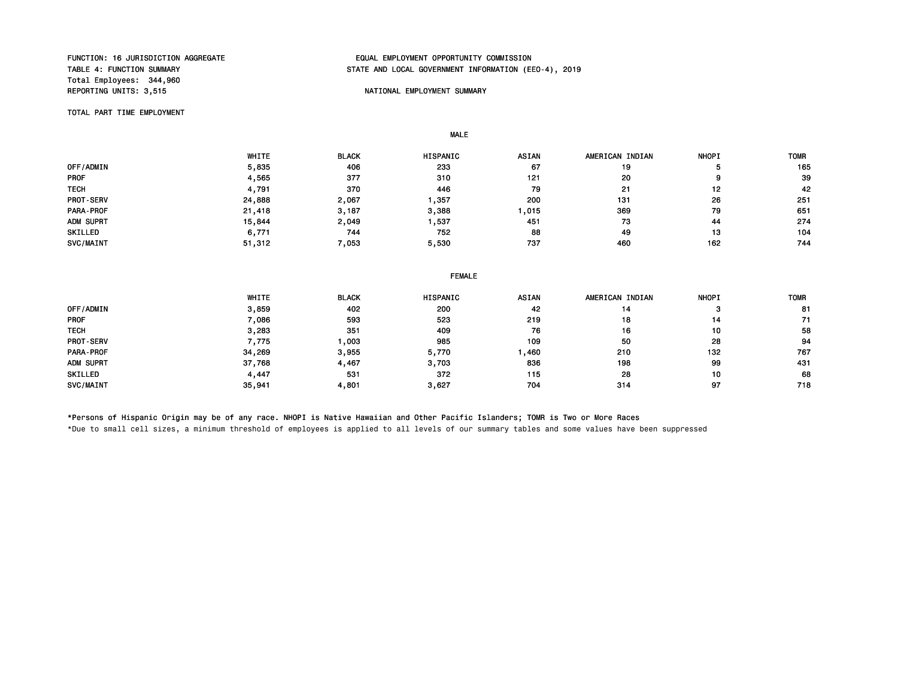FUNCTION: 16 JURISDICTION AGGREGATE
TABLE 4: FUNCTION SUMMARY
Total Employees: 344,960
REPORTING UNITS: 3,515

EQUAL EMPLOYMENT OPPORTUNITY COMMISSION
STATE AND LOCAL GOVERNMENT INFORMATION (EEO-4), 2019

NATIONAL EMPLOYMENT SUMMARY

TOTAL PART TIME EMPLOYMENT

**MALE**

| | WHITE | BLACK | HISPANIC | ASIAN | AMERICAN INDIAN | NHOPI | TOMR |
|---|---|---|---|---|---|---|---|
| OFF/ADMIN | 5,835 | 406 | 233 | 67 | 19 | 5 | 165 |
| PROF | 4,565 | 377 | 310 | 121 | 20 | 9 | 39 |
| TECH | 4,791 | 370 | 446 | 79 | 21 | 12 | 42 |
| PROT-SERV | 24,888 | 2,067 | 1,357 | 200 | 131 | 26 | 251 |
| PARA-PROF | 21,418 | 3,187 | 3,388 | 1,015 | 369 | 79 | 651 |
| ADM SUPRT | 15,844 | 2,049 | 1,537 | 451 | 73 | 44 | 274 |
| SKILLED | 6,771 | 744 | 752 | 88 | 49 | 13 | 104 |
| SVC/MAINT | 51,312 | 7,053 | 5,530 | 737 | 460 | 162 | 744 |

**FEMALE**

| | WHITE | BLACK | HISPANIC | ASIAN | AMERICAN INDIAN | NHOPI | TOMR |
|---|---|---|---|---|---|---|---|
| OFF/ADMIN | 3,859 | 402 | 200 | 42 | 14 | 3 | 81 |
| PROF | 7,086 | 593 | 523 | 219 | 18 | 14 | 71 |
| TECH | 3,283 | 351 | 409 | 76 | 16 | 10 | 58 |
| PROT-SERV | 7,775 | 1,003 | 985 | 109 | 50 | 28 | 94 |
| PARA-PROF | 34,269 | 3,955 | 5,770 | 1,460 | 210 | 132 | 767 |
| ADM SUPRT | 37,768 | 4,467 | 3,703 | 836 | 198 | 99 | 431 |
| SKILLED | 4,447 | 531 | 372 | 115 | 28 | 10 | 68 |
| SVC/MAINT | 35,941 | 4,801 | 3,627 | 704 | 314 | 97 | 718 |

*Persons of Hispanic Origin may be of any race. NHOPI is Native Hawaiian and Other Pacific Islanders; TOMR is Two or More Races

*Due to small cell sizes, a minimum threshold of employees is applied to all levels of our summary tables and some values have been suppressed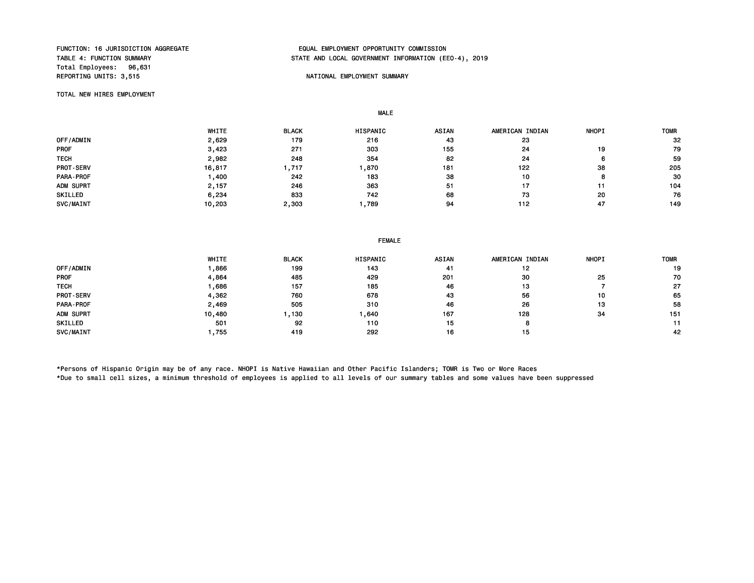FUNCTION: 16 JURISDICTION AGGREGATE
TABLE 4: FUNCTION SUMMARY
Total Employees: 96,631
REPORTING UNITS: 3,515

EQUAL EMPLOYMENT OPPORTUNITY COMMISSION
STATE AND LOCAL GOVERNMENT INFORMATION (EEO-4), 2019

NATIONAL EMPLOYMENT SUMMARY

TOTAL NEW HIRES EMPLOYMENT

MALE

| | WHITE | BLACK | HISPANIC | ASIAN | AMERICAN INDIAN | NHOPI | TOMR |
|---|---|---|---|---|---|---|---|
| OFF/ADMIN | 2,629 | 179 | 216 | 43 | 23 | | 32 |
| PROF | 3,423 | 271 | 303 | 155 | 24 | 19 | 79 |
| TECH | 2,982 | 248 | 354 | 82 | 24 | 6 | 59 |
| PROT-SERV | 16,817 | 1,717 | 1,870 | 181 | 122 | 38 | 205 |
| PARA-PROF | 1,400 | 242 | 183 | 38 | 10 | 8 | 30 |
| ADM SUPRT | 2,157 | 246 | 363 | 51 | 17 | 11 | 104 |
| SKILLED | 6,234 | 833 | 742 | 68 | 73 | 20 | 76 |
| SVC/MAINT | 10,203 | 2,303 | 1,789 | 94 | 112 | 47 | 149 |

FEMALE

| | WHITE | BLACK | HISPANIC | ASIAN | AMERICAN INDIAN | NHOPI | TOMR |
|---|---|---|---|---|---|---|---|
| OFF/ADMIN | 1,866 | 199 | 143 | 41 | 12 | | 19 |
| PROF | 4,864 | 485 | 429 | 201 | 30 | 25 | 70 |
| TECH | 1,686 | 157 | 185 | 46 | 13 | 7 | 27 |
| PROT-SERV | 4,362 | 760 | 678 | 43 | 56 | 10 | 65 |
| PARA-PROF | 2,469 | 505 | 310 | 46 | 26 | 13 | 58 |
| ADM SUPRT | 10,480 | 1,130 | 1,640 | 167 | 128 | 34 | 151 |
| SKILLED | 501 | 92 | 110 | 15 | 8 | | 11 |
| SVC/MAINT | 1,755 | 419 | 292 | 16 | 15 | | 42 |

*Persons of Hispanic Origin may be of any race. NHOPI is Native Hawaiian and Other Pacific Islanders; TOMR is Two or More Races
*Due to small cell sizes, a minimum threshold of employees is applied to all levels of our summary tables and some values have been suppressed